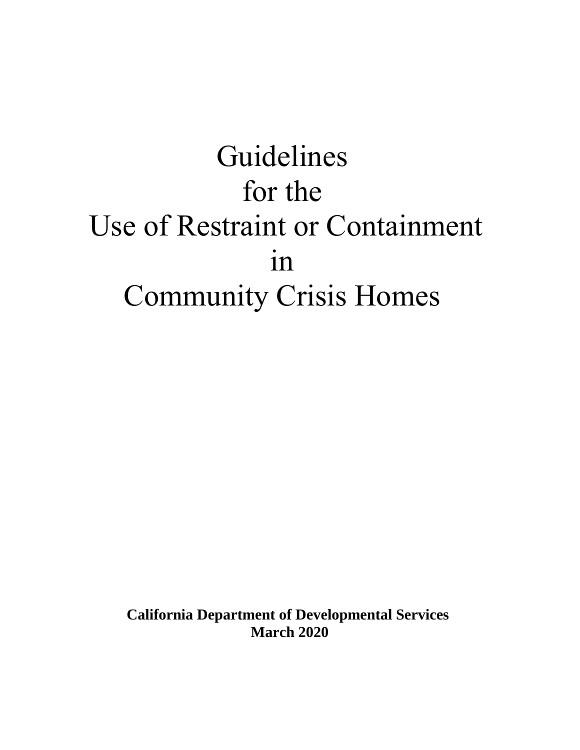# Guidelines for the Use of Restraint or Containment in Community Crisis Homes

**California Department of Developmental Services**
**March 2020**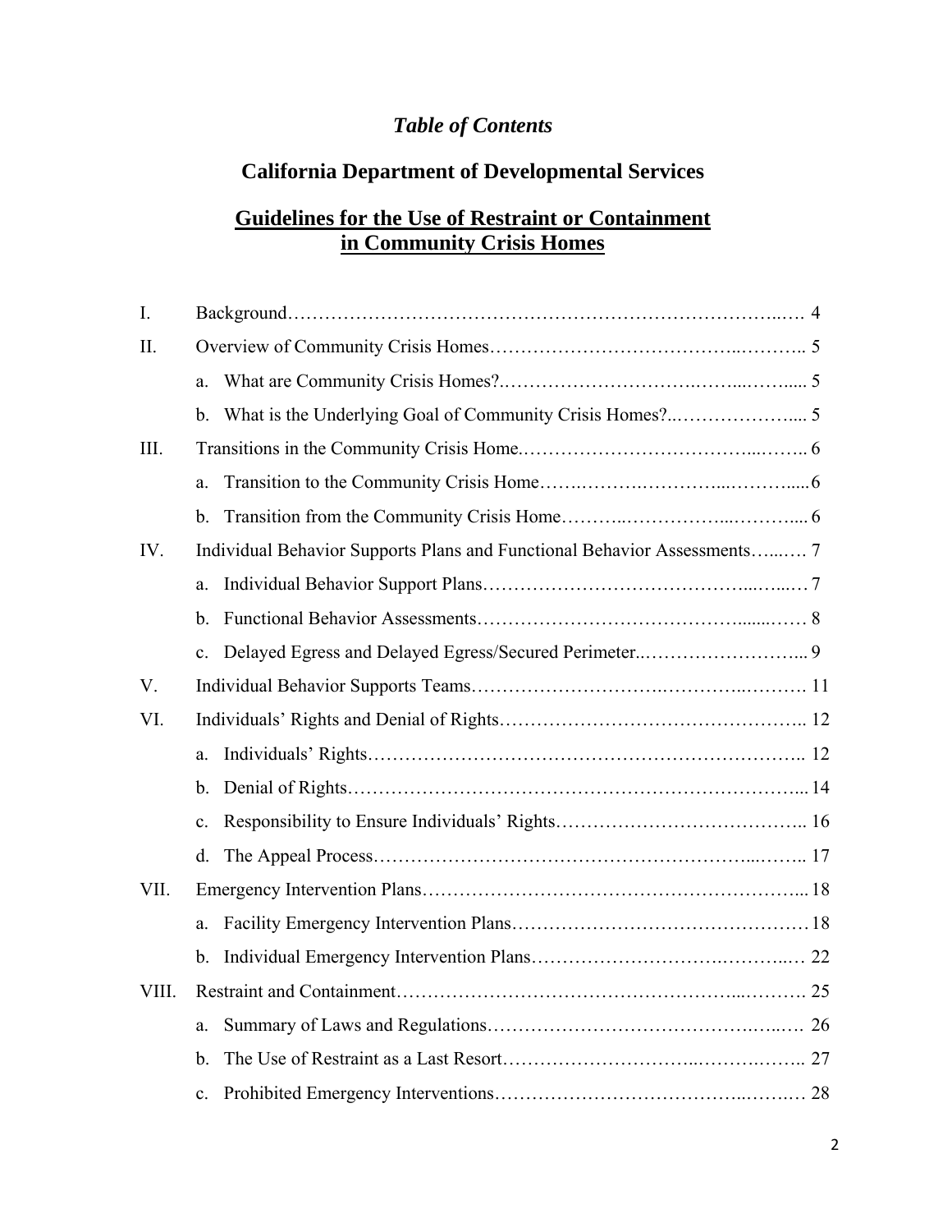*Table of Contents*

## California Department of Developmental Services

## Guidelines for the Use of Restraint or Containment in Community Crisis Homes

I. Background…………………………………………………………………..…. 4

II. Overview of Community Crisis Homes………………………………..……….. 5

- a. What are Community Crisis Homes?.……………………….……...…….... 5
- b. What is the Underlying Goal of Community Crisis Homes?..………………... 5

III. Transitions in the Community Crisis Home.…………………………………...…….. 6

- a. Transition to the Community Crisis Home…….……….………...……..... 6
- b. Transition from the Community Crisis Home………..……………..……….... 6

IV. Individual Behavior Supports Plans and Functional Behavior Assessments…...…. 7

- a. Individual Behavior Support Plans…………………………………...…...… 7
- b. Functional Behavior Assessments……………………………………......…… 8
- c. Delayed Egress and Delayed Egress/Secured Perimeter..……………………... 9

V. Individual Behavior Supports Teams………………………….………..………. 11

VI. Individuals' Rights and Denial of Rights………………………………………….. 12

- a. Individuals' Rights…………………………………………………………….. 12
- b. Denial of Rights………………………………………………………………... 14
- c. Responsibility to Ensure Individuals' Rights………………………………….. 16
- d. The Appeal Process…………………………………………………...…….. 17

VII. Emergency Intervention Plans……………………………………………………... 18

- a. Facility Emergency Intervention Plans………………………………………… 18
- b. Individual Emergency Intervention Plans……………………….…………..… 22

VIII. Restraint and Containment………………………………………………...………. 25

- a. Summary of Laws and Regulations…………………………………….…..…. 26
- b. The Use of Restraint as a Last Resort…………………………..…….….…….. 27
- c. Prohibited Emergency Interventions……………………………….……..…… 28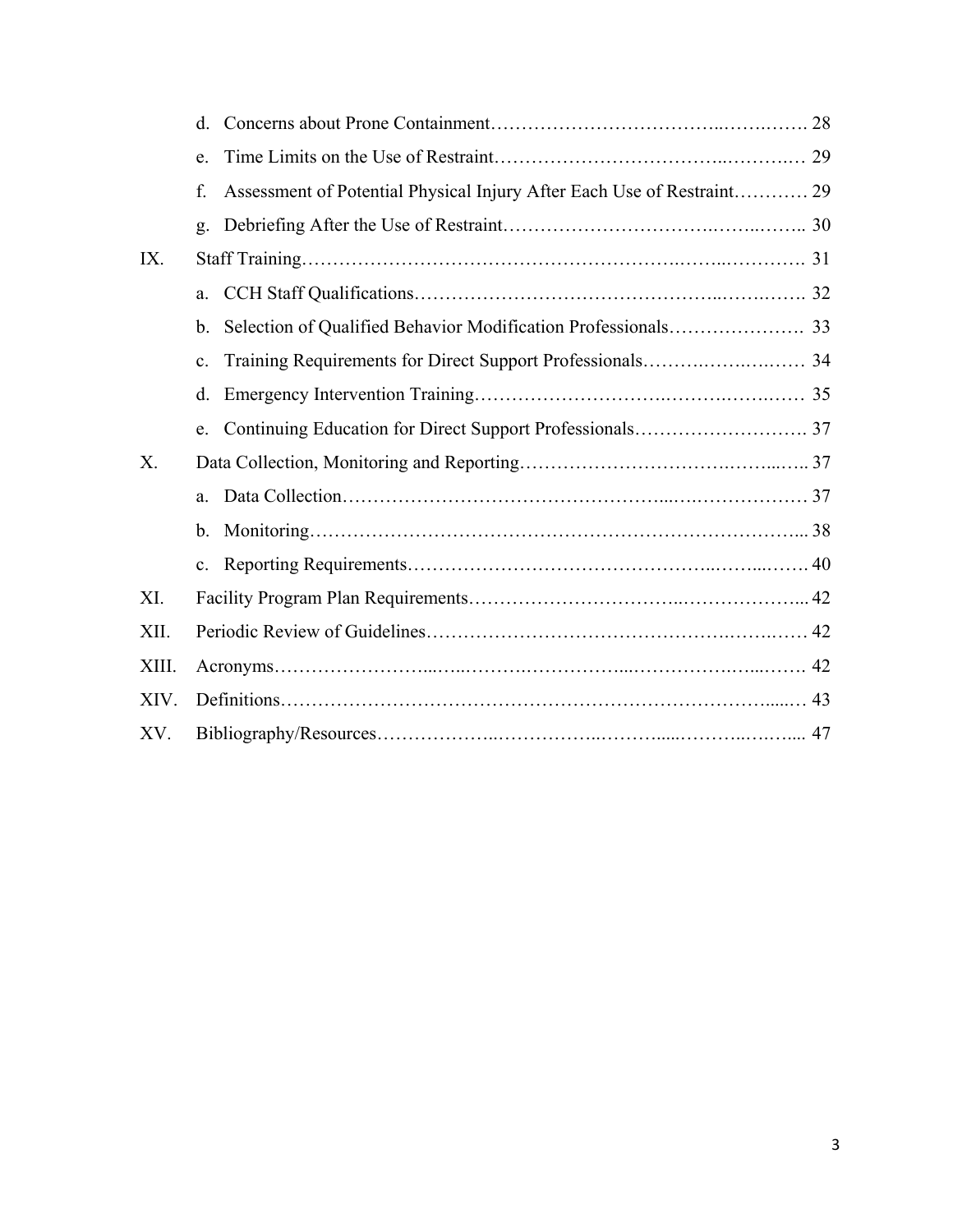- d. Concerns about Prone Containment……………………………..…….……. 28
- e. Time Limits on the Use of Restraint……………….……………..………..… 29
- f. Assessment of Potential Physical Injury After Each Use of Restraint………… 29
- g. Debriefing After the Use of Restraint…………………………….……..…….. 30

IX. Staff Training……………………………………………….……..…………. 31

- a. CCH Staff Qualifications……………………………………..…….……. 32
- b. Selection of Qualified Behavior Modification Professionals…………………. 33
- c. Training Requirements for Direct Support Professionals……….…….….…… 34
- d. Emergency Intervention Training………………………….…….….…….…… 35
- e. Continuing Education for Direct Support Professionals………………………. 37

X. Data Collection, Monitoring and Reporting…………………….……...….. 37

- a. Data Collection…………………………………………...….………………… 37
- b. Monitoring…………………………………………………………………... 38
- c. Reporting Requirements……………………………………..……...……. 40

XI. Facility Program Plan Requirements…………………………..………………... 42

XII. Periodic Review of Guidelines……………………………………….…….…… 42

XIII. Acronyms……………………...….……….……………...…………….…..……. 42

XIV. Definitions……………………………………………………………………...…. 43

XV. Bibliography/Resources………………..……………..……….....………..…….... 47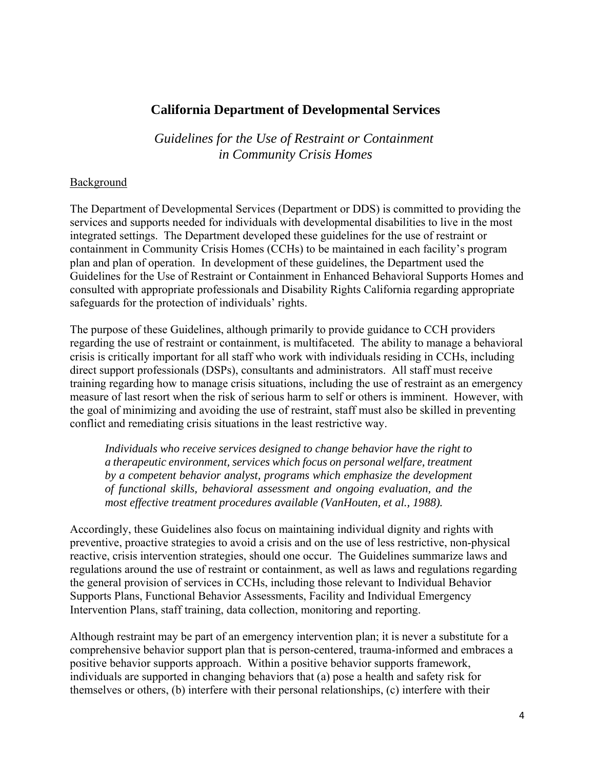## California Department of Developmental Services

### *Guidelines for the Use of Restraint or Containment in Community Crisis Homes*

Background

The Department of Developmental Services (Department or DDS) is committed to providing the services and supports needed for individuals with developmental disabilities to live in the most integrated settings. The Department developed these guidelines for the use of restraint or containment in Community Crisis Homes (CCHs) to be maintained in each facility's program plan and plan of operation. In development of these guidelines, the Department used the Guidelines for the Use of Restraint or Containment in Enhanced Behavioral Supports Homes and consulted with appropriate professionals and Disability Rights California regarding appropriate safeguards for the protection of individuals' rights.

The purpose of these Guidelines, although primarily to provide guidance to CCH providers regarding the use of restraint or containment, is multifaceted. The ability to manage a behavioral crisis is critically important for all staff who work with individuals residing in CCHs, including direct support professionals (DSPs), consultants and administrators. All staff must receive training regarding how to manage crisis situations, including the use of restraint as an emergency measure of last resort when the risk of serious harm to self or others is imminent. However, with the goal of minimizing and avoiding the use of restraint, staff must also be skilled in preventing conflict and remediating crisis situations in the least restrictive way.

> *Individuals who receive services designed to change behavior have the right to a therapeutic environment, services which focus on personal welfare, treatment by a competent behavior analyst, programs which emphasize the development of functional skills, behavioral assessment and ongoing evaluation, and the most effective treatment procedures available (VanHouten, et al., 1988).*

Accordingly, these Guidelines also focus on maintaining individual dignity and rights with preventive, proactive strategies to avoid a crisis and on the use of less restrictive, non-physical reactive, crisis intervention strategies, should one occur. The Guidelines summarize laws and regulations around the use of restraint or containment, as well as laws and regulations regarding the general provision of services in CCHs, including those relevant to Individual Behavior Supports Plans, Functional Behavior Assessments, Facility and Individual Emergency Intervention Plans, staff training, data collection, monitoring and reporting.

Although restraint may be part of an emergency intervention plan; it is never a substitute for a comprehensive behavior support plan that is person-centered, trauma-informed and embraces a positive behavior supports approach. Within a positive behavior supports framework, individuals are supported in changing behaviors that (a) pose a health and safety risk for themselves or others, (b) interfere with their personal relationships, (c) interfere with their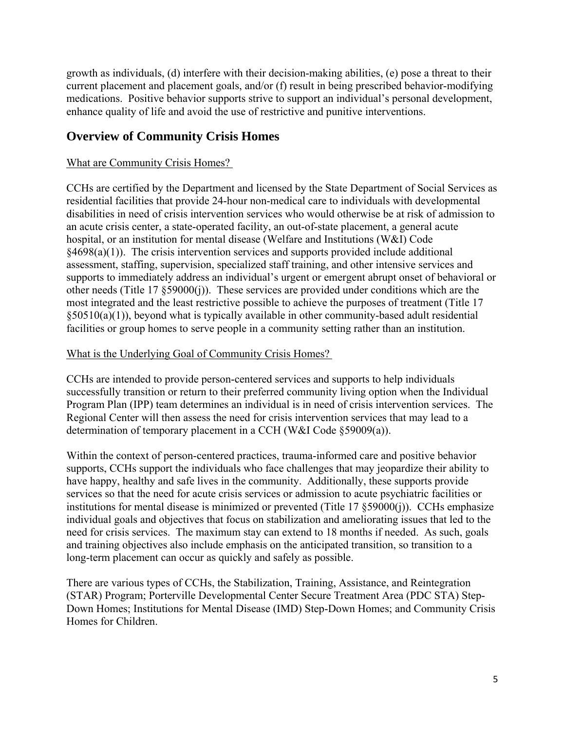growth as individuals, (d) interfere with their decision-making abilities, (e) pose a threat to their current placement and placement goals, and/or (f) result in being prescribed behavior-modifying medications. Positive behavior supports strive to support an individual's personal development, enhance quality of life and avoid the use of restrictive and punitive interventions.

## Overview of Community Crisis Homes

<u>What are Community Crisis Homes?</u>

CCHs are certified by the Department and licensed by the State Department of Social Services as residential facilities that provide 24-hour non-medical care to individuals with developmental disabilities in need of crisis intervention services who would otherwise be at risk of admission to an acute crisis center, a state-operated facility, an out-of-state placement, a general acute hospital, or an institution for mental disease (Welfare and Institutions (W&I) Code §4698(a)(1)). The crisis intervention services and supports provided include additional assessment, staffing, supervision, specialized staff training, and other intensive services and supports to immediately address an individual's urgent or emergent abrupt onset of behavioral or other needs (Title 17 §59000(j)). These services are provided under conditions which are the most integrated and the least restrictive possible to achieve the purposes of treatment (Title 17 §50510(a)(1)), beyond what is typically available in other community-based adult residential facilities or group homes to serve people in a community setting rather than an institution.

<u>What is the Underlying Goal of Community Crisis Homes?</u>

CCHs are intended to provide person-centered services and supports to help individuals successfully transition or return to their preferred community living option when the Individual Program Plan (IPP) team determines an individual is in need of crisis intervention services. The Regional Center will then assess the need for crisis intervention services that may lead to a determination of temporary placement in a CCH (W&I Code §59009(a)).

Within the context of person-centered practices, trauma-informed care and positive behavior supports, CCHs support the individuals who face challenges that may jeopardize their ability to have happy, healthy and safe lives in the community. Additionally, these supports provide services so that the need for acute crisis services or admission to acute psychiatric facilities or institutions for mental disease is minimized or prevented (Title 17 §59000(j)). CCHs emphasize individual goals and objectives that focus on stabilization and ameliorating issues that led to the need for crisis services. The maximum stay can extend to 18 months if needed. As such, goals and training objectives also include emphasis on the anticipated transition, so transition to a long-term placement can occur as quickly and safely as possible.

There are various types of CCHs, the Stabilization, Training, Assistance, and Reintegration (STAR) Program; Porterville Developmental Center Secure Treatment Area (PDC STA) Step-Down Homes; Institutions for Mental Disease (IMD) Step-Down Homes; and Community Crisis Homes for Children.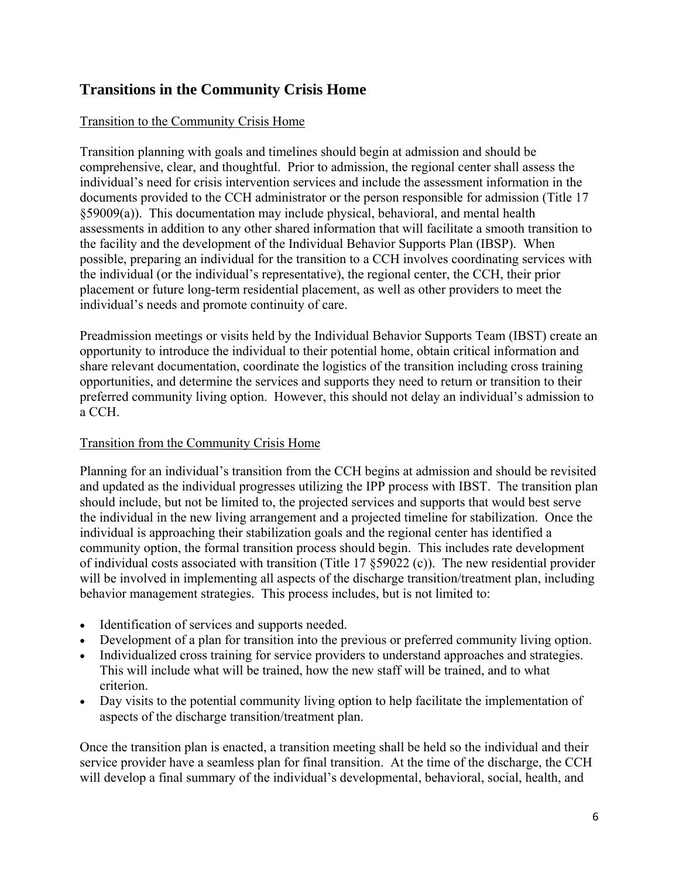## Transitions in the Community Crisis Home

Transition to the Community Crisis Home

Transition planning with goals and timelines should begin at admission and should be comprehensive, clear, and thoughtful. Prior to admission, the regional center shall assess the individual's need for crisis intervention services and include the assessment information in the documents provided to the CCH administrator or the person responsible for admission (Title 17 §59009(a)). This documentation may include physical, behavioral, and mental health assessments in addition to any other shared information that will facilitate a smooth transition to the facility and the development of the Individual Behavior Supports Plan (IBSP). When possible, preparing an individual for the transition to a CCH involves coordinating services with the individual (or the individual's representative), the regional center, the CCH, their prior placement or future long-term residential placement, as well as other providers to meet the individual's needs and promote continuity of care.

Preadmission meetings or visits held by the Individual Behavior Supports Team (IBST) create an opportunity to introduce the individual to their potential home, obtain critical information and share relevant documentation, coordinate the logistics of the transition including cross training opportunities, and determine the services and supports they need to return or transition to their preferred community living option. However, this should not delay an individual's admission to a CCH.

Transition from the Community Crisis Home

Planning for an individual's transition from the CCH begins at admission and should be revisited and updated as the individual progresses utilizing the IPP process with IBST. The transition plan should include, but not be limited to, the projected services and supports that would best serve the individual in the new living arrangement and a projected timeline for stabilization. Once the individual is approaching their stabilization goals and the regional center has identified a community option, the formal transition process should begin. This includes rate development of individual costs associated with transition (Title 17 §59022 (c)). The new residential provider will be involved in implementing all aspects of the discharge transition/treatment plan, including behavior management strategies. This process includes, but is not limited to:

- Identification of services and supports needed.
- Development of a plan for transition into the previous or preferred community living option.
- Individualized cross training for service providers to understand approaches and strategies. This will include what will be trained, how the new staff will be trained, and to what criterion.
- Day visits to the potential community living option to help facilitate the implementation of aspects of the discharge transition/treatment plan.

Once the transition plan is enacted, a transition meeting shall be held so the individual and their service provider have a seamless plan for final transition. At the time of the discharge, the CCH will develop a final summary of the individual's developmental, behavioral, social, health, and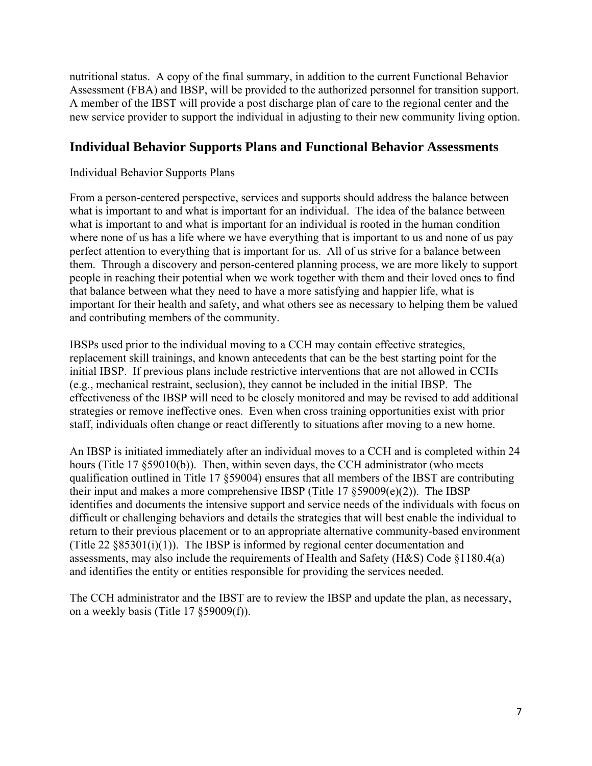nutritional status. A copy of the final summary, in addition to the current Functional Behavior Assessment (FBA) and IBSP, will be provided to the authorized personnel for transition support. A member of the IBST will provide a post discharge plan of care to the regional center and the new service provider to support the individual in adjusting to their new community living option.

## Individual Behavior Supports Plans and Functional Behavior Assessments

<u>Individual Behavior Supports Plans</u>

From a person-centered perspective, services and supports should address the balance between what is important to and what is important for an individual. The idea of the balance between what is important to and what is important for an individual is rooted in the human condition where none of us has a life where we have everything that is important to us and none of us pay perfect attention to everything that is important for us. All of us strive for a balance between them. Through a discovery and person-centered planning process, we are more likely to support people in reaching their potential when we work together with them and their loved ones to find that balance between what they need to have a more satisfying and happier life, what is important for their health and safety, and what others see as necessary to helping them be valued and contributing members of the community.

IBSPs used prior to the individual moving to a CCH may contain effective strategies, replacement skill trainings, and known antecedents that can be the best starting point for the initial IBSP. If previous plans include restrictive interventions that are not allowed in CCHs (e.g., mechanical restraint, seclusion), they cannot be included in the initial IBSP. The effectiveness of the IBSP will need to be closely monitored and may be revised to add additional strategies or remove ineffective ones. Even when cross training opportunities exist with prior staff, individuals often change or react differently to situations after moving to a new home.

An IBSP is initiated immediately after an individual moves to a CCH and is completed within 24 hours (Title 17 §59010(b)). Then, within seven days, the CCH administrator (who meets qualification outlined in Title 17 §59004) ensures that all members of the IBST are contributing their input and makes a more comprehensive IBSP (Title 17 §59009(e)(2)). The IBSP identifies and documents the intensive support and service needs of the individuals with focus on difficult or challenging behaviors and details the strategies that will best enable the individual to return to their previous placement or to an appropriate alternative community-based environment (Title 22 §85301(i)(1)). The IBSP is informed by regional center documentation and assessments, may also include the requirements of Health and Safety (H&S) Code §1180.4(a) and identifies the entity or entities responsible for providing the services needed.

The CCH administrator and the IBST are to review the IBSP and update the plan, as necessary, on a weekly basis (Title 17 §59009(f)).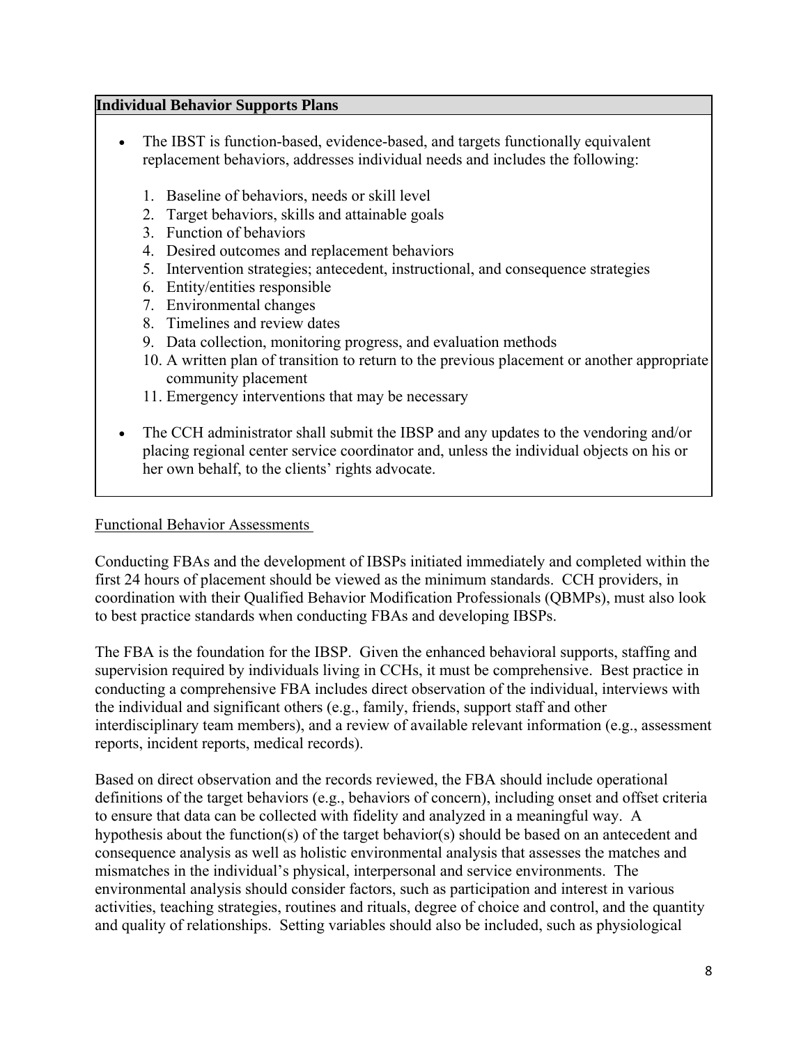**Individual Behavior Supports Plans**

- The IBST is function-based, evidence-based, and targets functionally equivalent replacement behaviors, addresses individual needs and includes the following:

  1. Baseline of behaviors, needs or skill level
  2. Target behaviors, skills and attainable goals
  3. Function of behaviors
  4. Desired outcomes and replacement behaviors
  5. Intervention strategies; antecedent, instructional, and consequence strategies
  6. Entity/entities responsible
  7. Environmental changes
  8. Timelines and review dates
  9. Data collection, monitoring progress, and evaluation methods
  10. A written plan of transition to return to the previous placement or another appropriate community placement
  11. Emergency interventions that may be necessary

- The CCH administrator shall submit the IBSP and any updates to the vendoring and/or placing regional center service coordinator and, unless the individual objects on his or her own behalf, to the clients' rights advocate.

Functional Behavior Assessments

Conducting FBAs and the development of IBSPs initiated immediately and completed within the first 24 hours of placement should be viewed as the minimum standards. CCH providers, in coordination with their Qualified Behavior Modification Professionals (QBMPs), must also look to best practice standards when conducting FBAs and developing IBSPs.

The FBA is the foundation for the IBSP. Given the enhanced behavioral supports, staffing and supervision required by individuals living in CCHs, it must be comprehensive. Best practice in conducting a comprehensive FBA includes direct observation of the individual, interviews with the individual and significant others (e.g., family, friends, support staff and other interdisciplinary team members), and a review of available relevant information (e.g., assessment reports, incident reports, medical records).

Based on direct observation and the records reviewed, the FBA should include operational definitions of the target behaviors (e.g., behaviors of concern), including onset and offset criteria to ensure that data can be collected with fidelity and analyzed in a meaningful way. A hypothesis about the function(s) of the target behavior(s) should be based on an antecedent and consequence analysis as well as holistic environmental analysis that assesses the matches and mismatches in the individual's physical, interpersonal and service environments. The environmental analysis should consider factors, such as participation and interest in various activities, teaching strategies, routines and rituals, degree of choice and control, and the quantity and quality of relationships. Setting variables should also be included, such as physiological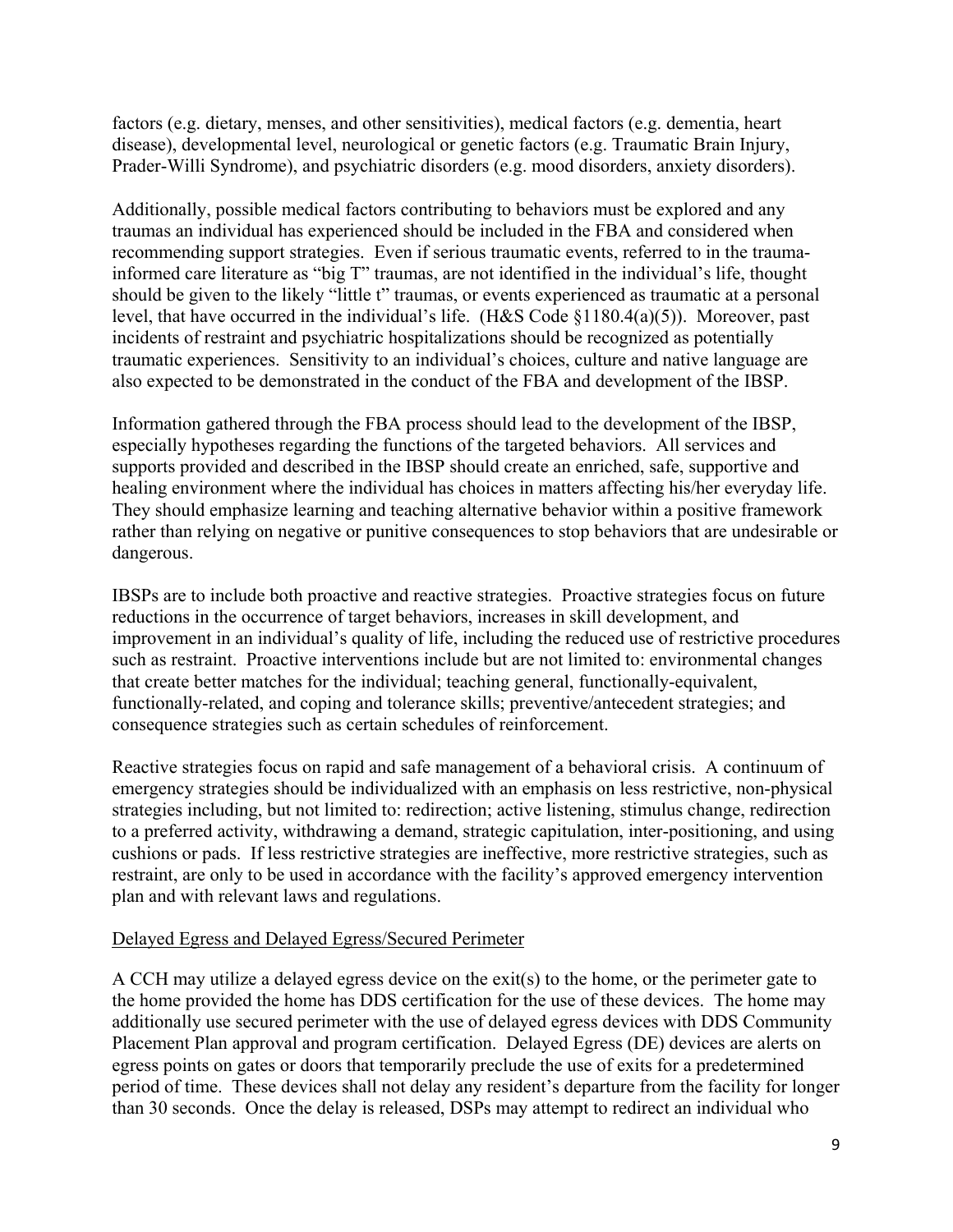factors (e.g. dietary, menses, and other sensitivities), medical factors (e.g. dementia, heart disease), developmental level, neurological or genetic factors (e.g. Traumatic Brain Injury, Prader-Willi Syndrome), and psychiatric disorders (e.g. mood disorders, anxiety disorders).

Additionally, possible medical factors contributing to behaviors must be explored and any traumas an individual has experienced should be included in the FBA and considered when recommending support strategies. Even if serious traumatic events, referred to in the trauma-informed care literature as "big T" traumas, are not identified in the individual's life, thought should be given to the likely "little t" traumas, or events experienced as traumatic at a personal level, that have occurred in the individual's life. (H&S Code §1180.4(a)(5)). Moreover, past incidents of restraint and psychiatric hospitalizations should be recognized as potentially traumatic experiences. Sensitivity to an individual's choices, culture and native language are also expected to be demonstrated in the conduct of the FBA and development of the IBSP.

Information gathered through the FBA process should lead to the development of the IBSP, especially hypotheses regarding the functions of the targeted behaviors. All services and supports provided and described in the IBSP should create an enriched, safe, supportive and healing environment where the individual has choices in matters affecting his/her everyday life. They should emphasize learning and teaching alternative behavior within a positive framework rather than relying on negative or punitive consequences to stop behaviors that are undesirable or dangerous.

IBSPs are to include both proactive and reactive strategies. Proactive strategies focus on future reductions in the occurrence of target behaviors, increases in skill development, and improvement in an individual's quality of life, including the reduced use of restrictive procedures such as restraint. Proactive interventions include but are not limited to: environmental changes that create better matches for the individual; teaching general, functionally-equivalent, functionally-related, and coping and tolerance skills; preventive/antecedent strategies; and consequence strategies such as certain schedules of reinforcement.

Reactive strategies focus on rapid and safe management of a behavioral crisis. A continuum of emergency strategies should be individualized with an emphasis on less restrictive, non-physical strategies including, but not limited to: redirection; active listening, stimulus change, redirection to a preferred activity, withdrawing a demand, strategic capitulation, inter-positioning, and using cushions or pads. If less restrictive strategies are ineffective, more restrictive strategies, such as restraint, are only to be used in accordance with the facility's approved emergency intervention plan and with relevant laws and regulations.

<u>Delayed Egress and Delayed Egress/Secured Perimeter</u>

A CCH may utilize a delayed egress device on the exit(s) to the home, or the perimeter gate to the home provided the home has DDS certification for the use of these devices. The home may additionally use secured perimeter with the use of delayed egress devices with DDS Community Placement Plan approval and program certification. Delayed Egress (DE) devices are alerts on egress points on gates or doors that temporarily preclude the use of exits for a predetermined period of time. These devices shall not delay any resident's departure from the facility for longer than 30 seconds. Once the delay is released, DSPs may attempt to redirect an individual who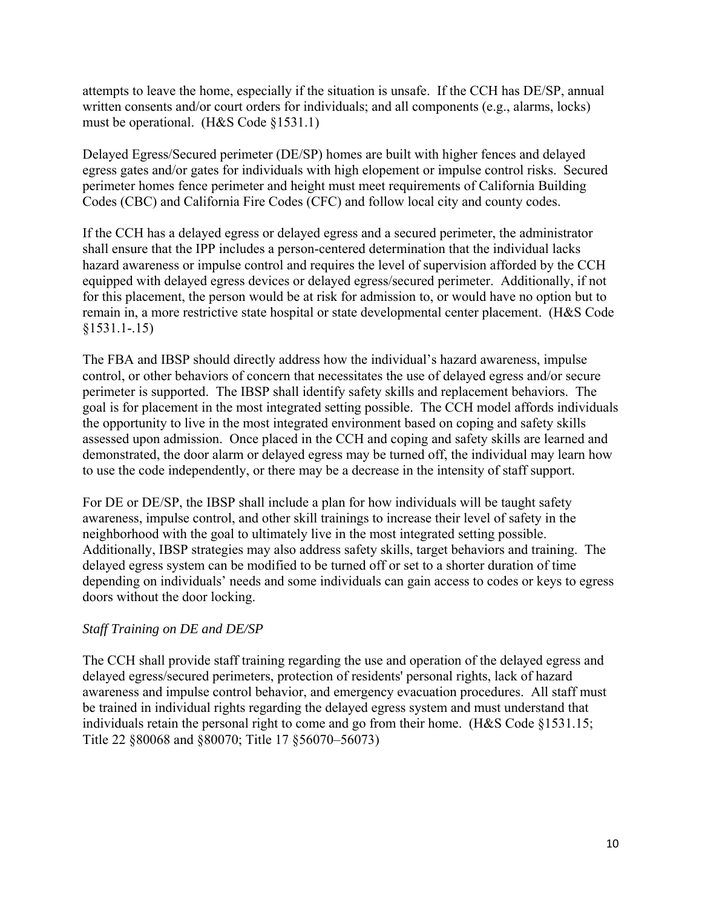attempts to leave the home, especially if the situation is unsafe. If the CCH has DE/SP, annual written consents and/or court orders for individuals; and all components (e.g., alarms, locks) must be operational. (H&S Code §1531.1)

Delayed Egress/Secured perimeter (DE/SP) homes are built with higher fences and delayed egress gates and/or gates for individuals with high elepement or impulse control risks. Secured perimeter homes fence perimeter and height must meet requirements of California Building Codes (CBC) and California Fire Codes (CFC) and follow local city and county codes.

If the CCH has a delayed egress or delayed egress and a secured perimeter, the administrator shall ensure that the IPP includes a person-centered determination that the individual lacks hazard awareness or impulse control and requires the level of supervision afforded by the CCH equipped with delayed egress devices or delayed egress/secured perimeter. Additionally, if not for this placement, the person would be at risk for admission to, or would have no option but to remain in, a more restrictive state hospital or state developmental center placement. (H&S Code §1531.1-.15)

The FBA and IBSP should directly address how the individual's hazard awareness, impulse control, or other behaviors of concern that necessitates the use of delayed egress and/or secure perimeter is supported. The IBSP shall identify safety skills and replacement behaviors. The goal is for placement in the most integrated setting possible. The CCH model affords individuals the opportunity to live in the most integrated environment based on coping and safety skills assessed upon admission. Once placed in the CCH and coping and safety skills are learned and demonstrated, the door alarm or delayed egress may be turned off, the individual may learn how to use the code independently, or there may be a decrease in the intensity of staff support.

For DE or DE/SP, the IBSP shall include a plan for how individuals will be taught safety awareness, impulse control, and other skill trainings to increase their level of safety in the neighborhood with the goal to ultimately live in the most integrated setting possible. Additionally, IBSP strategies may also address safety skills, target behaviors and training. The delayed egress system can be modified to be turned off or set to a shorter duration of time depending on individuals' needs and some individuals can gain access to codes or keys to egress doors without the door locking.

*Staff Training on DE and DE/SP*

The CCH shall provide staff training regarding the use and operation of the delayed egress and delayed egress/secured perimeters, protection of residents' personal rights, lack of hazard awareness and impulse control behavior, and emergency evacuation procedures. All staff must be trained in individual rights regarding the delayed egress system and must understand that individuals retain the personal right to come and go from their home. (H&S Code §1531.15; Title 22 §80068 and §80070; Title 17 §56070–56073)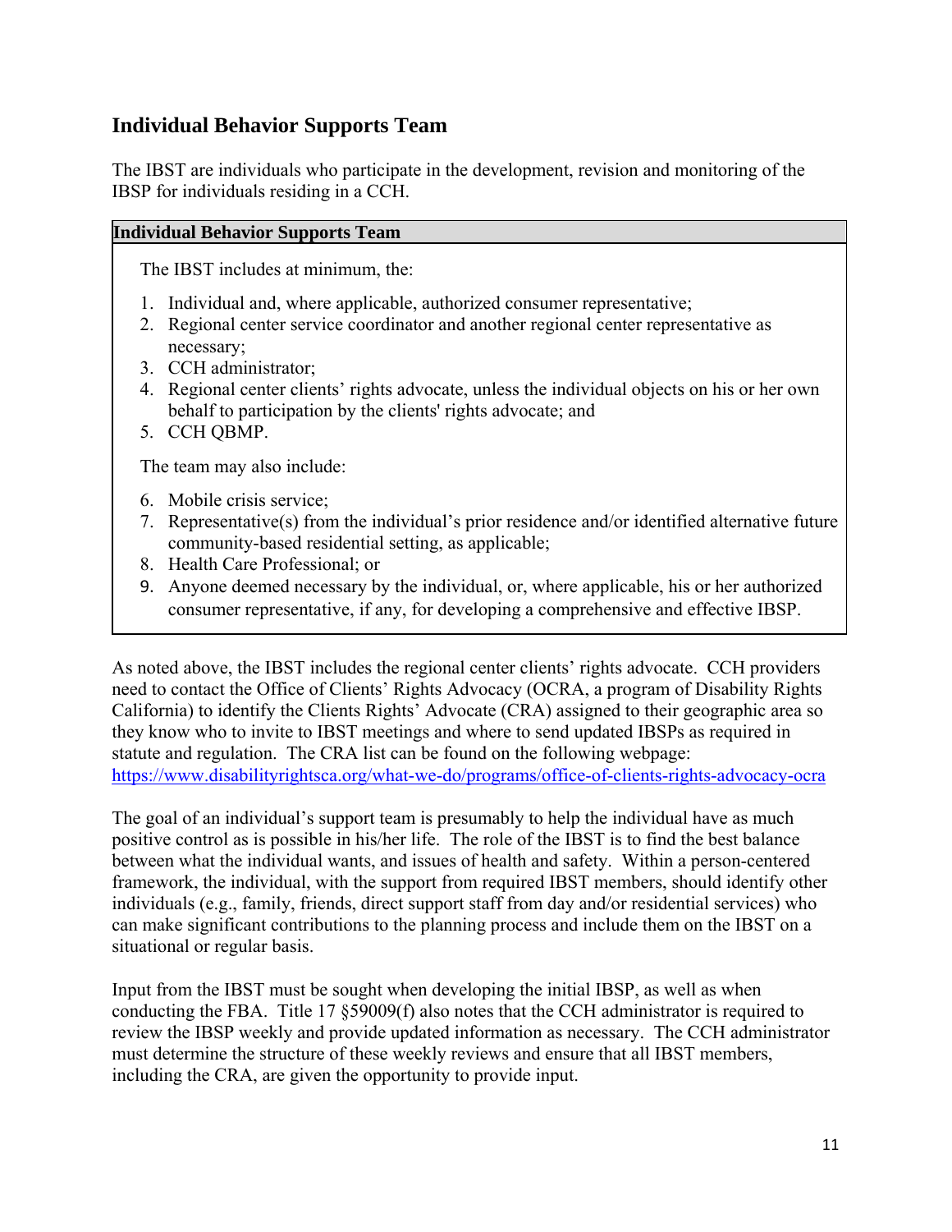## Individual Behavior Supports Team

The IBST are individuals who participate in the development, revision and monitoring of the IBSP for individuals residing in a CCH.

| Individual Behavior Supports Team |
|---|
| The IBST includes at minimum, the:<br><br>1. Individual and, where applicable, authorized consumer representative;<br>2. Regional center service coordinator and another regional center representative as necessary;<br>3. CCH administrator;<br>4. Regional center clients' rights advocate, unless the individual objects on his or her own behalf to participation by the clients' rights advocate; and<br>5. CCH QBMP.<br><br>The team may also include:<br><br>6. Mobile crisis service;<br>7. Representative(s) from the individual's prior residence and/or identified alternative future community-based residential setting, as applicable;<br>8. Health Care Professional; or<br>9. Anyone deemed necessary by the individual, or, where applicable, his or her authorized consumer representative, if any, for developing a comprehensive and effective IBSP. |

As noted above, the IBST includes the regional center clients' rights advocate. CCH providers need to contact the Office of Clients' Rights Advocacy (OCRA, a program of Disability Rights California) to identify the Clients Rights' Advocate (CRA) assigned to their geographic area so they know who to invite to IBST meetings and where to send updated IBSPs as required in statute and regulation. The CRA list can be found on the following webpage: https://www.disabilityrightsca.org/what-we-do/programs/office-of-clients-rights-advocacy-ocra

The goal of an individual's support team is presumably to help the individual have as much positive control as is possible in his/her life. The role of the IBST is to find the best balance between what the individual wants, and issues of health and safety. Within a person-centered framework, the individual, with the support from required IBST members, should identify other individuals (e.g., family, friends, direct support staff from day and/or residential services) who can make significant contributions to the planning process and include them on the IBST on a situational or regular basis.

Input from the IBST must be sought when developing the initial IBSP, as well as when conducting the FBA. Title 17 §59009(f) also notes that the CCH administrator is required to review the IBSP weekly and provide updated information as necessary. The CCH administrator must determine the structure of these weekly reviews and ensure that all IBST members, including the CRA, are given the opportunity to provide input.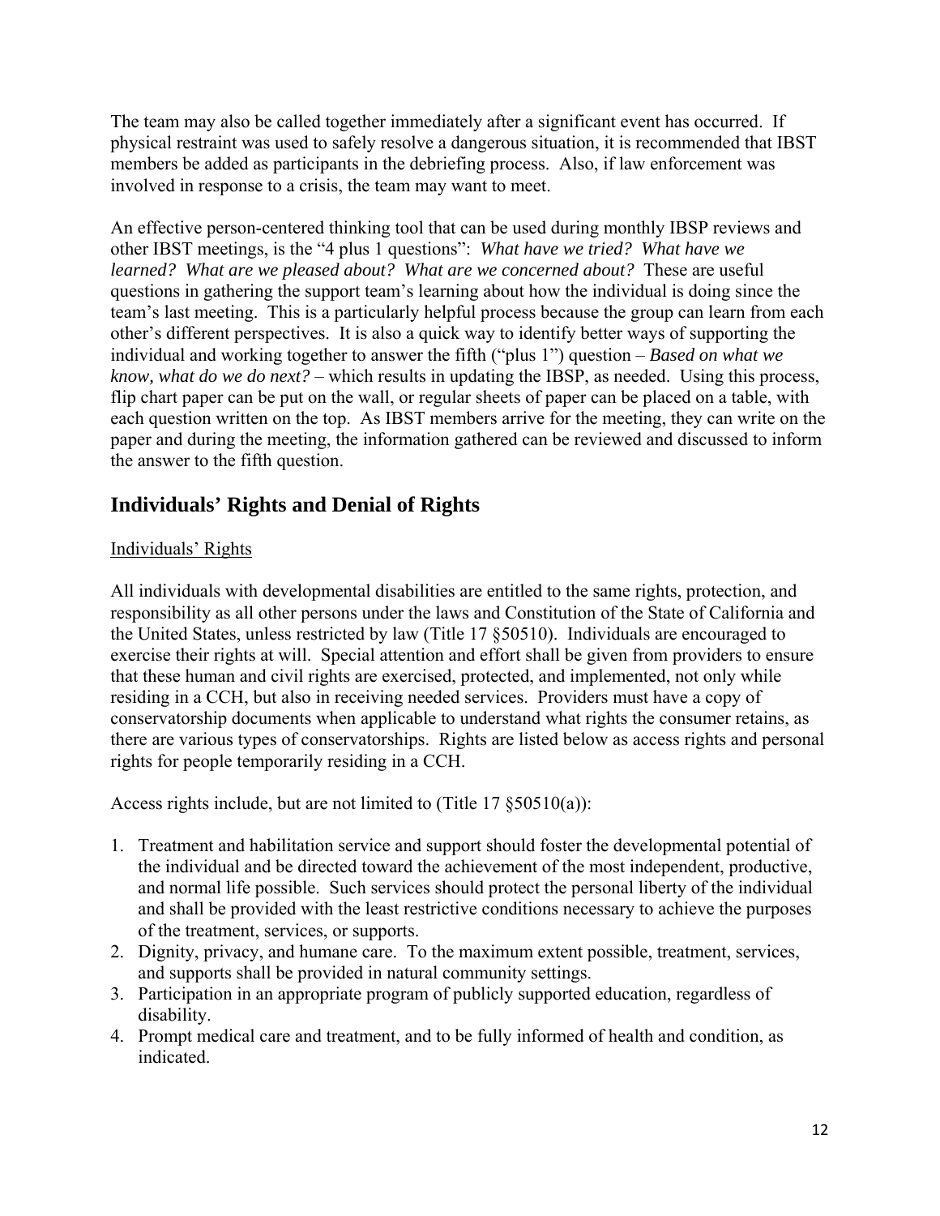The team may also be called together immediately after a significant event has occurred. If physical restraint was used to safely resolve a dangerous situation, it is recommended that IBST members be added as participants in the debriefing process. Also, if law enforcement was involved in response to a crisis, the team may want to meet.

An effective person-centered thinking tool that can be used during monthly IBSP reviews and other IBST meetings, is the "4 plus 1 questions": *What have we tried? What have we learned? What are we pleased about? What are we concerned about?* These are useful questions in gathering the support team's learning about how the individual is doing since the team's last meeting. This is a particularly helpful process because the group can learn from each other's different perspectives. It is also a quick way to identify better ways of supporting the individual and working together to answer the fifth ("plus 1") question – *Based on what we know, what do we do next?* – which results in updating the IBSP, as needed. Using this process, flip chart paper can be put on the wall, or regular sheets of paper can be placed on a table, with each question written on the top. As IBST members arrive for the meeting, they can write on the paper and during the meeting, the information gathered can be reviewed and discussed to inform the answer to the fifth question.

## Individuals' Rights and Denial of Rights

<u>Individuals' Rights</u>

All individuals with developmental disabilities are entitled to the same rights, protection, and responsibility as all other persons under the laws and Constitution of the State of California and the United States, unless restricted by law (Title 17 §50510). Individuals are encouraged to exercise their rights at will. Special attention and effort shall be given from providers to ensure that these human and civil rights are exercised, protected, and implemented, not only while residing in a CCH, but also in receiving needed services. Providers must have a copy of conservatorship documents when applicable to understand what rights the consumer retains, as there are various types of conservatorships. Rights are listed below as access rights and personal rights for people temporarily residing in a CCH.

Access rights include, but are not limited to (Title 17 §50510(a)):

1. Treatment and habilitation service and support should foster the developmental potential of the individual and be directed toward the achievement of the most independent, productive, and normal life possible. Such services should protect the personal liberty of the individual and shall be provided with the least restrictive conditions necessary to achieve the purposes of the treatment, services, or supports.
2. Dignity, privacy, and humane care. To the maximum extent possible, treatment, services, and supports shall be provided in natural community settings.
3. Participation in an appropriate program of publicly supported education, regardless of disability.
4. Prompt medical care and treatment, and to be fully informed of health and condition, as indicated.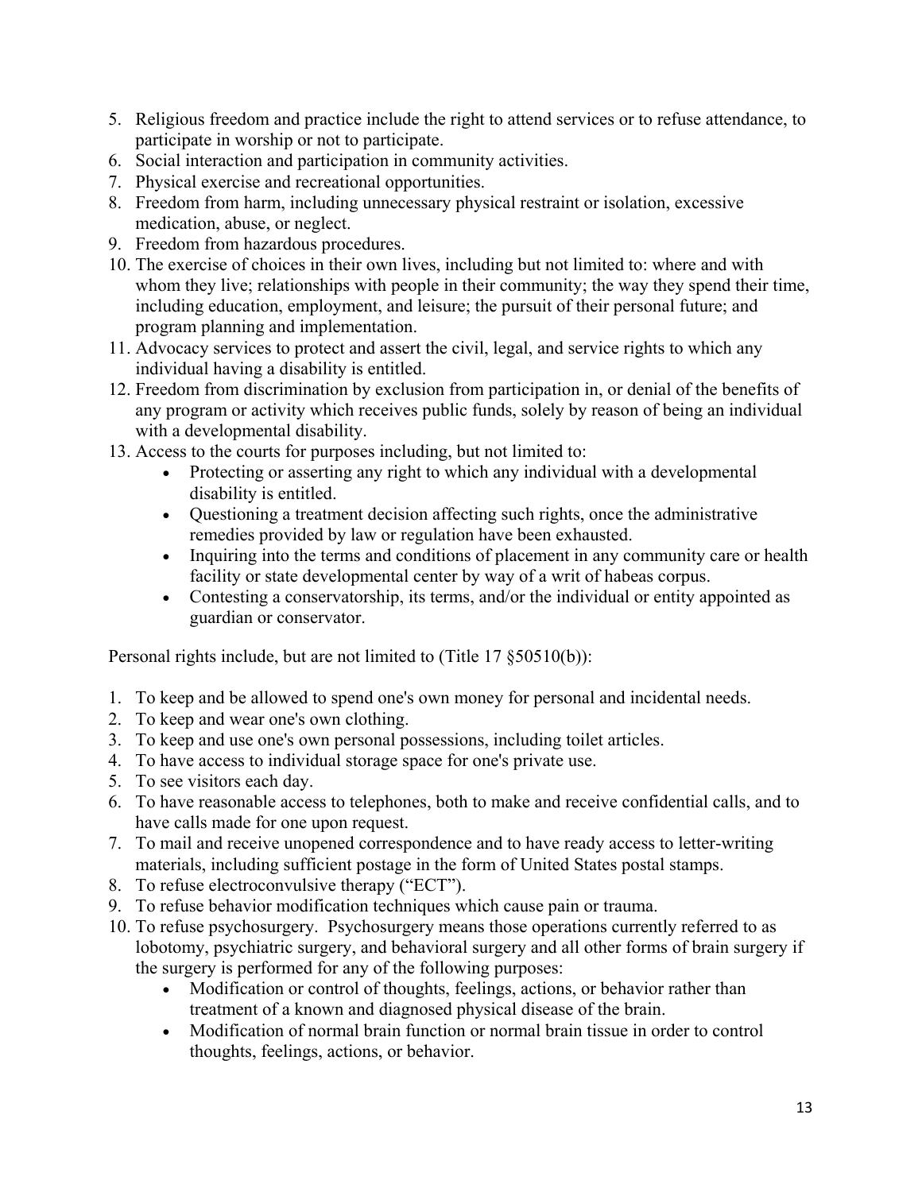5. Religious freedom and practice include the right to attend services or to refuse attendance, to participate in worship or not to participate.
6. Social interaction and participation in community activities.
7. Physical exercise and recreational opportunities.
8. Freedom from harm, including unnecessary physical restraint or isolation, excessive medication, abuse, or neglect.
9. Freedom from hazardous procedures.
10. The exercise of choices in their own lives, including but not limited to: where and with whom they live; relationships with people in their community; the way they spend their time, including education, employment, and leisure; the pursuit of their personal future; and program planning and implementation.
11. Advocacy services to protect and assert the civil, legal, and service rights to which any individual having a disability is entitled.
12. Freedom from discrimination by exclusion from participation in, or denial of the benefits of any program or activity which receives public funds, solely by reason of being an individual with a developmental disability.
13. Access to the courts for purposes including, but not limited to:
    - Protecting or asserting any right to which any individual with a developmental disability is entitled.
    - Questioning a treatment decision affecting such rights, once the administrative remedies provided by law or regulation have been exhausted.
    - Inquiring into the terms and conditions of placement in any community care or health facility or state developmental center by way of a writ of habeas corpus.
    - Contesting a conservatorship, its terms, and/or the individual or entity appointed as guardian or conservator.

Personal rights include, but are not limited to (Title 17 §50510(b)):

1. To keep and be allowed to spend one's own money for personal and incidental needs.
2. To keep and wear one's own clothing.
3. To keep and use one's own personal possessions, including toilet articles.
4. To have access to individual storage space for one's private use.
5. To see visitors each day.
6. To have reasonable access to telephones, both to make and receive confidential calls, and to have calls made for one upon request.
7. To mail and receive unopened correspondence and to have ready access to letter-writing materials, including sufficient postage in the form of United States postal stamps.
8. To refuse electroconvulsive therapy ("ECT").
9. To refuse behavior modification techniques which cause pain or trauma.
10. To refuse psychosurgery. Psychosurgery means those operations currently referred to as lobotomy, psychiatric surgery, and behavioral surgery and all other forms of brain surgery if the surgery is performed for any of the following purposes:
    - Modification or control of thoughts, feelings, actions, or behavior rather than treatment of a known and diagnosed physical disease of the brain.
    - Modification of normal brain function or normal brain tissue in order to control thoughts, feelings, actions, or behavior.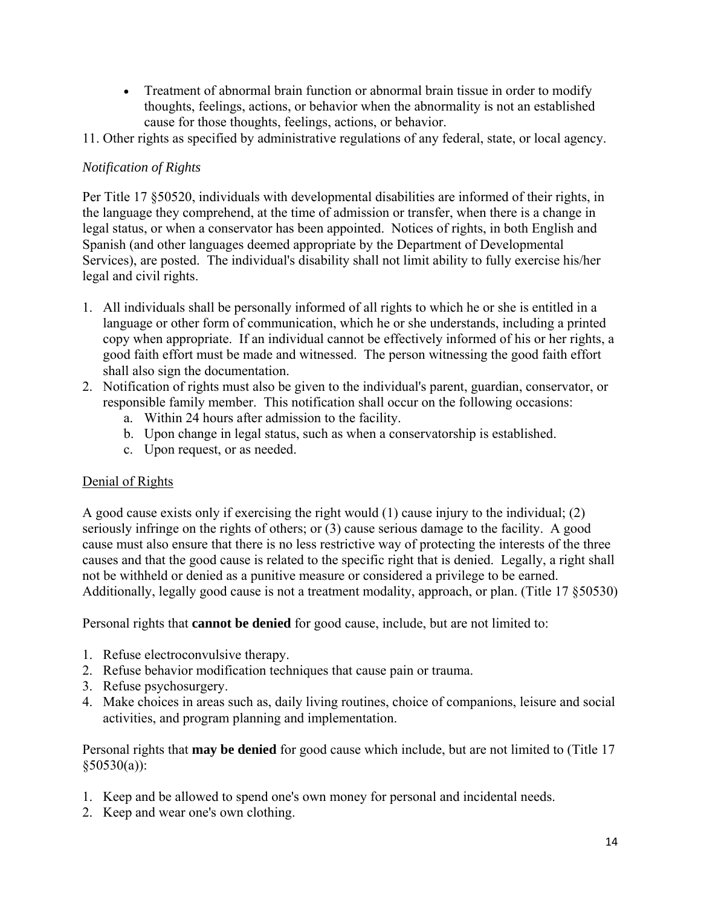- Treatment of abnormal brain function or abnormal brain tissue in order to modify thoughts, feelings, actions, or behavior when the abnormality is not an established cause for those thoughts, feelings, actions, or behavior.

11. Other rights as specified by administrative regulations of any federal, state, or local agency.

*Notification of Rights*

Per Title 17 §50520, individuals with developmental disabilities are informed of their rights, in the language they comprehend, at the time of admission or transfer, when there is a change in legal status, or when a conservator has been appointed. Notices of rights, in both English and Spanish (and other languages deemed appropriate by the Department of Developmental Services), are posted. The individual's disability shall not limit ability to fully exercise his/her legal and civil rights.

1. All individuals shall be personally informed of all rights to which he or she is entitled in a language or other form of communication, which he or she understands, including a printed copy when appropriate. If an individual cannot be effectively informed of his or her rights, a good faith effort must be made and witnessed. The person witnessing the good faith effort shall also sign the documentation.
2. Notification of rights must also be given to the individual's parent, guardian, conservator, or responsible family member. This notification shall occur on the following occasions:
   a. Within 24 hours after admission to the facility.
   b. Upon change in legal status, such as when a conservatorship is established.
   c. Upon request, or as needed.

<u>Denial of Rights</u>

A good cause exists only if exercising the right would (1) cause injury to the individual; (2) seriously infringe on the rights of others; or (3) cause serious damage to the facility. A good cause must also ensure that there is no less restrictive way of protecting the interests of the three causes and that the good cause is related to the specific right that is denied. Legally, a right shall not be withheld or denied as a punitive measure or considered a privilege to be earned. Additionally, legally good cause is not a treatment modality, approach, or plan. (Title 17 §50530)

Personal rights that **cannot be denied** for good cause, include, but are not limited to:

1. Refuse electroconvulsive therapy.
2. Refuse behavior modification techniques that cause pain or trauma.
3. Refuse psychosurgery.
4. Make choices in areas such as, daily living routines, choice of companions, leisure and social activities, and program planning and implementation.

Personal rights that **may be denied** for good cause which include, but are not limited to (Title 17 §50530(a)):

1. Keep and be allowed to spend one's own money for personal and incidental needs.
2. Keep and wear one's own clothing.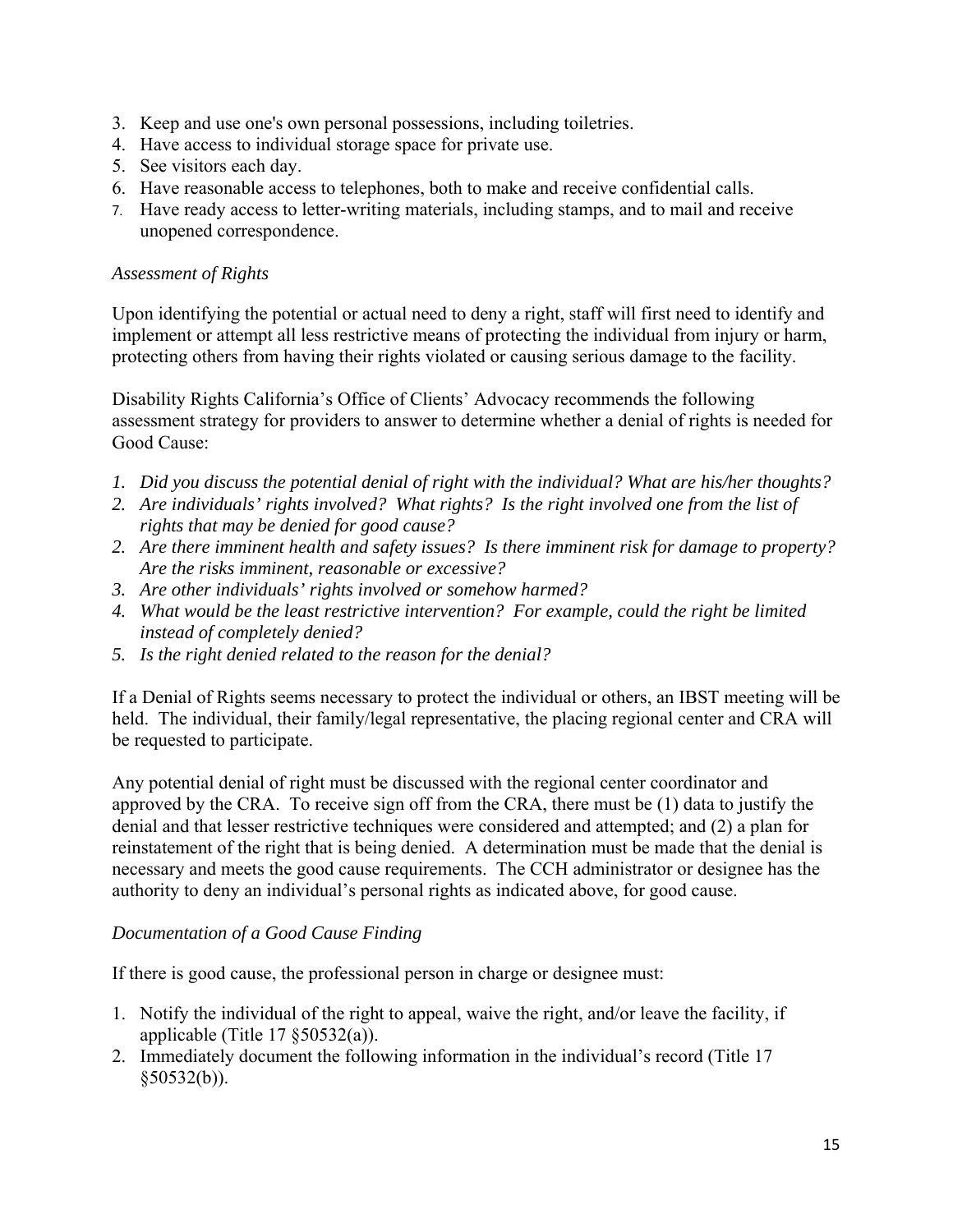3. Keep and use one's own personal possessions, including toiletries.
4. Have access to individual storage space for private use.
5. See visitors each day.
6. Have reasonable access to telephones, both to make and receive confidential calls.
7. Have ready access to letter-writing materials, including stamps, and to mail and receive unopened correspondence.

*Assessment of Rights*

Upon identifying the potential or actual need to deny a right, staff will first need to identify and implement or attempt all less restrictive means of protecting the individual from injury or harm, protecting others from having their rights violated or causing serious damage to the facility.

Disability Rights California's Office of Clients' Advocacy recommends the following assessment strategy for providers to answer to determine whether a denial of rights is needed for Good Cause:

1. *Did you discuss the potential denial of right with the individual? What are his/her thoughts?*
2. *Are individuals' rights involved? What rights? Is the right involved one from the list of rights that may be denied for good cause?*
2. *Are there imminent health and safety issues? Is there imminent risk for damage to property? Are the risks imminent, reasonable or excessive?*
3. *Are other individuals' rights involved or somehow harmed?*
4. *What would be the least restrictive intervention? For example, could the right be limited instead of completely denied?*
5. *Is the right denied related to the reason for the denial?*

If a Denial of Rights seems necessary to protect the individual or others, an IBST meeting will be held. The individual, their family/legal representative, the placing regional center and CRA will be requested to participate.

Any potential denial of right must be discussed with the regional center coordinator and approved by the CRA. To receive sign off from the CRA, there must be (1) data to justify the denial and that lesser restrictive techniques were considered and attempted; and (2) a plan for reinstatement of the right that is being denied. A determination must be made that the denial is necessary and meets the good cause requirements. The CCH administrator or designee has the authority to deny an individual's personal rights as indicated above, for good cause.

*Documentation of a Good Cause Finding*

If there is good cause, the professional person in charge or designee must:

1. Notify the individual of the right to appeal, waive the right, and/or leave the facility, if applicable (Title 17 §50532(a)).
2. Immediately document the following information in the individual's record (Title 17 §50532(b)).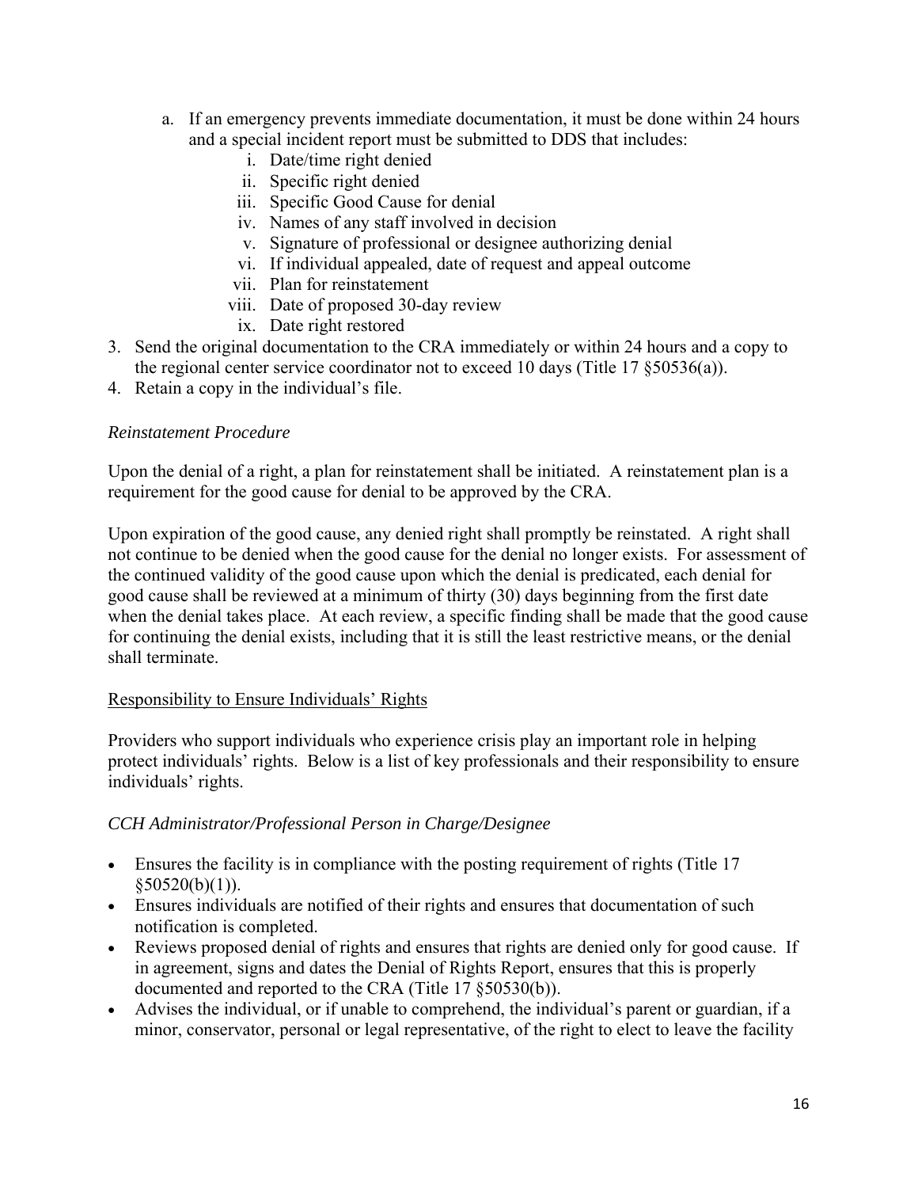a. If an emergency prevents immediate documentation, it must be done within 24 hours and a special incident report must be submitted to DDS that includes:
      i. Date/time right denied
      ii. Specific right denied
      iii. Specific Good Cause for denial
      iv. Names of any staff involved in decision
      v. Signature of professional or designee authorizing denial
      vi. If individual appealed, date of request and appeal outcome
      vii. Plan for reinstatement
      viii. Date of proposed 30-day review
      ix. Date right restored
3. Send the original documentation to the CRA immediately or within 24 hours and a copy to the regional center service coordinator not to exceed 10 days (Title 17 §50536(a)).
4. Retain a copy in the individual's file.

*Reinstatement Procedure*

Upon the denial of a right, a plan for reinstatement shall be initiated. A reinstatement plan is a requirement for the good cause for denial to be approved by the CRA.

Upon expiration of the good cause, any denied right shall promptly be reinstated. A right shall not continue to be denied when the good cause for the denial no longer exists. For assessment of the continued validity of the good cause upon which the denial is predicated, each denial for good cause shall be reviewed at a minimum of thirty (30) days beginning from the first date when the denial takes place. At each review, a specific finding shall be made that the good cause for continuing the denial exists, including that it is still the least restrictive means, or the denial shall terminate.

<u>Responsibility to Ensure Individuals' Rights</u>

Providers who support individuals who experience crisis play an important role in helping protect individuals' rights. Below is a list of key professionals and their responsibility to ensure individuals' rights.

*CCH Administrator/Professional Person in Charge/Designee*

- Ensures the facility is in compliance with the posting requirement of rights (Title 17 §50520(b)(1)).
- Ensures individuals are notified of their rights and ensures that documentation of such notification is completed.
- Reviews proposed denial of rights and ensures that rights are denied only for good cause. If in agreement, signs and dates the Denial of Rights Report, ensures that this is properly documented and reported to the CRA (Title 17 §50530(b)).
- Advises the individual, or if unable to comprehend, the individual's parent or guardian, if a minor, conservator, personal or legal representative, of the right to elect to leave the facility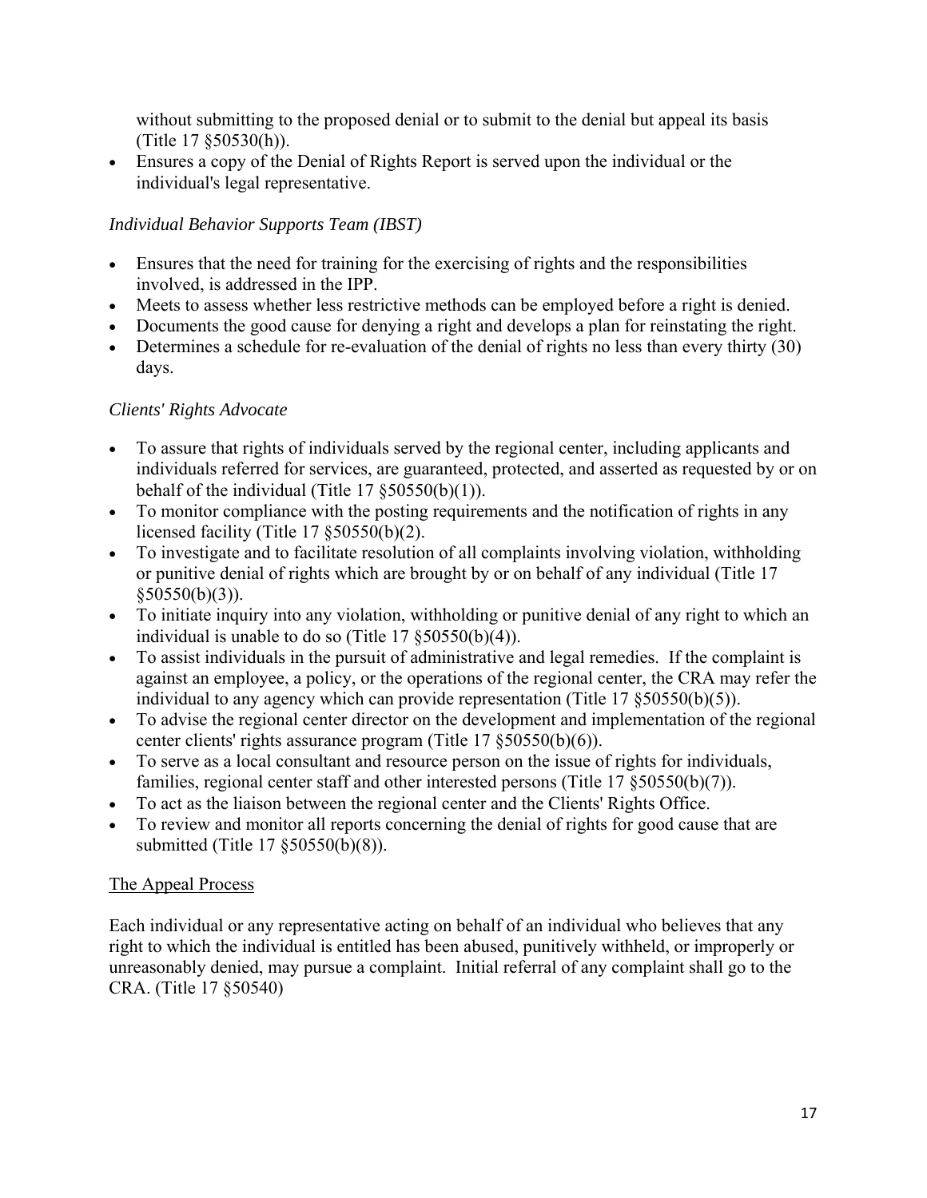without submitting to the proposed denial or to submit to the denial but appeal its basis (Title 17 §50530(h)).

- Ensures a copy of the Denial of Rights Report is served upon the individual or the individual's legal representative.

*Individual Behavior Supports Team (IBST)*

- Ensures that the need for training for the exercising of rights and the responsibilities involved, is addressed in the IPP.
- Meets to assess whether less restrictive methods can be employed before a right is denied.
- Documents the good cause for denying a right and develops a plan for reinstating the right.
- Determines a schedule for re-evaluation of the denial of rights no less than every thirty (30) days.

*Clients' Rights Advocate*

- To assure that rights of individuals served by the regional center, including applicants and individuals referred for services, are guaranteed, protected, and asserted as requested by or on behalf of the individual (Title 17 §50550(b)(1)).
- To monitor compliance with the posting requirements and the notification of rights in any licensed facility (Title 17 §50550(b)(2).
- To investigate and to facilitate resolution of all complaints involving violation, withholding or punitive denial of rights which are brought by or on behalf of any individual (Title 17 §50550(b)(3)).
- To initiate inquiry into any violation, withholding or punitive denial of any right to which an individual is unable to do so (Title 17 §50550(b)(4)).
- To assist individuals in the pursuit of administrative and legal remedies. If the complaint is against an employee, a policy, or the operations of the regional center, the CRA may refer the individual to any agency which can provide representation (Title 17 §50550(b)(5)).
- To advise the regional center director on the development and implementation of the regional center clients' rights assurance program (Title 17 §50550(b)(6)).
- To serve as a local consultant and resource person on the issue of rights for individuals, families, regional center staff and other interested persons (Title 17 §50550(b)(7)).
- To act as the liaison between the regional center and the Clients' Rights Office.
- To review and monitor all reports concerning the denial of rights for good cause that are submitted (Title 17 §50550(b)(8)).

<u>The Appeal Process</u>

Each individual or any representative acting on behalf of an individual who believes that any right to which the individual is entitled has been abused, punitively withheld, or improperly or unreasonably denied, may pursue a complaint. Initial referral of any complaint shall go to the CRA. (Title 17 §50540)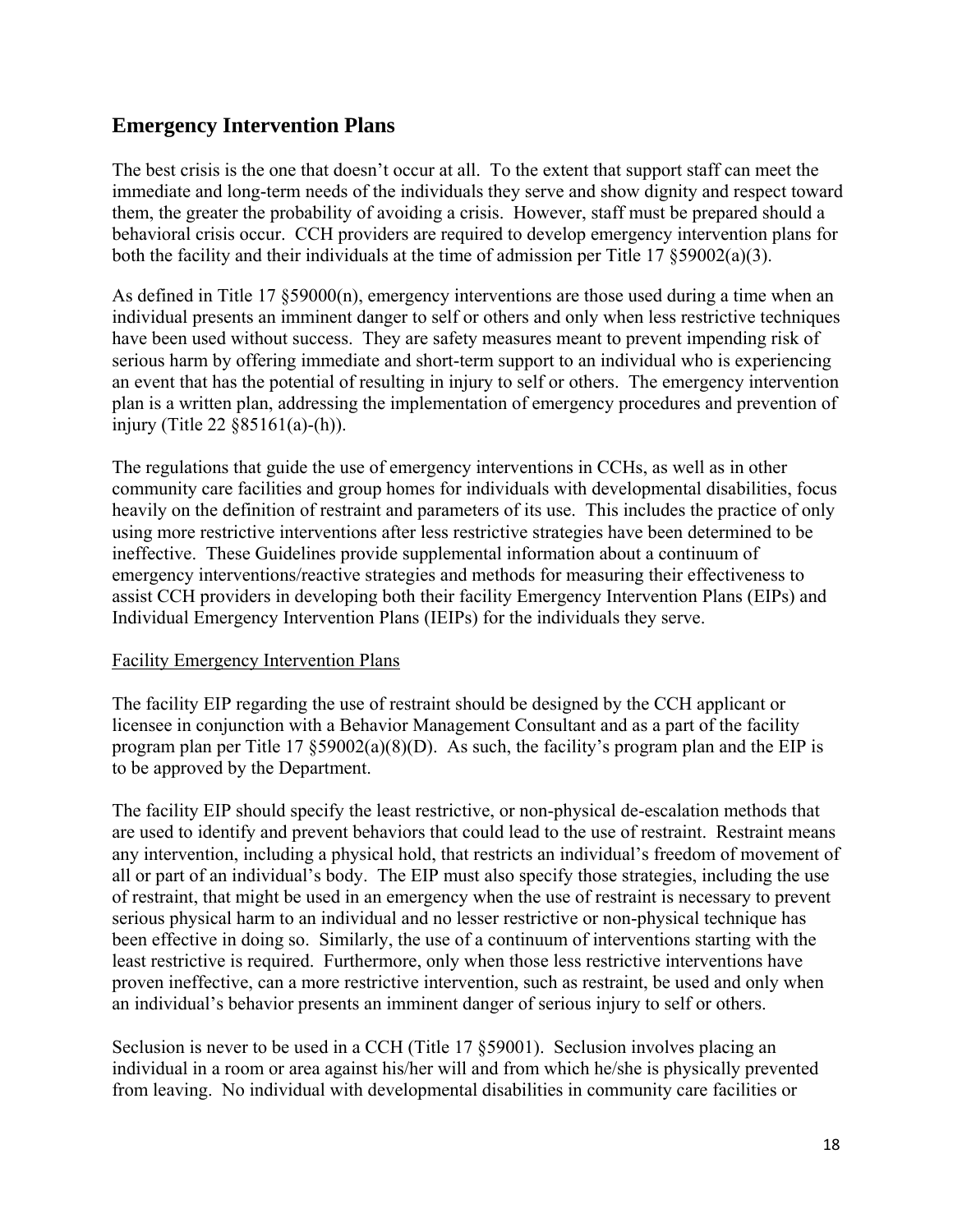## Emergency Intervention Plans

The best crisis is the one that doesn't occur at all. To the extent that support staff can meet the immediate and long-term needs of the individuals they serve and show dignity and respect toward them, the greater the probability of avoiding a crisis. However, staff must be prepared should a behavioral crisis occur. CCH providers are required to develop emergency intervention plans for both the facility and their individuals at the time of admission per Title 17 §59002(a)(3).

As defined in Title 17 §59000(n), emergency interventions are those used during a time when an individual presents an imminent danger to self or others and only when less restrictive techniques have been used without success. They are safety measures meant to prevent impending risk of serious harm by offering immediate and short-term support to an individual who is experiencing an event that has the potential of resulting in injury to self or others. The emergency intervention plan is a written plan, addressing the implementation of emergency procedures and prevention of injury (Title 22 §85161(a)-(h)).

The regulations that guide the use of emergency interventions in CCHs, as well as in other community care facilities and group homes for individuals with developmental disabilities, focus heavily on the definition of restraint and parameters of its use. This includes the practice of only using more restrictive interventions after less restrictive strategies have been determined to be ineffective. These Guidelines provide supplemental information about a continuum of emergency interventions/reactive strategies and methods for measuring their effectiveness to assist CCH providers in developing both their facility Emergency Intervention Plans (EIPs) and Individual Emergency Intervention Plans (IEIPs) for the individuals they serve.

Facility Emergency Intervention Plans

The facility EIP regarding the use of restraint should be designed by the CCH applicant or licensee in conjunction with a Behavior Management Consultant and as a part of the facility program plan per Title 17 §59002(a)(8)(D). As such, the facility's program plan and the EIP is to be approved by the Department.

The facility EIP should specify the least restrictive, or non-physical de-escalation methods that are used to identify and prevent behaviors that could lead to the use of restraint. Restraint means any intervention, including a physical hold, that restricts an individual's freedom of movement of all or part of an individual's body. The EIP must also specify those strategies, including the use of restraint, that might be used in an emergency when the use of restraint is necessary to prevent serious physical harm to an individual and no lesser restrictive or non-physical technique has been effective in doing so. Similarly, the use of a continuum of interventions starting with the least restrictive is required. Furthermore, only when those less restrictive interventions have proven ineffective, can a more restrictive intervention, such as restraint, be used and only when an individual's behavior presents an imminent danger of serious injury to self or others.

Seclusion is never to be used in a CCH (Title 17 §59001). Seclusion involves placing an individual in a room or area against his/her will and from which he/she is physically prevented from leaving. No individual with developmental disabilities in community care facilities or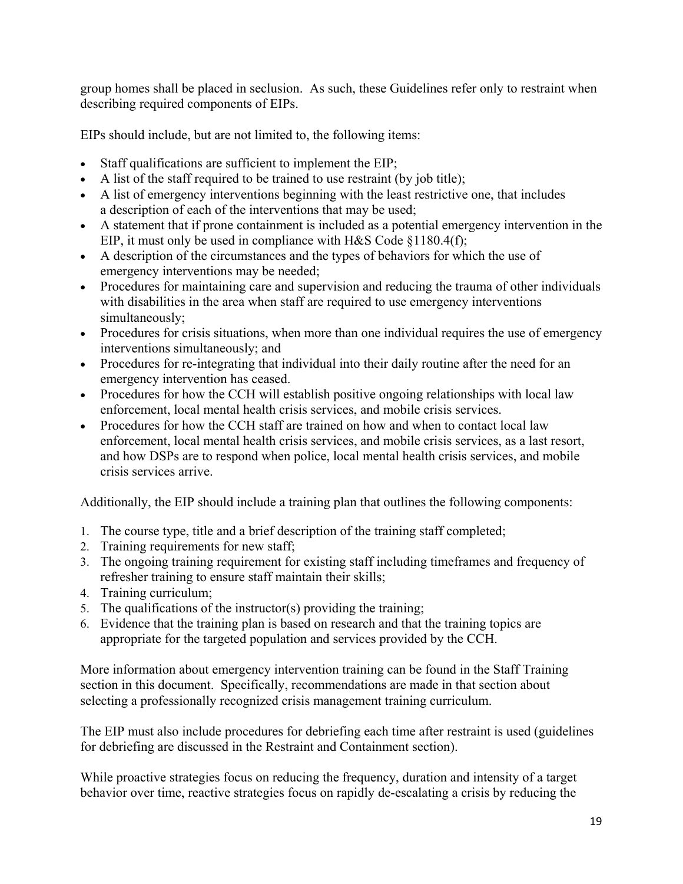group homes shall be placed in seclusion. As such, these Guidelines refer only to restraint when describing required components of EIPs.

EIPs should include, but are not limited to, the following items:

- Staff qualifications are sufficient to implement the EIP;
- A list of the staff required to be trained to use restraint (by job title);
- A list of emergency interventions beginning with the least restrictive one, that includes a description of each of the interventions that may be used;
- A statement that if prone containment is included as a potential emergency intervention in the EIP, it must only be used in compliance with H&S Code §1180.4(f);
- A description of the circumstances and the types of behaviors for which the use of emergency interventions may be needed;
- Procedures for maintaining care and supervision and reducing the trauma of other individuals with disabilities in the area when staff are required to use emergency interventions simultaneously;
- Procedures for crisis situations, when more than one individual requires the use of emergency interventions simultaneously; and
- Procedures for re-integrating that individual into their daily routine after the need for an emergency intervention has ceased.
- Procedures for how the CCH will establish positive ongoing relationships with local law enforcement, local mental health crisis services, and mobile crisis services.
- Procedures for how the CCH staff are trained on how and when to contact local law enforcement, local mental health crisis services, and mobile crisis services, as a last resort, and how DSPs are to respond when police, local mental health crisis services, and mobile crisis services arrive.

Additionally, the EIP should include a training plan that outlines the following components:

1. The course type, title and a brief description of the training staff completed;
2. Training requirements for new staff;
3. The ongoing training requirement for existing staff including timeframes and frequency of refresher training to ensure staff maintain their skills;
4. Training curriculum;
5. The qualifications of the instructor(s) providing the training;
6. Evidence that the training plan is based on research and that the training topics are appropriate for the targeted population and services provided by the CCH.

More information about emergency intervention training can be found in the Staff Training section in this document. Specifically, recommendations are made in that section about selecting a professionally recognized crisis management training curriculum.

The EIP must also include procedures for debriefing each time after restraint is used (guidelines for debriefing are discussed in the Restraint and Containment section).

While proactive strategies focus on reducing the frequency, duration and intensity of a target behavior over time, reactive strategies focus on rapidly de-escalating a crisis by reducing the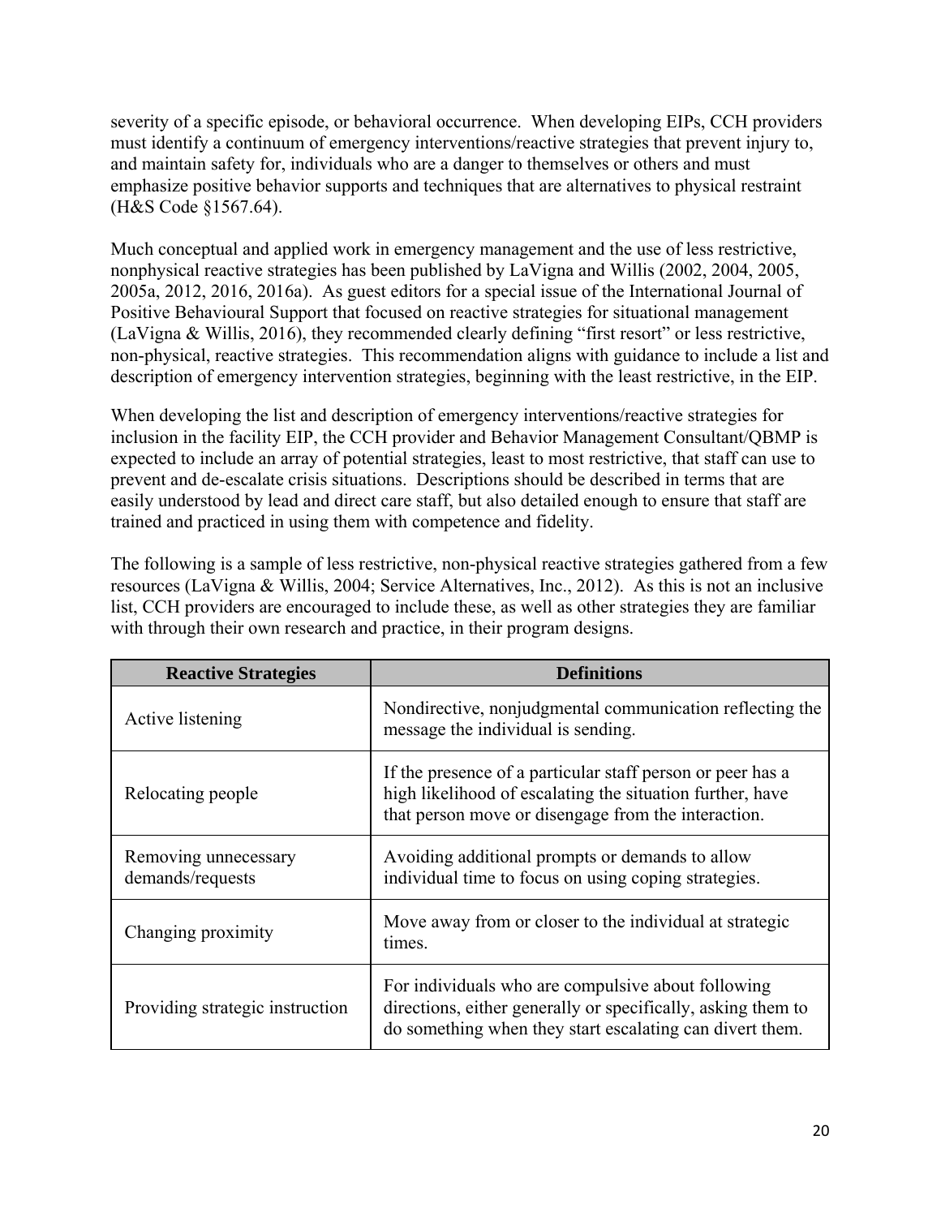severity of a specific episode, or behavioral occurrence. When developing EIPs, CCH providers must identify a continuum of emergency interventions/reactive strategies that prevent injury to, and maintain safety for, individuals who are a danger to themselves or others and must emphasize positive behavior supports and techniques that are alternatives to physical restraint (H&S Code §1567.64).

Much conceptual and applied work in emergency management and the use of less restrictive, nonphysical reactive strategies has been published by LaVigna and Willis (2002, 2004, 2005, 2005a, 2012, 2016, 2016a). As guest editors for a special issue of the International Journal of Positive Behavioural Support that focused on reactive strategies for situational management (LaVigna & Willis, 2016), they recommended clearly defining "first resort" or less restrictive, non-physical, reactive strategies. This recommendation aligns with guidance to include a list and description of emergency intervention strategies, beginning with the least restrictive, in the EIP.

When developing the list and description of emergency interventions/reactive strategies for inclusion in the facility EIP, the CCH provider and Behavior Management Consultant/QBMP is expected to include an array of potential strategies, least to most restrictive, that staff can use to prevent and de-escalate crisis situations. Descriptions should be described in terms that are easily understood by lead and direct care staff, but also detailed enough to ensure that staff are trained and practiced in using them with competence and fidelity.

The following is a sample of less restrictive, non-physical reactive strategies gathered from a few resources (LaVigna & Willis, 2004; Service Alternatives, Inc., 2012). As this is not an inclusive list, CCH providers are encouraged to include these, as well as other strategies they are familiar with through their own research and practice, in their program designs.

| Reactive Strategies | Definitions |
|---|---|
| Active listening | Nondirective, nonjudgmental communication reflecting the message the individual is sending. |
| Relocating people | If the presence of a particular staff person or peer has a high likelihood of escalating the situation further, have that person move or disengage from the interaction. |
| Removing unnecessary demands/requests | Avoiding additional prompts or demands to allow individual time to focus on using coping strategies. |
| Changing proximity | Move away from or closer to the individual at strategic times. |
| Providing strategic instruction | For individuals who are compulsive about following directions, either generally or specifically, asking them to do something when they start escalating can divert them. |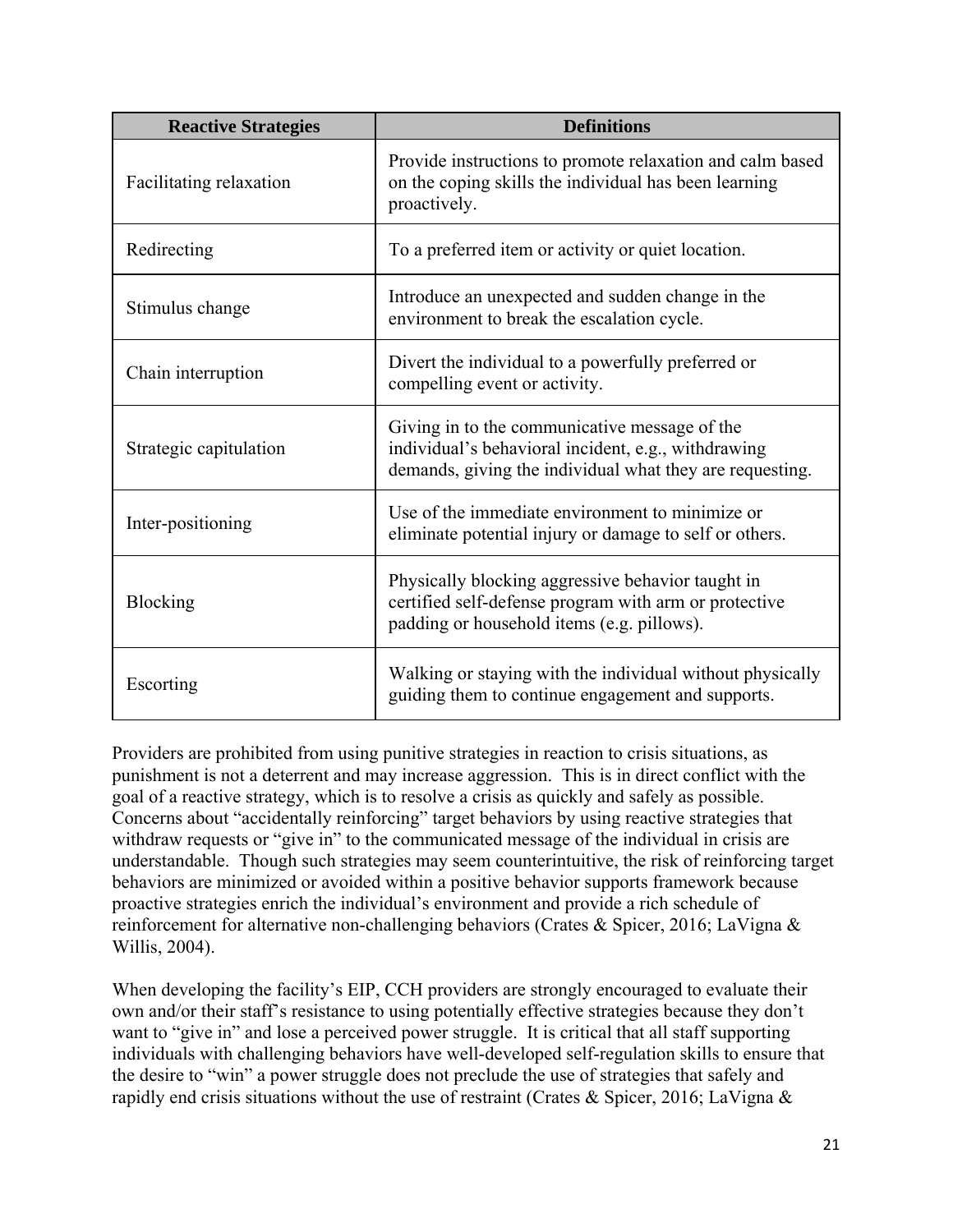| Reactive Strategies | Definitions |
| --- | --- |
| Facilitating relaxation | Provide instructions to promote relaxation and calm based on the coping skills the individual has been learning proactively. |
| Redirecting | To a preferred item or activity or quiet location. |
| Stimulus change | Introduce an unexpected and sudden change in the environment to break the escalation cycle. |
| Chain interruption | Divert the individual to a powerfully preferred or compelling event or activity. |
| Strategic capitulation | Giving in to the communicative message of the individual's behavioral incident, e.g., withdrawing demands, giving the individual what they are requesting. |
| Inter-positioning | Use of the immediate environment to minimize or eliminate potential injury or damage to self or others. |
| Blocking | Physically blocking aggressive behavior taught in certified self-defense program with arm or protective padding or household items (e.g. pillows). |
| Escorting | Walking or staying with the individual without physically guiding them to continue engagement and supports. |

Providers are prohibited from using punitive strategies in reaction to crisis situations, as punishment is not a deterrent and may increase aggression. This is in direct conflict with the goal of a reactive strategy, which is to resolve a crisis as quickly and safely as possible. Concerns about "accidentally reinforcing" target behaviors by using reactive strategies that withdraw requests or "give in" to the communicated message of the individual in crisis are understandable. Though such strategies may seem counterintuitive, the risk of reinforcing target behaviors are minimized or avoided within a positive behavior supports framework because proactive strategies enrich the individual's environment and provide a rich schedule of reinforcement for alternative non-challenging behaviors (Crates & Spicer, 2016; LaVigna & Willis, 2004).

When developing the facility's EIP, CCH providers are strongly encouraged to evaluate their own and/or their staff's resistance to using potentially effective strategies because they don't want to "give in" and lose a perceived power struggle. It is critical that all staff supporting individuals with challenging behaviors have well-developed self-regulation skills to ensure that the desire to "win" a power struggle does not preclude the use of strategies that safely and rapidly end crisis situations without the use of restraint (Crates & Spicer, 2016; LaVigna &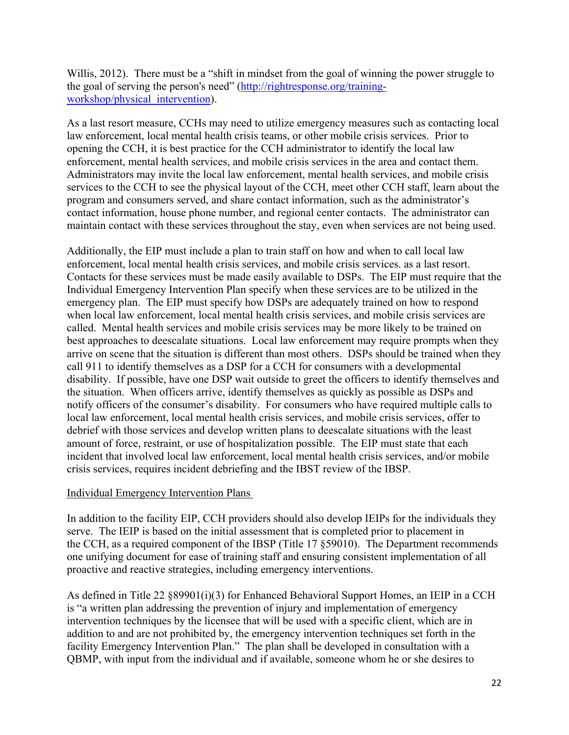Willis, 2012). There must be a "shift in mindset from the goal of winning the power struggle to the goal of serving the person's need" (http://rightresponse.org/training-workshop/physical_intervention).

As a last resort measure, CCHs may need to utilize emergency measures such as contacting local law enforcement, local mental health crisis teams, or other mobile crisis services. Prior to opening the CCH, it is best practice for the CCH administrator to identify the local law enforcement, mental health services, and mobile crisis services in the area and contact them. Administrators may invite the local law enforcement, mental health services, and mobile crisis services to the CCH to see the physical layout of the CCH, meet other CCH staff, learn about the program and consumers served, and share contact information, such as the administrator's contact information, house phone number, and regional center contacts. The administrator can maintain contact with these services throughout the stay, even when services are not being used.

Additionally, the EIP must include a plan to train staff on how and when to call local law enforcement, local mental health crisis services, and mobile crisis services. as a last resort. Contacts for these services must be made easily available to DSPs. The EIP must require that the Individual Emergency Intervention Plan specify when these services are to be utilized in the emergency plan. The EIP must specify how DSPs are adequately trained on how to respond when local law enforcement, local mental health crisis services, and mobile crisis services are called. Mental health services and mobile crisis services may be more likely to be trained on best approaches to deescalate situations. Local law enforcement may require prompts when they arrive on scene that the situation is different than most others. DSPs should be trained when they call 911 to identify themselves as a DSP for a CCH for consumers with a developmental disability. If possible, have one DSP wait outside to greet the officers to identify themselves and the situation. When officers arrive, identify themselves as quickly as possible as DSPs and notify officers of the consumer's disability. For consumers who have required multiple calls to local law enforcement, local mental health crisis services, and mobile crisis services, offer to debrief with those services and develop written plans to deescalate situations with the least amount of force, restraint, or use of hospitalization possible. The EIP must state that each incident that involved local law enforcement, local mental health crisis services, and/or mobile crisis services, requires incident debriefing and the IBST review of the IBSP.

Individual Emergency Intervention Plans

In addition to the facility EIP, CCH providers should also develop IEIPs for the individuals they serve. The IEIP is based on the initial assessment that is completed prior to placement in the CCH, as a required component of the IBSP (Title 17 §59010). The Department recommends one unifying document for ease of training staff and ensuring consistent implementation of all proactive and reactive strategies, including emergency interventions.

As defined in Title 22 §89901(i)(3) for Enhanced Behavioral Support Homes, an IEIP in a CCH is "a written plan addressing the prevention of injury and implementation of emergency intervention techniques by the licensee that will be used with a specific client, which are in addition to and are not prohibited by, the emergency intervention techniques set forth in the facility Emergency Intervention Plan." The plan shall be developed in consultation with a QBMP, with input from the individual and if available, someone whom he or she desires to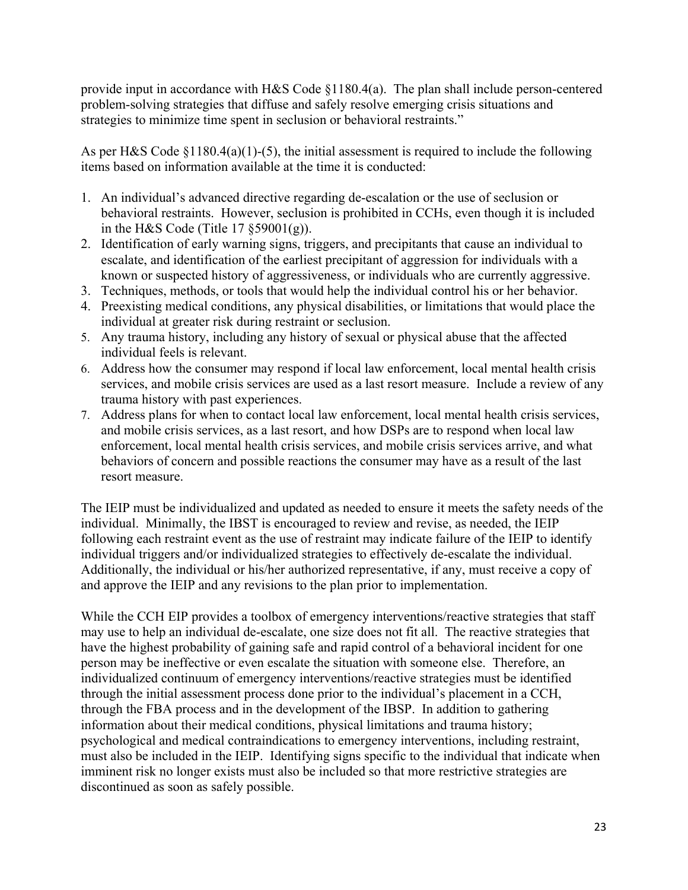provide input in accordance with H&S Code §1180.4(a). The plan shall include person-centered problem-solving strategies that diffuse and safely resolve emerging crisis situations and strategies to minimize time spent in seclusion or behavioral restraints."

As per H&S Code §1180.4(a)(1)-(5), the initial assessment is required to include the following items based on information available at the time it is conducted:

1. An individual's advanced directive regarding de-escalation or the use of seclusion or behavioral restraints. However, seclusion is prohibited in CCHs, even though it is included in the H&S Code (Title 17 §59001(g)).
2. Identification of early warning signs, triggers, and precipitants that cause an individual to escalate, and identification of the earliest precipitant of aggression for individuals with a known or suspected history of aggressiveness, or individuals who are currently aggressive.
3. Techniques, methods, or tools that would help the individual control his or her behavior.
4. Preexisting medical conditions, any physical disabilities, or limitations that would place the individual at greater risk during restraint or seclusion.
5. Any trauma history, including any history of sexual or physical abuse that the affected individual feels is relevant.
6. Address how the consumer may respond if local law enforcement, local mental health crisis services, and mobile crisis services are used as a last resort measure. Include a review of any trauma history with past experiences.
7. Address plans for when to contact local law enforcement, local mental health crisis services, and mobile crisis services, as a last resort, and how DSPs are to respond when local law enforcement, local mental health crisis services, and mobile crisis services arrive, and what behaviors of concern and possible reactions the consumer may have as a result of the last resort measure.

The IEIP must be individualized and updated as needed to ensure it meets the safety needs of the individual. Minimally, the IBST is encouraged to review and revise, as needed, the IEIP following each restraint event as the use of restraint may indicate failure of the IEIP to identify individual triggers and/or individualized strategies to effectively de-escalate the individual. Additionally, the individual or his/her authorized representative, if any, must receive a copy of and approve the IEIP and any revisions to the plan prior to implementation.

While the CCH EIP provides a toolbox of emergency interventions/reactive strategies that staff may use to help an individual de-escalate, one size does not fit all. The reactive strategies that have the highest probability of gaining safe and rapid control of a behavioral incident for one person may be ineffective or even escalate the situation with someone else. Therefore, an individualized continuum of emergency interventions/reactive strategies must be identified through the initial assessment process done prior to the individual's placement in a CCH, through the FBA process and in the development of the IBSP. In addition to gathering information about their medical conditions, physical limitations and trauma history; psychological and medical contraindications to emergency interventions, including restraint, must also be included in the IEIP. Identifying signs specific to the individual that indicate when imminent risk no longer exists must also be included so that more restrictive strategies are discontinued as soon as safely possible.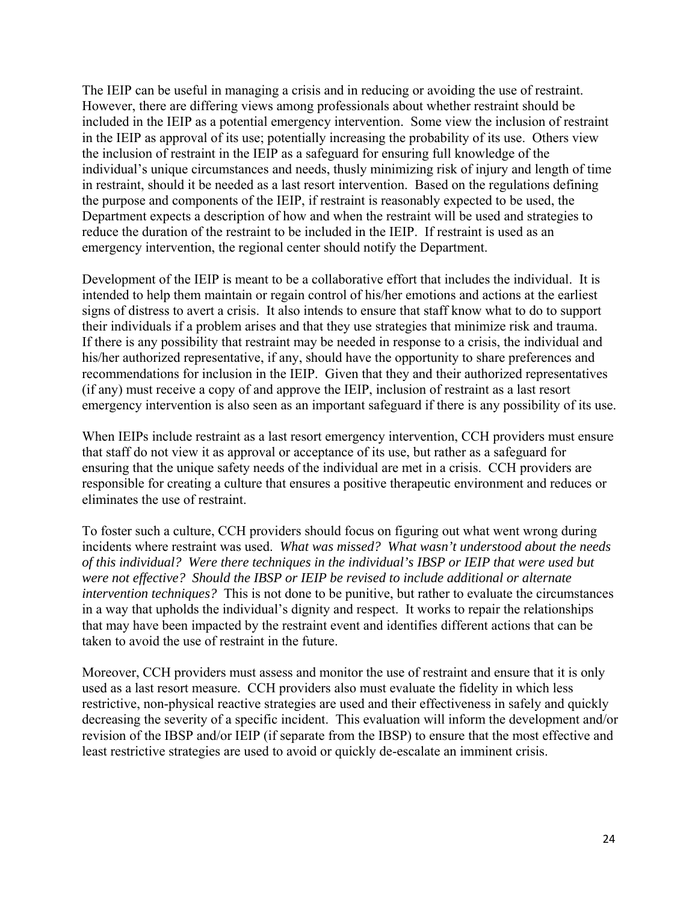The IEIP can be useful in managing a crisis and in reducing or avoiding the use of restraint. However, there are differing views among professionals about whether restraint should be included in the IEIP as a potential emergency intervention. Some view the inclusion of restraint in the IEIP as approval of its use; potentially increasing the probability of its use. Others view the inclusion of restraint in the IEIP as a safeguard for ensuring full knowledge of the individual's unique circumstances and needs, thusly minimizing risk of injury and length of time in restraint, should it be needed as a last resort intervention. Based on the regulations defining the purpose and components of the IEIP, if restraint is reasonably expected to be used, the Department expects a description of how and when the restraint will be used and strategies to reduce the duration of the restraint to be included in the IEIP. If restraint is used as an emergency intervention, the regional center should notify the Department.

Development of the IEIP is meant to be a collaborative effort that includes the individual. It is intended to help them maintain or regain control of his/her emotions and actions at the earliest signs of distress to avert a crisis. It also intends to ensure that staff know what to do to support their individuals if a problem arises and that they use strategies that minimize risk and trauma. If there is any possibility that restraint may be needed in response to a crisis, the individual and his/her authorized representative, if any, should have the opportunity to share preferences and recommendations for inclusion in the IEIP. Given that they and their authorized representatives (if any) must receive a copy of and approve the IEIP, inclusion of restraint as a last resort emergency intervention is also seen as an important safeguard if there is any possibility of its use.

When IEIPs include restraint as a last resort emergency intervention, CCH providers must ensure that staff do not view it as approval or acceptance of its use, but rather as a safeguard for ensuring that the unique safety needs of the individual are met in a crisis. CCH providers are responsible for creating a culture that ensures a positive therapeutic environment and reduces or eliminates the use of restraint.

To foster such a culture, CCH providers should focus on figuring out what went wrong during incidents where restraint was used. *What was missed? What wasn't understood about the needs of this individual? Were there techniques in the individual's IBSP or IEIP that were used but were not effective? Should the IBSP or IEIP be revised to include additional or alternate intervention techniques?* This is not done to be punitive, but rather to evaluate the circumstances in a way that upholds the individual's dignity and respect. It works to repair the relationships that may have been impacted by the restraint event and identifies different actions that can be taken to avoid the use of restraint in the future.

Moreover, CCH providers must assess and monitor the use of restraint and ensure that it is only used as a last resort measure. CCH providers also must evaluate the fidelity in which less restrictive, non-physical reactive strategies are used and their effectiveness in safely and quickly decreasing the severity of a specific incident. This evaluation will inform the development and/or revision of the IBSP and/or IEIP (if separate from the IBSP) to ensure that the most effective and least restrictive strategies are used to avoid or quickly de-escalate an imminent crisis.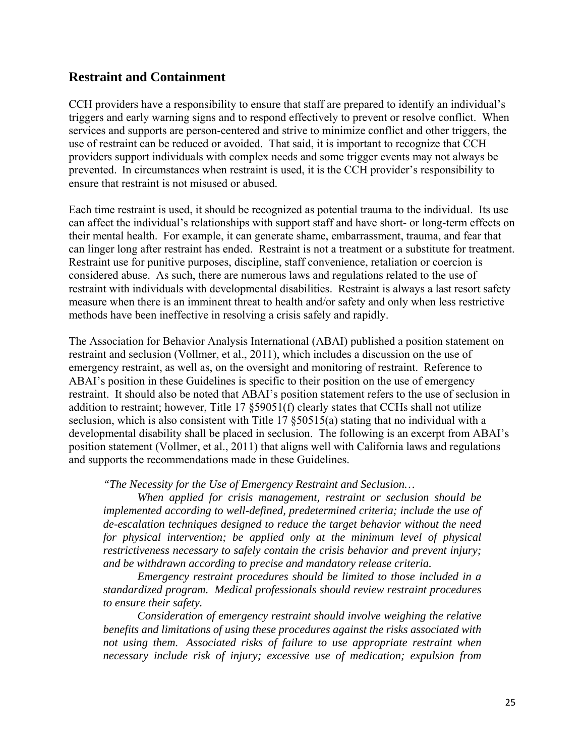## Restraint and Containment

CCH providers have a responsibility to ensure that staff are prepared to identify an individual's triggers and early warning signs and to respond effectively to prevent or resolve conflict. When services and supports are person-centered and strive to minimize conflict and other triggers, the use of restraint can be reduced or avoided. That said, it is important to recognize that CCH providers support individuals with complex needs and some trigger events may not always be prevented. In circumstances when restraint is used, it is the CCH provider's responsibility to ensure that restraint is not misused or abused.

Each time restraint is used, it should be recognized as potential trauma to the individual. Its use can affect the individual's relationships with support staff and have short- or long-term effects on their mental health. For example, it can generate shame, embarrassment, trauma, and fear that can linger long after restraint has ended. Restraint is not a treatment or a substitute for treatment. Restraint use for punitive purposes, discipline, staff convenience, retaliation or coercion is considered abuse. As such, there are numerous laws and regulations related to the use of restraint with individuals with developmental disabilities. Restraint is always a last resort safety measure when there is an imminent threat to health and/or safety and only when less restrictive methods have been ineffective in resolving a crisis safely and rapidly.

The Association for Behavior Analysis International (ABAI) published a position statement on restraint and seclusion (Vollmer, et al., 2011), which includes a discussion on the use of emergency restraint, as well as, on the oversight and monitoring of restraint. Reference to ABAI's position in these Guidelines is specific to their position on the use of emergency restraint. It should also be noted that ABAI's position statement refers to the use of seclusion in addition to restraint; however, Title 17 §59051(f) clearly states that CCHs shall not utilize seclusion, which is also consistent with Title 17 §50515(a) stating that no individual with a developmental disability shall be placed in seclusion. The following is an excerpt from ABAI's position statement (Vollmer, et al., 2011) that aligns well with California laws and regulations and supports the recommendations made in these Guidelines.

> *"The Necessity for the Use of Emergency Restraint and Seclusion…*
>
> *When applied for crisis management, restraint or seclusion should be implemented according to well-defined, predetermined criteria; include the use of de-escalation techniques designed to reduce the target behavior without the need for physical intervention; be applied only at the minimum level of physical restrictiveness necessary to safely contain the crisis behavior and prevent injury; and be withdrawn according to precise and mandatory release criteria.*
>
> *Emergency restraint procedures should be limited to those included in a standardized program. Medical professionals should review restraint procedures to ensure their safety.*
>
> *Consideration of emergency restraint should involve weighing the relative benefits and limitations of using these procedures against the risks associated with not using them. Associated risks of failure to use appropriate restraint when necessary include risk of injury; excessive use of medication; expulsion from*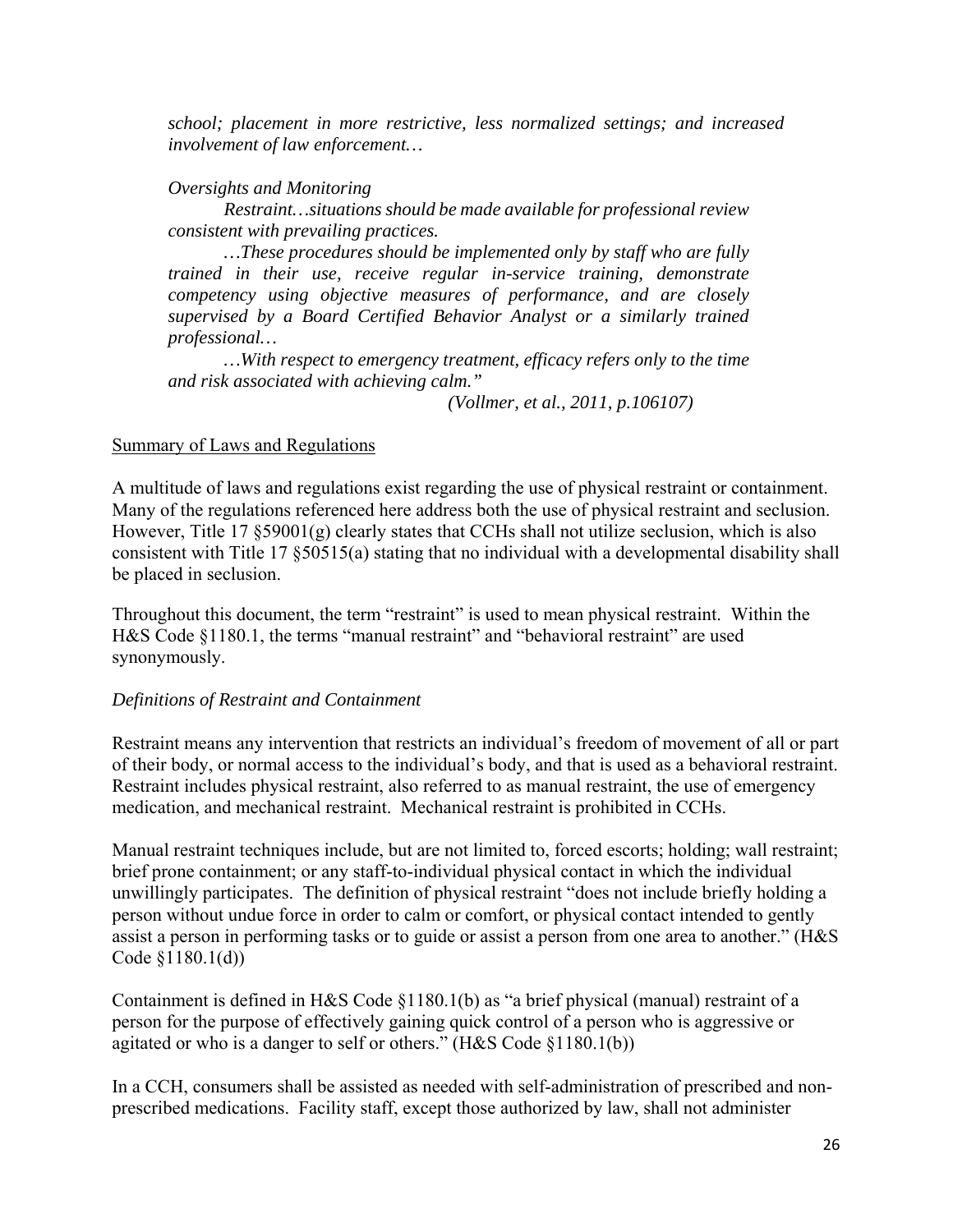*school; placement in more restrictive, less normalized settings; and increased involvement of law enforcement…*

*Oversights and Monitoring*

*Restraint…situations should be made available for professional review consistent with prevailing practices.*

*…These procedures should be implemented only by staff who are fully trained in their use, receive regular in-service training, demonstrate competency using objective measures of performance, and are closely supervised by a Board Certified Behavior Analyst or a similarly trained professional…*

*…With respect to emergency treatment, efficacy refers only to the time and risk associated with achieving calm."*

*(Vollmer, et al., 2011, p.106107)*

<u>Summary of Laws and Regulations</u>

A multitude of laws and regulations exist regarding the use of physical restraint or containment. Many of the regulations referenced here address both the use of physical restraint and seclusion. However, Title 17 §59001(g) clearly states that CCHs shall not utilize seclusion, which is also consistent with Title 17 §50515(a) stating that no individual with a developmental disability shall be placed in seclusion.

Throughout this document, the term "restraint" is used to mean physical restraint. Within the H&S Code §1180.1, the terms "manual restraint" and "behavioral restraint" are used synonymously.

*Definitions of Restraint and Containment*

Restraint means any intervention that restricts an individual's freedom of movement of all or part of their body, or normal access to the individual's body, and that is used as a behavioral restraint. Restraint includes physical restraint, also referred to as manual restraint, the use of emergency medication, and mechanical restraint. Mechanical restraint is prohibited in CCHs.

Manual restraint techniques include, but are not limited to, forced escorts; holding; wall restraint; brief prone containment; or any staff-to-individual physical contact in which the individual unwillingly participates. The definition of physical restraint "does not include briefly holding a person without undue force in order to calm or comfort, or physical contact intended to gently assist a person in performing tasks or to guide or assist a person from one area to another." (H&S Code §1180.1(d))

Containment is defined in H&S Code §1180.1(b) as "a brief physical (manual) restraint of a person for the purpose of effectively gaining quick control of a person who is aggressive or agitated or who is a danger to self or others." (H&S Code §1180.1(b))

In a CCH, consumers shall be assisted as needed with self-administration of prescribed and non-prescribed medications. Facility staff, except those authorized by law, shall not administer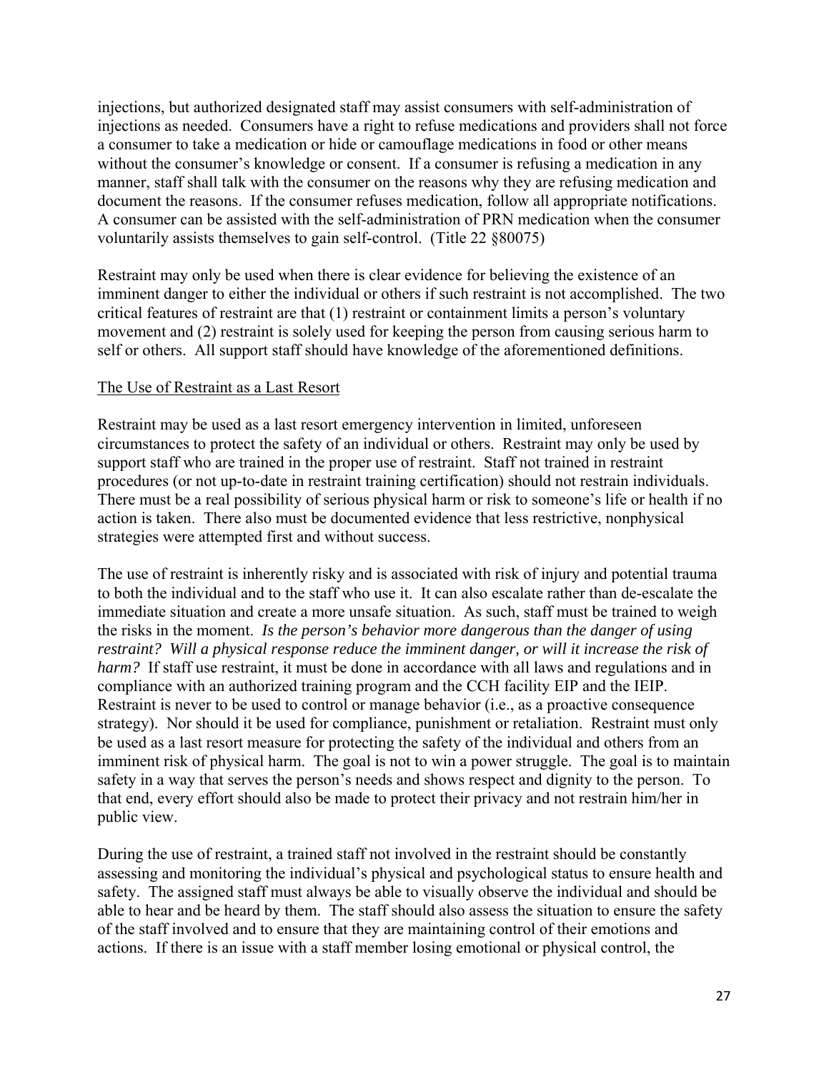injections, but authorized designated staff may assist consumers with self-administration of injections as needed. Consumers have a right to refuse medications and providers shall not force a consumer to take a medication or hide or camouflage medications in food or other means without the consumer's knowledge or consent. If a consumer is refusing a medication in any manner, staff shall talk with the consumer on the reasons why they are refusing medication and document the reasons. If the consumer refuses medication, follow all appropriate notifications. A consumer can be assisted with the self-administration of PRN medication when the consumer voluntarily assists themselves to gain self-control. (Title 22 §80075)

Restraint may only be used when there is clear evidence for believing the existence of an imminent danger to either the individual or others if such restraint is not accomplished. The two critical features of restraint are that (1) restraint or containment limits a person's voluntary movement and (2) restraint is solely used for keeping the person from causing serious harm to self or others. All support staff should have knowledge of the aforementioned definitions.

<u>The Use of Restraint as a Last Resort</u>

Restraint may be used as a last resort emergency intervention in limited, unforeseen circumstances to protect the safety of an individual or others. Restraint may only be used by support staff who are trained in the proper use of restraint. Staff not trained in restraint procedures (or not up-to-date in restraint training certification) should not restrain individuals. There must be a real possibility of serious physical harm or risk to someone's life or health if no action is taken. There also must be documented evidence that less restrictive, nonphysical strategies were attempted first and without success.

The use of restraint is inherently risky and is associated with risk of injury and potential trauma to both the individual and to the staff who use it. It can also escalate rather than de-escalate the immediate situation and create a more unsafe situation. As such, staff must be trained to weigh the risks in the moment. *Is the person's behavior more dangerous than the danger of using restraint? Will a physical response reduce the imminent danger, or will it increase the risk of harm?* If staff use restraint, it must be done in accordance with all laws and regulations and in compliance with an authorized training program and the CCH facility EIP and the IEIP. Restraint is never to be used to control or manage behavior (i.e., as a proactive consequence strategy). Nor should it be used for compliance, punishment or retaliation. Restraint must only be used as a last resort measure for protecting the safety of the individual and others from an imminent risk of physical harm. The goal is not to win a power struggle. The goal is to maintain safety in a way that serves the person's needs and shows respect and dignity to the person. To that end, every effort should also be made to protect their privacy and not restrain him/her in public view.

During the use of restraint, a trained staff not involved in the restraint should be constantly assessing and monitoring the individual's physical and psychological status to ensure health and safety. The assigned staff must always be able to visually observe the individual and should be able to hear and be heard by them. The staff should also assess the situation to ensure the safety of the staff involved and to ensure that they are maintaining control of their emotions and actions. If there is an issue with a staff member losing emotional or physical control, the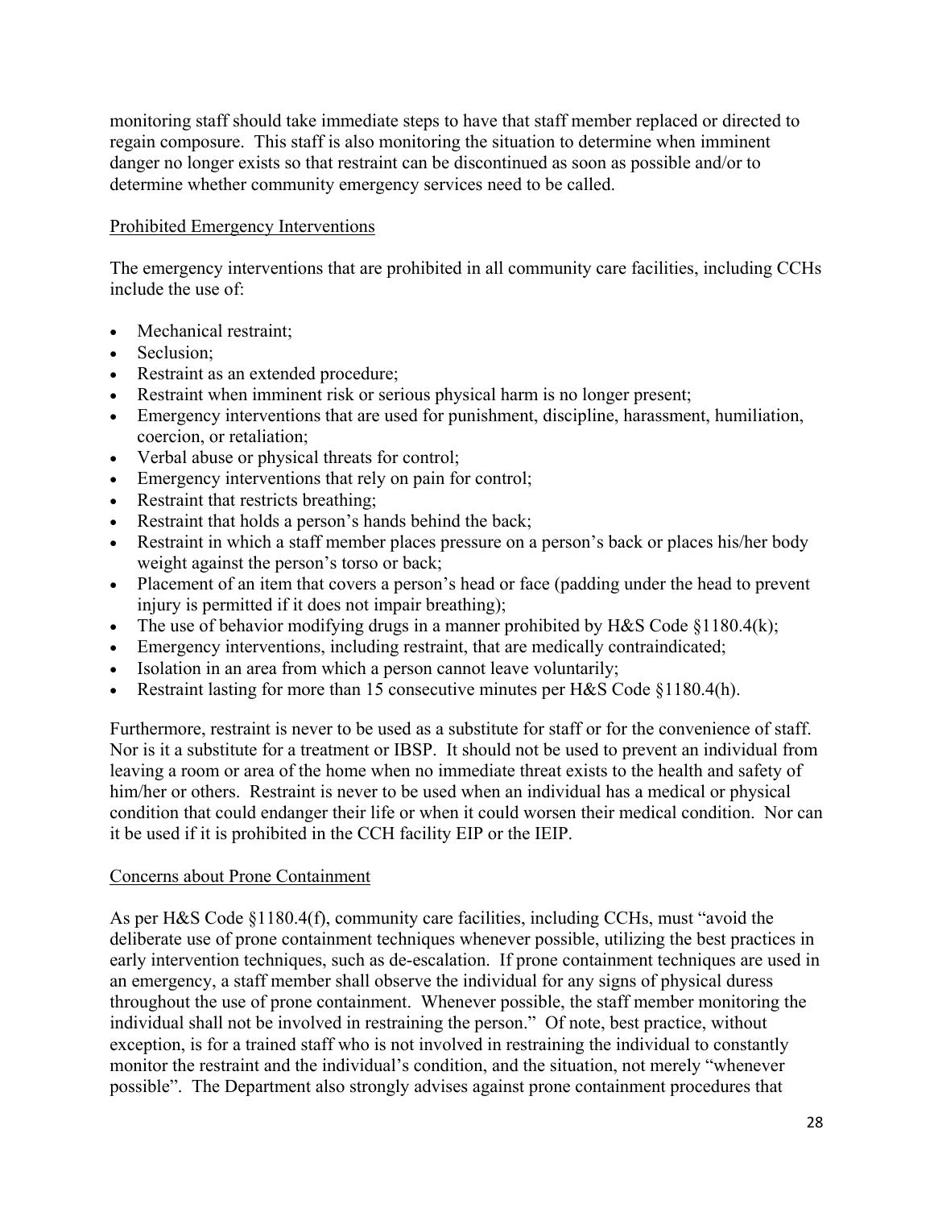monitoring staff should take immediate steps to have that staff member replaced or directed to regain composure. This staff is also monitoring the situation to determine when imminent danger no longer exists so that restraint can be discontinued as soon as possible and/or to determine whether community emergency services need to be called.

Prohibited Emergency Interventions

The emergency interventions that are prohibited in all community care facilities, including CCHs include the use of:

- Mechanical restraint;
- Seclusion;
- Restraint as an extended procedure;
- Restraint when imminent risk or serious physical harm is no longer present;
- Emergency interventions that are used for punishment, discipline, harassment, humiliation, coercion, or retaliation;
- Verbal abuse or physical threats for control;
- Emergency interventions that rely on pain for control;
- Restraint that restricts breathing;
- Restraint that holds a person's hands behind the back;
- Restraint in which a staff member places pressure on a person's back or places his/her body weight against the person's torso or back;
- Placement of an item that covers a person's head or face (padding under the head to prevent injury is permitted if it does not impair breathing);
- The use of behavior modifying drugs in a manner prohibited by H&S Code §1180.4(k);
- Emergency interventions, including restraint, that are medically contraindicated;
- Isolation in an area from which a person cannot leave voluntarily;
- Restraint lasting for more than 15 consecutive minutes per H&S Code §1180.4(h).

Furthermore, restraint is never to be used as a substitute for staff or for the convenience of staff. Nor is it a substitute for a treatment or IBSP. It should not be used to prevent an individual from leaving a room or area of the home when no immediate threat exists to the health and safety of him/her or others. Restraint is never to be used when an individual has a medical or physical condition that could endanger their life or when it could worsen their medical condition. Nor can it be used if it is prohibited in the CCH facility EIP or the IEIP.

Concerns about Prone Containment

As per H&S Code §1180.4(f), community care facilities, including CCHs, must "avoid the deliberate use of prone containment techniques whenever possible, utilizing the best practices in early intervention techniques, such as de-escalation. If prone containment techniques are used in an emergency, a staff member shall observe the individual for any signs of physical duress throughout the use of prone containment. Whenever possible, the staff member monitoring the individual shall not be involved in restraining the person." Of note, best practice, without exception, is for a trained staff who is not involved in restraining the individual to constantly monitor the restraint and the individual's condition, and the situation, not merely "whenever possible". The Department also strongly advises against prone containment procedures that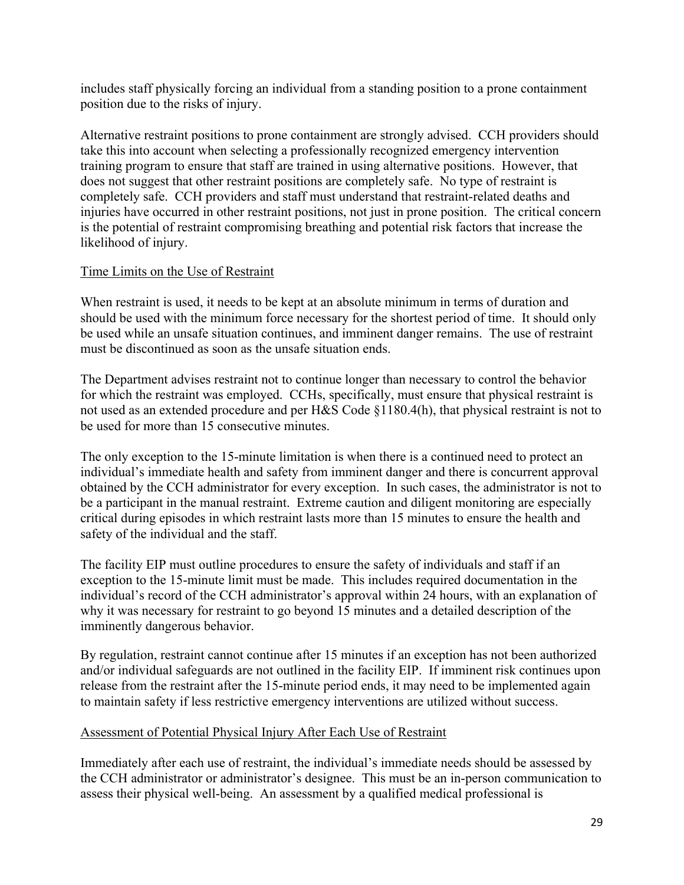includes staff physically forcing an individual from a standing position to a prone containment position due to the risks of injury.

Alternative restraint positions to prone containment are strongly advised. CCH providers should take this into account when selecting a professionally recognized emergency intervention training program to ensure that staff are trained in using alternative positions. However, that does not suggest that other restraint positions are completely safe. No type of restraint is completely safe. CCH providers and staff must understand that restraint-related deaths and injuries have occurred in other restraint positions, not just in prone position. The critical concern is the potential of restraint compromising breathing and potential risk factors that increase the likelihood of injury.

Time Limits on the Use of Restraint

When restraint is used, it needs to be kept at an absolute minimum in terms of duration and should be used with the minimum force necessary for the shortest period of time. It should only be used while an unsafe situation continues, and imminent danger remains. The use of restraint must be discontinued as soon as the unsafe situation ends.

The Department advises restraint not to continue longer than necessary to control the behavior for which the restraint was employed. CCHs, specifically, must ensure that physical restraint is not used as an extended procedure and per H&S Code §1180.4(h), that physical restraint is not to be used for more than 15 consecutive minutes.

The only exception to the 15-minute limitation is when there is a continued need to protect an individual's immediate health and safety from imminent danger and there is concurrent approval obtained by the CCH administrator for every exception. In such cases, the administrator is not to be a participant in the manual restraint. Extreme caution and diligent monitoring are especially critical during episodes in which restraint lasts more than 15 minutes to ensure the health and safety of the individual and the staff.

The facility EIP must outline procedures to ensure the safety of individuals and staff if an exception to the 15-minute limit must be made. This includes required documentation in the individual's record of the CCH administrator's approval within 24 hours, with an explanation of why it was necessary for restraint to go beyond 15 minutes and a detailed description of the imminently dangerous behavior.

By regulation, restraint cannot continue after 15 minutes if an exception has not been authorized and/or individual safeguards are not outlined in the facility EIP. If imminent risk continues upon release from the restraint after the 15-minute period ends, it may need to be implemented again to maintain safety if less restrictive emergency interventions are utilized without success.

Assessment of Potential Physical Injury After Each Use of Restraint

Immediately after each use of restraint, the individual's immediate needs should be assessed by the CCH administrator or administrator's designee. This must be an in-person communication to assess their physical well-being. An assessment by a qualified medical professional is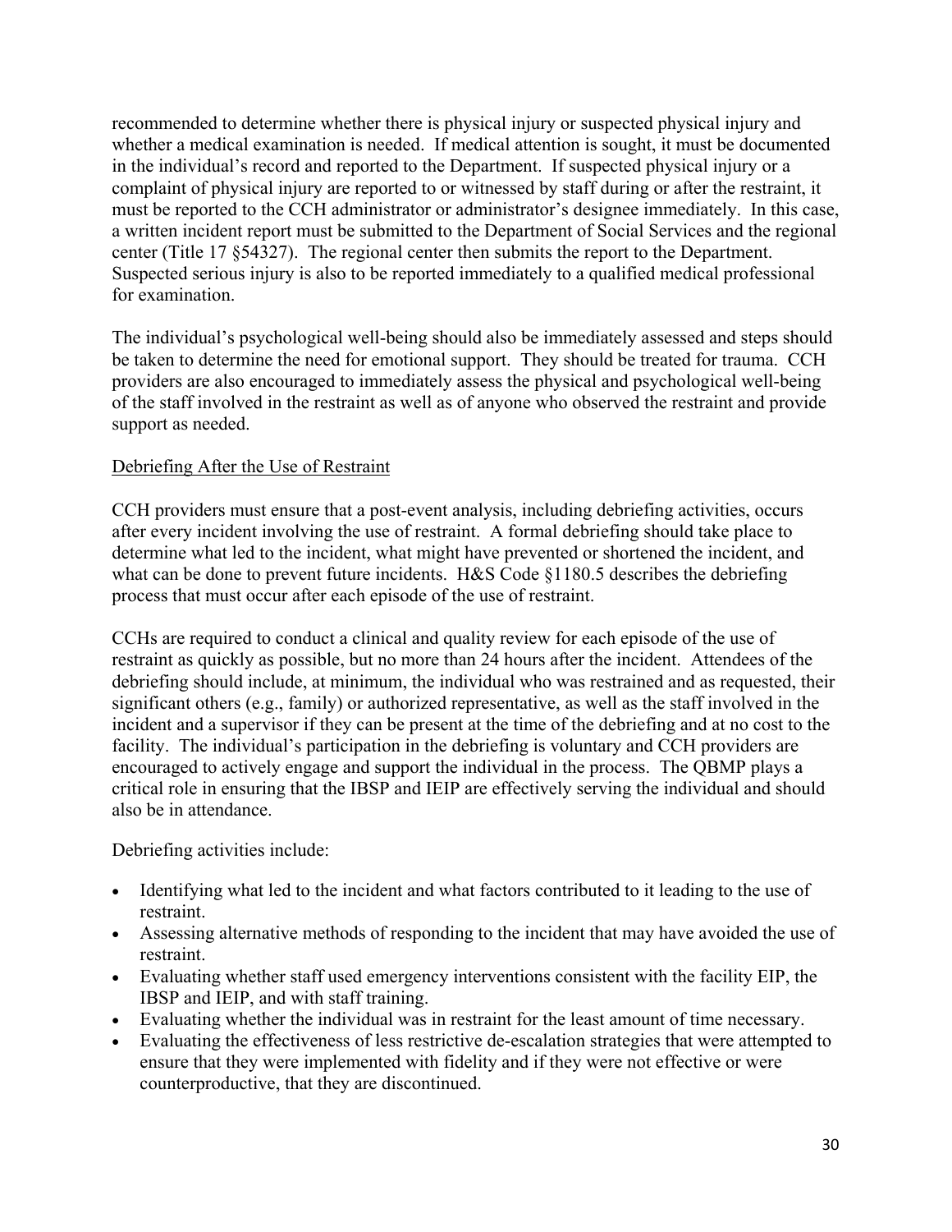recommended to determine whether there is physical injury or suspected physical injury and whether a medical examination is needed. If medical attention is sought, it must be documented in the individual's record and reported to the Department. If suspected physical injury or a complaint of physical injury are reported to or witnessed by staff during or after the restraint, it must be reported to the CCH administrator or administrator's designee immediately. In this case, a written incident report must be submitted to the Department of Social Services and the regional center (Title 17 §54327). The regional center then submits the report to the Department. Suspected serious injury is also to be reported immediately to a qualified medical professional for examination.

The individual's psychological well-being should also be immediately assessed and steps should be taken to determine the need for emotional support. They should be treated for trauma. CCH providers are also encouraged to immediately assess the physical and psychological well-being of the staff involved in the restraint as well as of anyone who observed the restraint and provide support as needed.

<u>Debriefing After the Use of Restraint</u>

CCH providers must ensure that a post-event analysis, including debriefing activities, occurs after every incident involving the use of restraint. A formal debriefing should take place to determine what led to the incident, what might have prevented or shortened the incident, and what can be done to prevent future incidents. H&S Code §1180.5 describes the debriefing process that must occur after each episode of the use of restraint.

CCHs are required to conduct a clinical and quality review for each episode of the use of restraint as quickly as possible, but no more than 24 hours after the incident. Attendees of the debriefing should include, at minimum, the individual who was restrained and as requested, their significant others (e.g., family) or authorized representative, as well as the staff involved in the incident and a supervisor if they can be present at the time of the debriefing and at no cost to the facility. The individual's participation in the debriefing is voluntary and CCH providers are encouraged to actively engage and support the individual in the process. The QBMP plays a critical role in ensuring that the IBSP and IEIP are effectively serving the individual and should also be in attendance.

Debriefing activities include:

- Identifying what led to the incident and what factors contributed to it leading to the use of restraint.
- Assessing alternative methods of responding to the incident that may have avoided the use of restraint.
- Evaluating whether staff used emergency interventions consistent with the facility EIP, the IBSP and IEIP, and with staff training.
- Evaluating whether the individual was in restraint for the least amount of time necessary.
- Evaluating the effectiveness of less restrictive de-escalation strategies that were attempted to ensure that they were implemented with fidelity and if they were not effective or were counterproductive, that they are discontinued.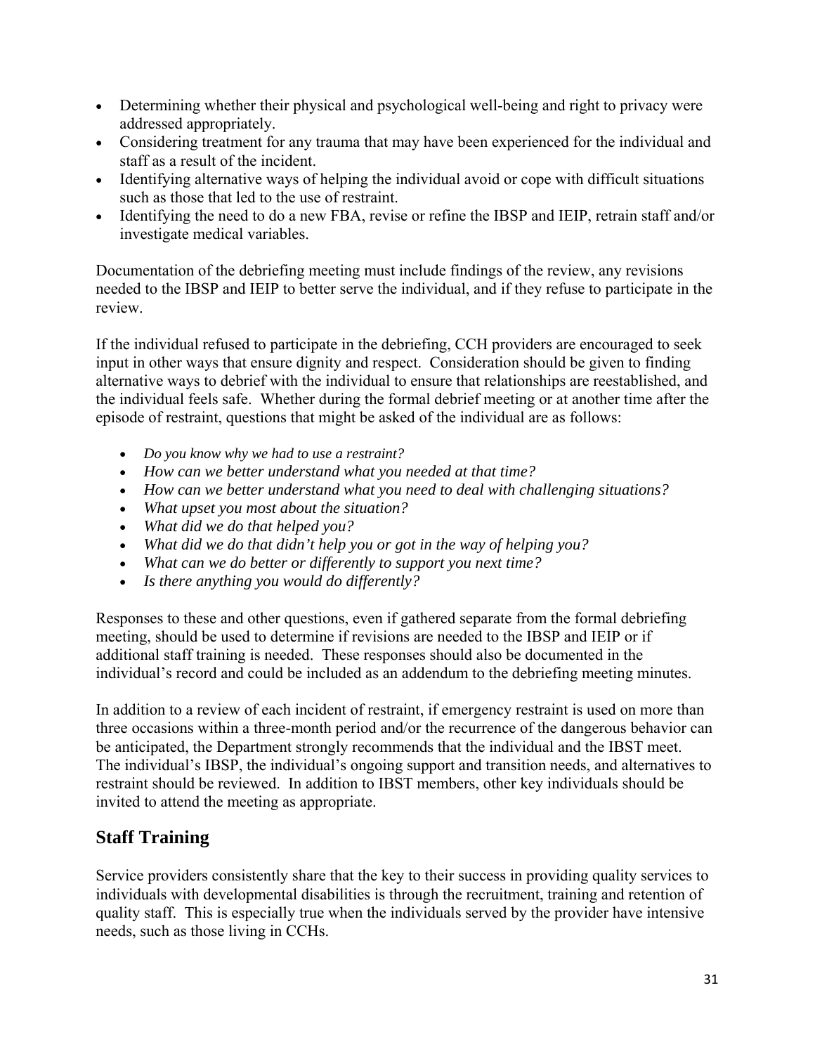- Determining whether their physical and psychological well-being and right to privacy were addressed appropriately.
- Considering treatment for any trauma that may have been experienced for the individual and staff as a result of the incident.
- Identifying alternative ways of helping the individual avoid or cope with difficult situations such as those that led to the use of restraint.
- Identifying the need to do a new FBA, revise or refine the IBSP and IEIP, retrain staff and/or investigate medical variables.

Documentation of the debriefing meeting must include findings of the review, any revisions needed to the IBSP and IEIP to better serve the individual, and if they refuse to participate in the review.

If the individual refused to participate in the debriefing, CCH providers are encouraged to seek input in other ways that ensure dignity and respect. Consideration should be given to finding alternative ways to debrief with the individual to ensure that relationships are reestablished, and the individual feels safe. Whether during the formal debrief meeting or at another time after the episode of restraint, questions that might be asked of the individual are as follows:

- *Do you know why we had to use a restraint?*
- *How can we better understand what you needed at that time?*
- *How can we better understand what you need to deal with challenging situations?*
- *What upset you most about the situation?*
- *What did we do that helped you?*
- *What did we do that didn't help you or got in the way of helping you?*
- *What can we do better or differently to support you next time?*
- *Is there anything you would do differently?*

Responses to these and other questions, even if gathered separate from the formal debriefing meeting, should be used to determine if revisions are needed to the IBSP and IEIP or if additional staff training is needed. These responses should also be documented in the individual's record and could be included as an addendum to the debriefing meeting minutes.

In addition to a review of each incident of restraint, if emergency restraint is used on more than three occasions within a three-month period and/or the recurrence of the dangerous behavior can be anticipated, the Department strongly recommends that the individual and the IBST meet. The individual's IBSP, the individual's ongoing support and transition needs, and alternatives to restraint should be reviewed. In addition to IBST members, other key individuals should be invited to attend the meeting as appropriate.

## Staff Training

Service providers consistently share that the key to their success in providing quality services to individuals with developmental disabilities is through the recruitment, training and retention of quality staff. This is especially true when the individuals served by the provider have intensive needs, such as those living in CCHs.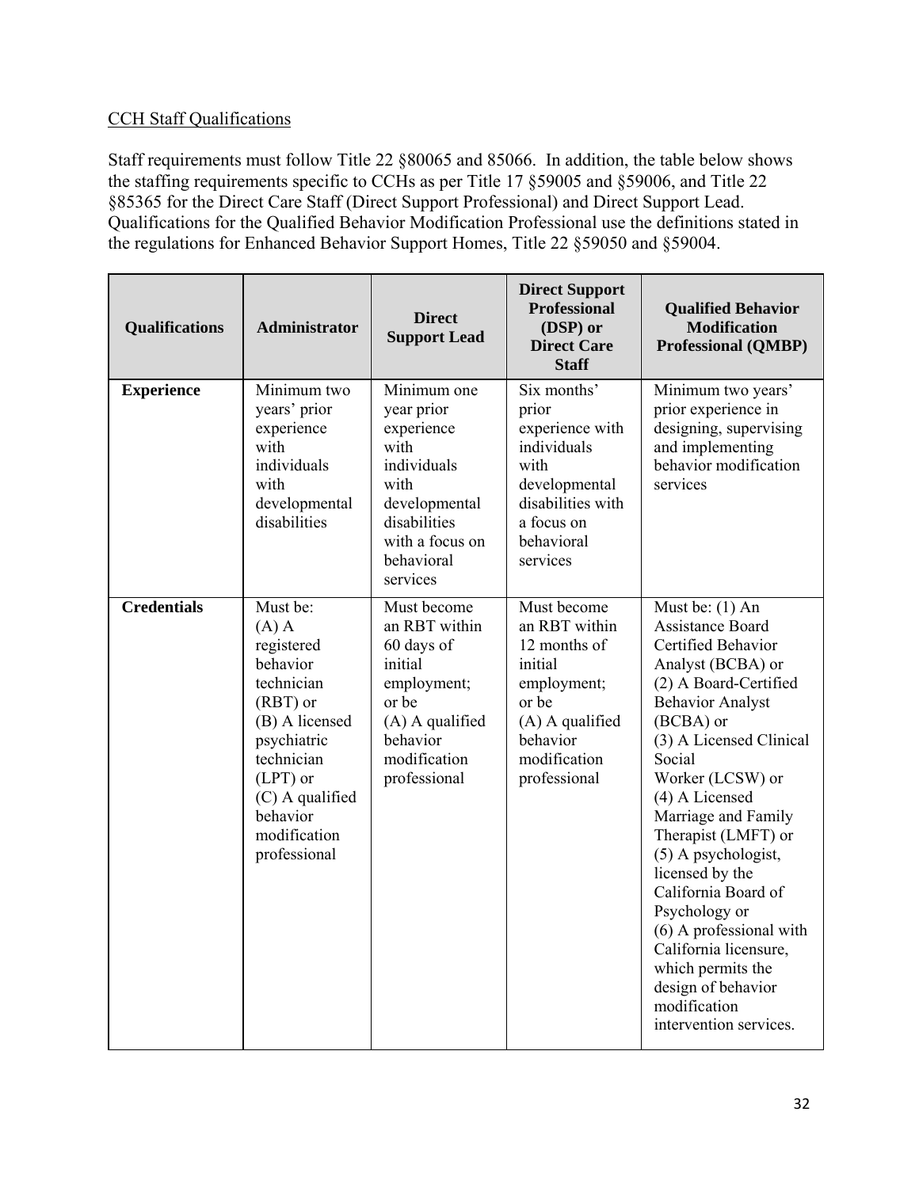<u>CCH Staff Qualifications</u>

Staff requirements must follow Title 22 §80065 and 85066. In addition, the table below shows the staffing requirements specific to CCHs as per Title 17 §59005 and §59006, and Title 22 §85365 for the Direct Care Staff (Direct Support Professional) and Direct Support Lead. Qualifications for the Qualified Behavior Modification Professional use the definitions stated in the regulations for Enhanced Behavior Support Homes, Title 22 §59050 and §59004.

| Qualifications | Administrator | Direct Support Lead | Direct Support Professional (DSP) or Direct Care Staff | Qualified Behavior Modification Professional (QMBP) |
|---|---|---|---|---|
| **Experience** | Minimum two years' prior experience with individuals with developmental disabilities | Minimum one year prior experience with individuals with developmental disabilities with a focus on behavioral services | Six months' prior experience with individuals with developmental disabilities with a focus on behavioral services | Minimum two years' prior experience in designing, supervising and implementing behavior modification services |
| **Credentials** | Must be: (A) A registered behavior technician (RBT) or (B) A licensed psychiatric technician (LPT) or (C) A qualified behavior modification professional | Must become an RBT within 60 days of initial employment; or be (A) A qualified behavior modification professional | Must become an RBT within 12 months of initial employment; or be (A) A qualified behavior modification professional | Must be: (1) An Assistance Board Certified Behavior Analyst (BCBA) or (2) A Board-Certified Behavior Analyst (BCBA) or (3) A Licensed Clinical Social Worker (LCSW) or (4) A Licensed Marriage and Family Therapist (LMFT) or (5) A psychologist, licensed by the California Board of Psychology or (6) A professional with California licensure, which permits the design of behavior modification intervention services. |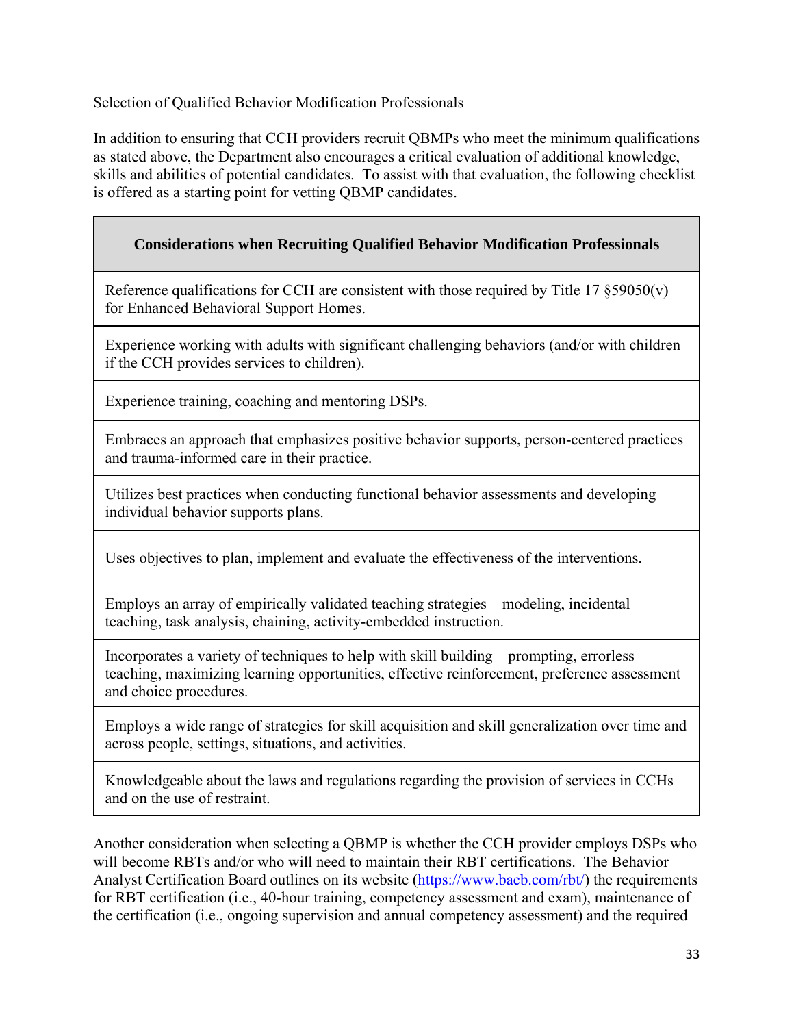Selection of Qualified Behavior Modification Professionals

In addition to ensuring that CCH providers recruit QBMPs who meet the minimum qualifications as stated above, the Department also encourages a critical evaluation of additional knowledge, skills and abilities of potential candidates. To assist with that evaluation, the following checklist is offered as a starting point for vetting QBMP candidates.

| **Considerations when Recruiting Qualified Behavior Modification Professionals** |
| --- |
| Reference qualifications for CCH are consistent with those required by Title 17 §59050(v) for Enhanced Behavioral Support Homes. |
| Experience working with adults with significant challenging behaviors (and/or with children if the CCH provides services to children). |
| Experience training, coaching and mentoring DSPs. |
| Embraces an approach that emphasizes positive behavior supports, person-centered practices and trauma-informed care in their practice. |
| Utilizes best practices when conducting functional behavior assessments and developing individual behavior supports plans. |
| Uses objectives to plan, implement and evaluate the effectiveness of the interventions. |
| Employs an array of empirically validated teaching strategies – modeling, incidental teaching, task analysis, chaining, activity-embedded instruction. |
| Incorporates a variety of techniques to help with skill building – prompting, errorless teaching, maximizing learning opportunities, effective reinforcement, preference assessment and choice procedures. |
| Employs a wide range of strategies for skill acquisition and skill generalization over time and across people, settings, situations, and activities. |
| Knowledgeable about the laws and regulations regarding the provision of services in CCHs and on the use of restraint. |

Another consideration when selecting a QBMP is whether the CCH provider employs DSPs who will become RBTs and/or who will need to maintain their RBT certifications. The Behavior Analyst Certification Board outlines on its website (https://www.bacb.com/rbt/) the requirements for RBT certification (i.e., 40-hour training, competency assessment and exam), maintenance of the certification (i.e., ongoing supervision and annual competency assessment) and the required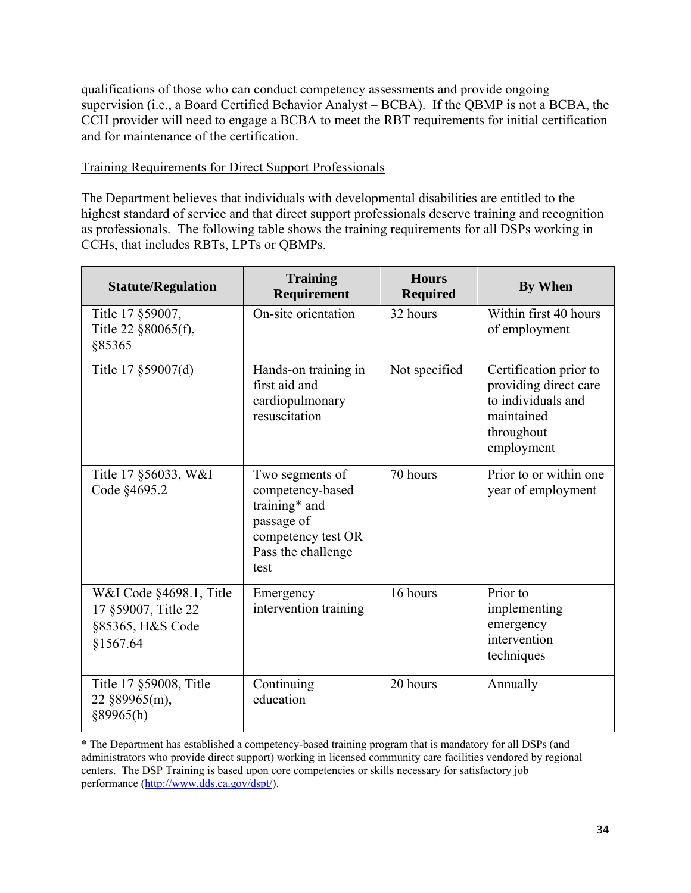qualifications of those who can conduct competency assessments and provide ongoing supervision (i.e., a Board Certified Behavior Analyst – BCBA). If the QBMP is not a BCBA, the CCH provider will need to engage a BCBA to meet the RBT requirements for initial certification and for maintenance of the certification.

<u>Training Requirements for Direct Support Professionals</u>

The Department believes that individuals with developmental disabilities are entitled to the highest standard of service and that direct support professionals deserve training and recognition as professionals. The following table shows the training requirements for all DSPs working in CCHs, that includes RBTs, LPTs or QBMPs.

| Statute/Regulation | Training Requirement | Hours Required | By When |
|---|---|---|---|
| Title 17 §59007, Title 22 §80065(f), §85365 | On-site orientation | 32 hours | Within first 40 hours of employment |
| Title 17 §59007(d) | Hands-on training in first aid and cardiopulmonary resuscitation | Not specified | Certification prior to providing direct care to individuals and maintained throughout employment |
| Title 17 §56033, W&I Code §4695.2 | Two segments of competency-based training* and passage of competency test OR Pass the challenge test | 70 hours | Prior to or within one year of employment |
| W&I Code §4698.1, Title 17 §59007, Title 22 §85365, H&S Code §1567.64 | Emergency intervention training | 16 hours | Prior to implementing emergency intervention techniques |
| Title 17 §59008, Title 22 §89965(m), §89965(h) | Continuing education | 20 hours | Annually |

* The Department has established a competency-based training program that is mandatory for all DSPs (and administrators who provide direct support) working in licensed community care facilities vendored by regional centers. The DSP Training is based upon core competencies or skills necessary for satisfactory job performance (http://www.dds.ca.gov/dspt/).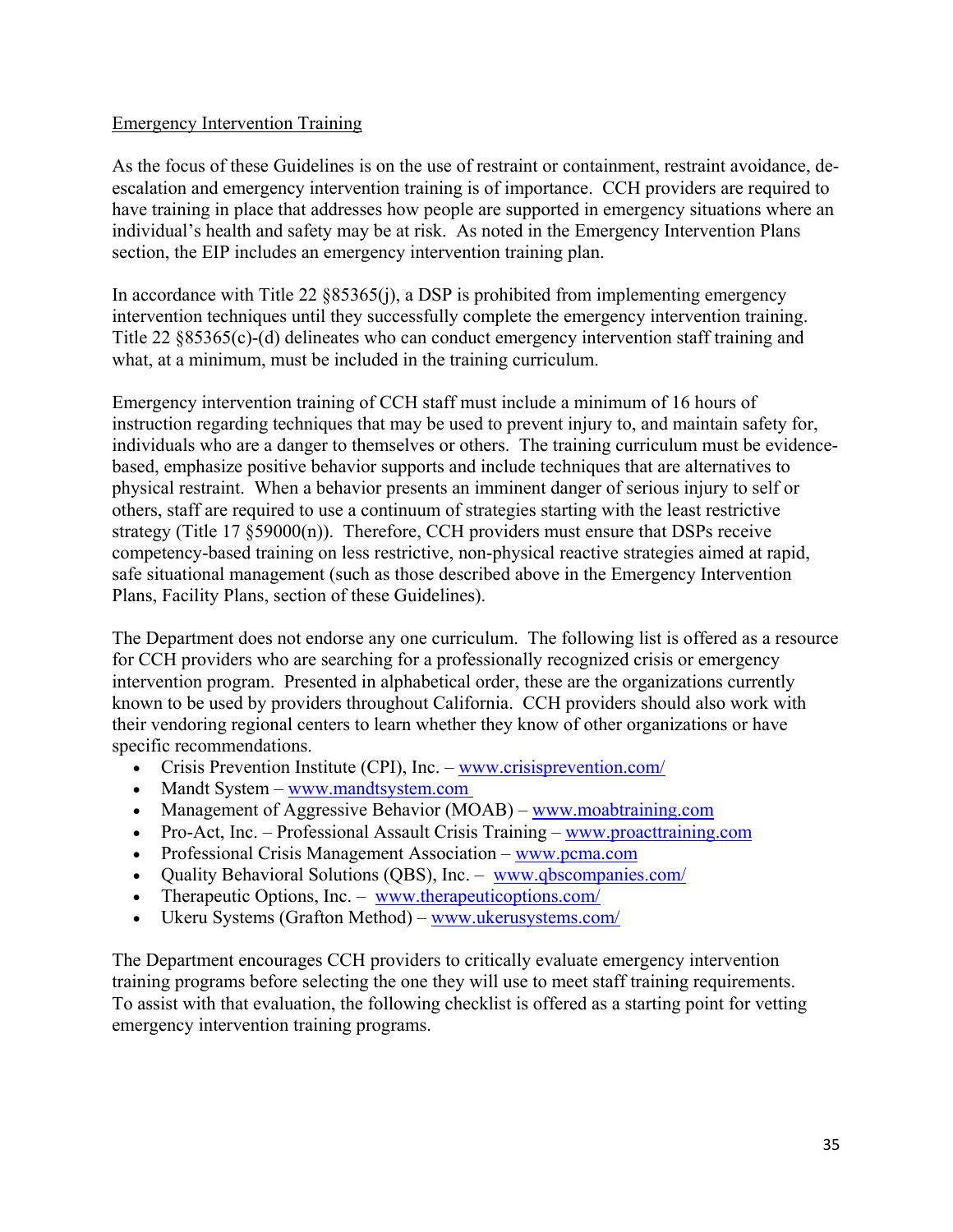Emergency Intervention Training

As the focus of these Guidelines is on the use of restraint or containment, restraint avoidance, de-escalation and emergency intervention training is of importance. CCH providers are required to have training in place that addresses how people are supported in emergency situations where an individual's health and safety may be at risk. As noted in the Emergency Intervention Plans section, the EIP includes an emergency intervention training plan.

In accordance with Title 22 §85365(j), a DSP is prohibited from implementing emergency intervention techniques until they successfully complete the emergency intervention training. Title 22 §85365(c)-(d) delineates who can conduct emergency intervention staff training and what, at a minimum, must be included in the training curriculum.

Emergency intervention training of CCH staff must include a minimum of 16 hours of instruction regarding techniques that may be used to prevent injury to, and maintain safety for, individuals who are a danger to themselves or others. The training curriculum must be evidence-based, emphasize positive behavior supports and include techniques that are alternatives to physical restraint. When a behavior presents an imminent danger of serious injury to self or others, staff are required to use a continuum of strategies starting with the least restrictive strategy (Title 17 §59000(n)). Therefore, CCH providers must ensure that DSPs receive competency-based training on less restrictive, non-physical reactive strategies aimed at rapid, safe situational management (such as those described above in the Emergency Intervention Plans, Facility Plans, section of these Guidelines).

The Department does not endorse any one curriculum. The following list is offered as a resource for CCH providers who are searching for a professionally recognized crisis or emergency intervention program. Presented in alphabetical order, these are the organizations currently known to be used by providers throughout California. CCH providers should also work with their vendoring regional centers to learn whether they know of other organizations or have specific recommendations.

- Crisis Prevention Institute (CPI), Inc. – www.crisisprevention.com/
- Mandt System – www.mandtsystem.com
- Management of Aggressive Behavior (MOAB) – www.moabtraining.com
- Pro-Act, Inc. – Professional Assault Crisis Training – www.proacttraining.com
- Professional Crisis Management Association – www.pcma.com
- Quality Behavioral Solutions (QBS), Inc. – www.qbscompanies.com/
- Therapeutic Options, Inc. – www.therapeuticoptions.com/
- Ukeru Systems (Grafton Method) – www.ukerusystems.com/

The Department encourages CCH providers to critically evaluate emergency intervention training programs before selecting the one they will use to meet staff training requirements. To assist with that evaluation, the following checklist is offered as a starting point for vetting emergency intervention training programs.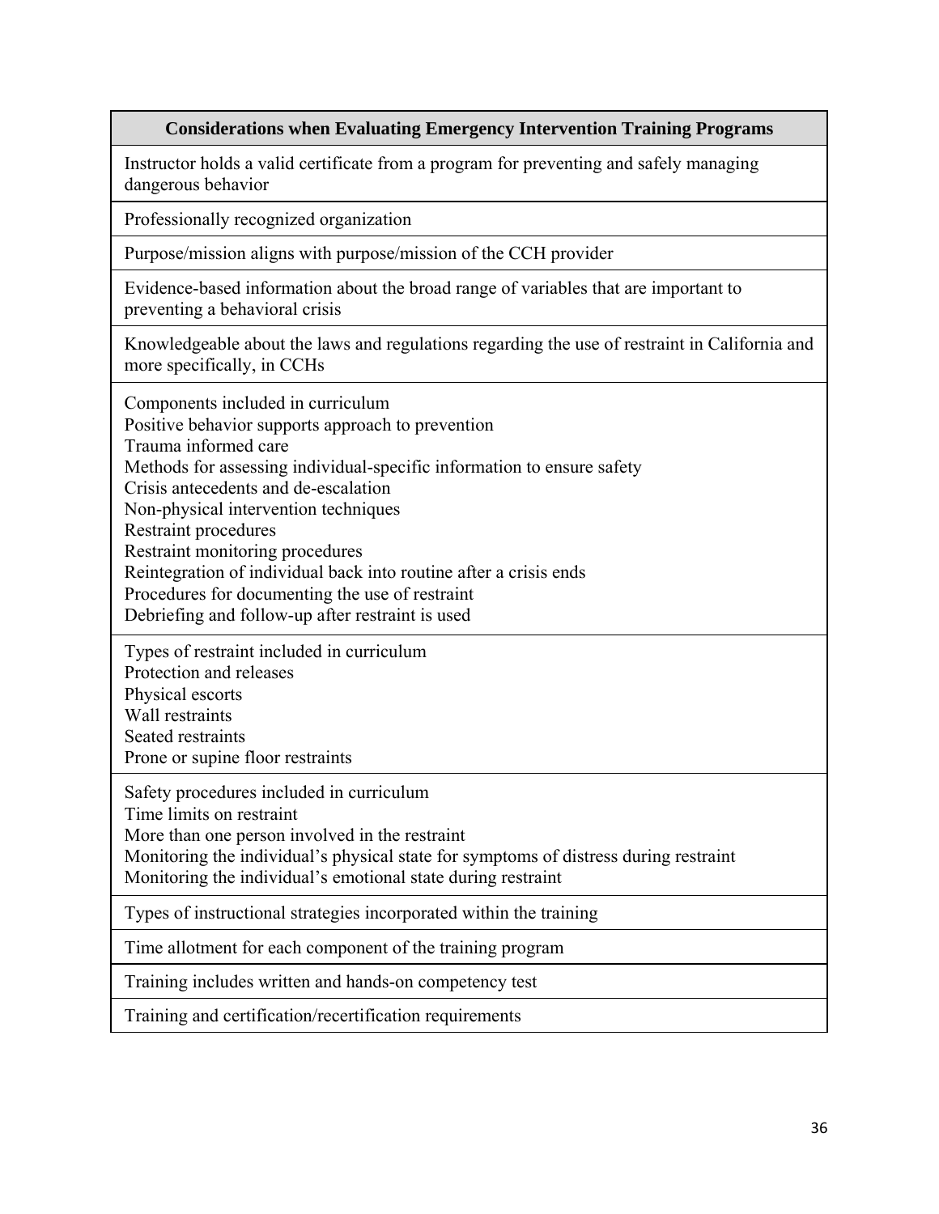| Considerations when Evaluating Emergency Intervention Training Programs |
|---|
| Instructor holds a valid certificate from a program for preventing and safely managing dangerous behavior |
| Professionally recognized organization |
| Purpose/mission aligns with purpose/mission of the CCH provider |
| Evidence-based information about the broad range of variables that are important to preventing a behavioral crisis |
| Knowledgeable about the laws and regulations regarding the use of restraint in California and more specifically, in CCHs |
| Components included in curriculum<br>Positive behavior supports approach to prevention<br>Trauma informed care<br>Methods for assessing individual-specific information to ensure safety<br>Crisis antecedents and de-escalation<br>Non-physical intervention techniques<br>Restraint procedures<br>Restraint monitoring procedures<br>Reintegration of individual back into routine after a crisis ends<br>Procedures for documenting the use of restraint<br>Debriefing and follow-up after restraint is used |
| Types of restraint included in curriculum<br>Protection and releases<br>Physical escorts<br>Wall restraints<br>Seated restraints<br>Prone or supine floor restraints |
| Safety procedures included in curriculum<br>Time limits on restraint<br>More than one person involved in the restraint<br>Monitoring the individual's physical state for symptoms of distress during restraint<br>Monitoring the individual's emotional state during restraint |
| Types of instructional strategies incorporated within the training |
| Time allotment for each component of the training program |
| Training includes written and hands-on competency test |
| Training and certification/recertification requirements |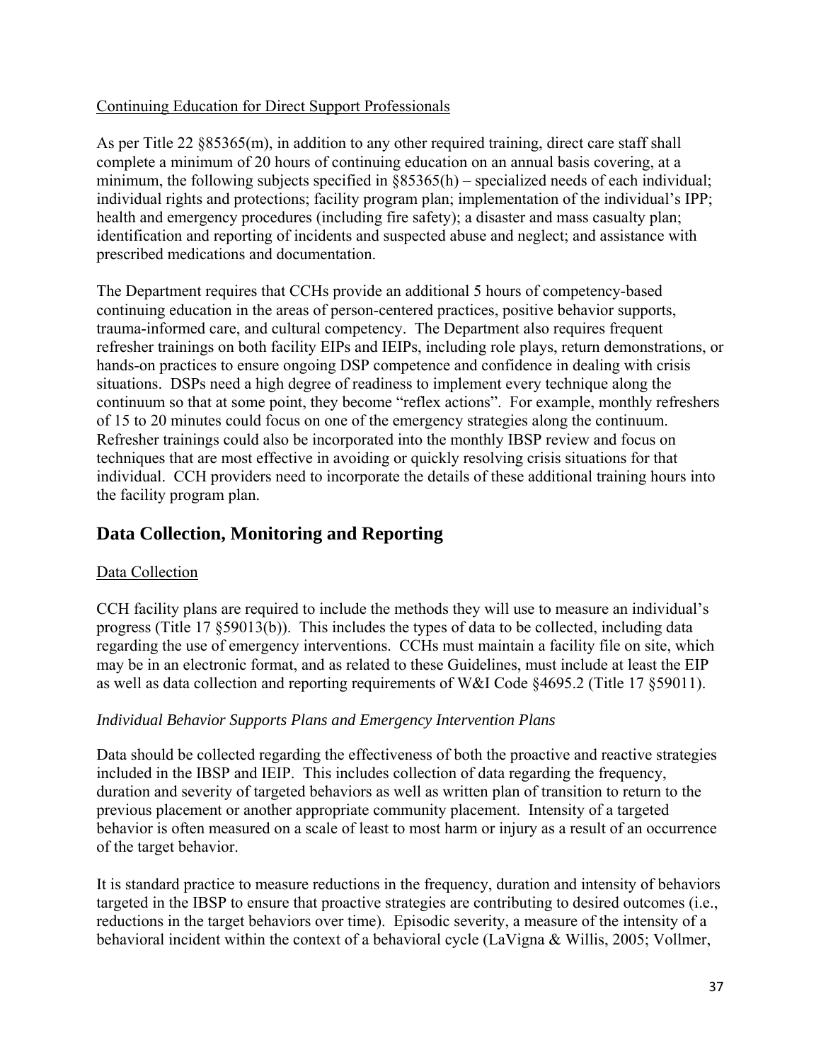Continuing Education for Direct Support Professionals

As per Title 22 §85365(m), in addition to any other required training, direct care staff shall complete a minimum of 20 hours of continuing education on an annual basis covering, at a minimum, the following subjects specified in §85365(h) – specialized needs of each individual; individual rights and protections; facility program plan; implementation of the individual's IPP; health and emergency procedures (including fire safety); a disaster and mass casualty plan; identification and reporting of incidents and suspected abuse and neglect; and assistance with prescribed medications and documentation.

The Department requires that CCHs provide an additional 5 hours of competency-based continuing education in the areas of person-centered practices, positive behavior supports, trauma-informed care, and cultural competency. The Department also requires frequent refresher trainings on both facility EIPs and IEIPs, including role plays, return demonstrations, or hands-on practices to ensure ongoing DSP competence and confidence in dealing with crisis situations. DSPs need a high degree of readiness to implement every technique along the continuum so that at some point, they become "reflex actions". For example, monthly refreshers of 15 to 20 minutes could focus on one of the emergency strategies along the continuum. Refresher trainings could also be incorporated into the monthly IBSP review and focus on techniques that are most effective in avoiding or quickly resolving crisis situations for that individual. CCH providers need to incorporate the details of these additional training hours into the facility program plan.

## Data Collection, Monitoring and Reporting

Data Collection

CCH facility plans are required to include the methods they will use to measure an individual's progress (Title 17 §59013(b)). This includes the types of data to be collected, including data regarding the use of emergency interventions. CCHs must maintain a facility file on site, which may be in an electronic format, and as related to these Guidelines, must include at least the EIP as well as data collection and reporting requirements of W&I Code §4695.2 (Title 17 §59011).

*Individual Behavior Supports Plans and Emergency Intervention Plans*

Data should be collected regarding the effectiveness of both the proactive and reactive strategies included in the IBSP and IEIP. This includes collection of data regarding the frequency, duration and severity of targeted behaviors as well as written plan of transition to return to the previous placement or another appropriate community placement. Intensity of a targeted behavior is often measured on a scale of least to most harm or injury as a result of an occurrence of the target behavior.

It is standard practice to measure reductions in the frequency, duration and intensity of behaviors targeted in the IBSP to ensure that proactive strategies are contributing to desired outcomes (i.e., reductions in the target behaviors over time). Episodic severity, a measure of the intensity of a behavioral incident within the context of a behavioral cycle (LaVigna & Willis, 2005; Vollmer,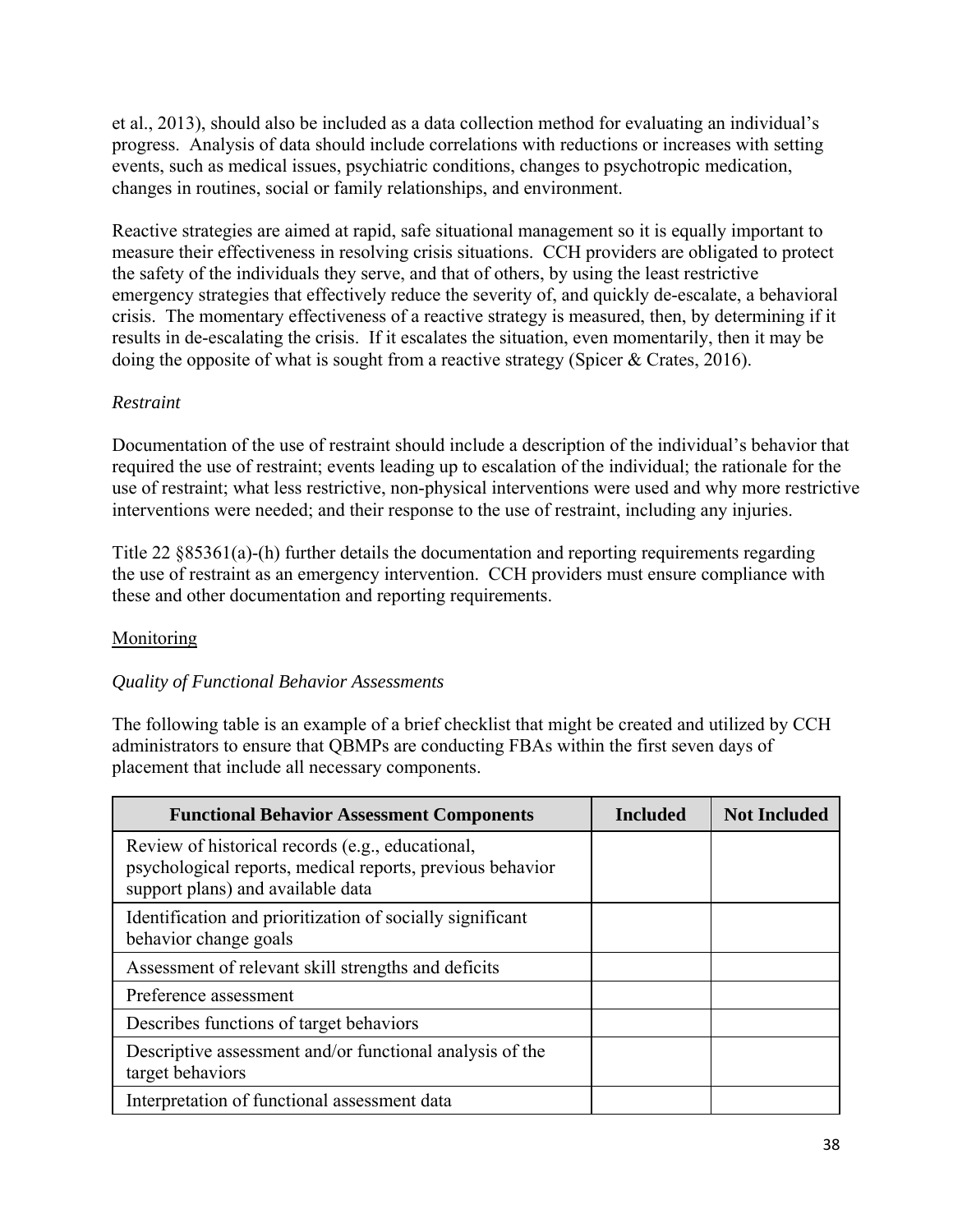et al., 2013), should also be included as a data collection method for evaluating an individual's progress. Analysis of data should include correlations with reductions or increases with setting events, such as medical issues, psychiatric conditions, changes to psychotropic medication, changes in routines, social or family relationships, and environment.

Reactive strategies are aimed at rapid, safe situational management so it is equally important to measure their effectiveness in resolving crisis situations. CCH providers are obligated to protect the safety of the individuals they serve, and that of others, by using the least restrictive emergency strategies that effectively reduce the severity of, and quickly de-escalate, a behavioral crisis. The momentary effectiveness of a reactive strategy is measured, then, by determining if it results in de-escalating the crisis. If it escalates the situation, even momentarily, then it may be doing the opposite of what is sought from a reactive strategy (Spicer & Crates, 2016).

*Restraint*

Documentation of the use of restraint should include a description of the individual's behavior that required the use of restraint; events leading up to escalation of the individual; the rationale for the use of restraint; what less restrictive, non-physical interventions were used and why more restrictive interventions were needed; and their response to the use of restraint, including any injuries.

Title 22 §85361(a)-(h) further details the documentation and reporting requirements regarding the use of restraint as an emergency intervention. CCH providers must ensure compliance with these and other documentation and reporting requirements.

<u>Monitoring</u>

*Quality of Functional Behavior Assessments*

The following table is an example of a brief checklist that might be created and utilized by CCH administrators to ensure that QBMPs are conducting FBAs within the first seven days of placement that include all necessary components.

| Functional Behavior Assessment Components | Included | Not Included |
|---|---|---|
| Review of historical records (e.g., educational, psychological reports, medical reports, previous behavior support plans) and available data | | |
| Identification and prioritization of socially significant behavior change goals | | |
| Assessment of relevant skill strengths and deficits | | |
| Preference assessment | | |
| Describes functions of target behaviors | | |
| Descriptive assessment and/or functional analysis of the target behaviors | | |
| Interpretation of functional assessment data | | |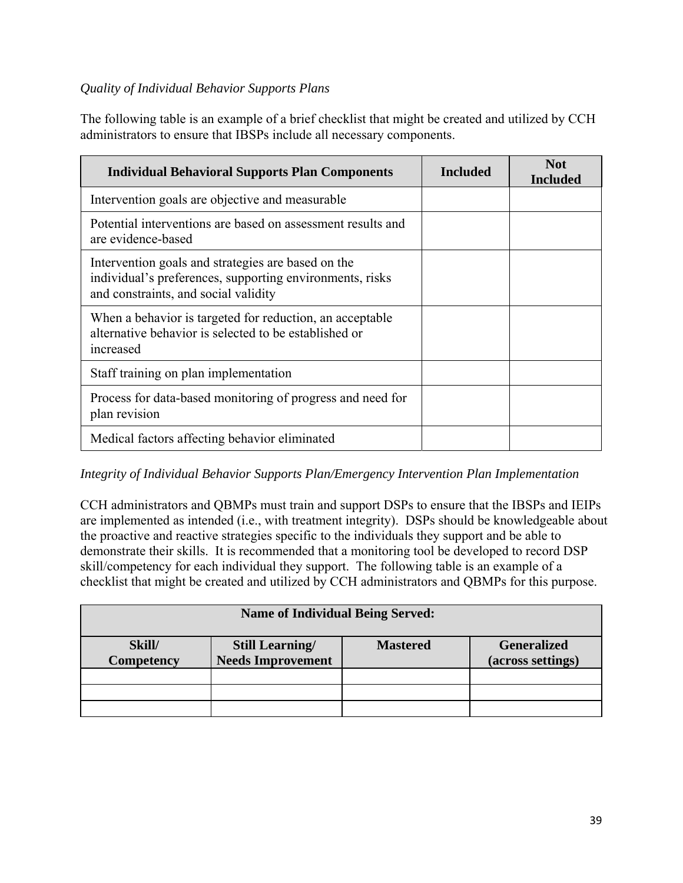*Quality of Individual Behavior Supports Plans*

The following table is an example of a brief checklist that might be created and utilized by CCH administrators to ensure that IBSPs include all necessary components.

| Individual Behavioral Supports Plan Components | Included | Not Included |
|---|---|---|
| Intervention goals are objective and measurable | | |
| Potential interventions are based on assessment results and are evidence-based | | |
| Intervention goals and strategies are based on the individual's preferences, supporting environments, risks and constraints, and social validity | | |
| When a behavior is targeted for reduction, an acceptable alternative behavior is selected to be established or increased | | |
| Staff training on plan implementation | | |
| Process for data-based monitoring of progress and need for plan revision | | |
| Medical factors affecting behavior eliminated | | |

*Integrity of Individual Behavior Supports Plan/Emergency Intervention Plan Implementation*

CCH administrators and QBMPs must train and support DSPs to ensure that the IBSPs and IEIPs are implemented as intended (i.e., with treatment integrity). DSPs should be knowledgeable about the proactive and reactive strategies specific to the individuals they support and be able to demonstrate their skills. It is recommended that a monitoring tool be developed to record DSP skill/competency for each individual they support. The following table is an example of a checklist that might be created and utilized by CCH administrators and QBMPs for this purpose.

| Name of Individual Being Served: | | | |
|---|---|---|---|
| **Skill/ Competency** | **Still Learning/ Needs Improvement** | **Mastered** | **Generalized (across settings)** |
| | | | |
| | | | |
| | | | |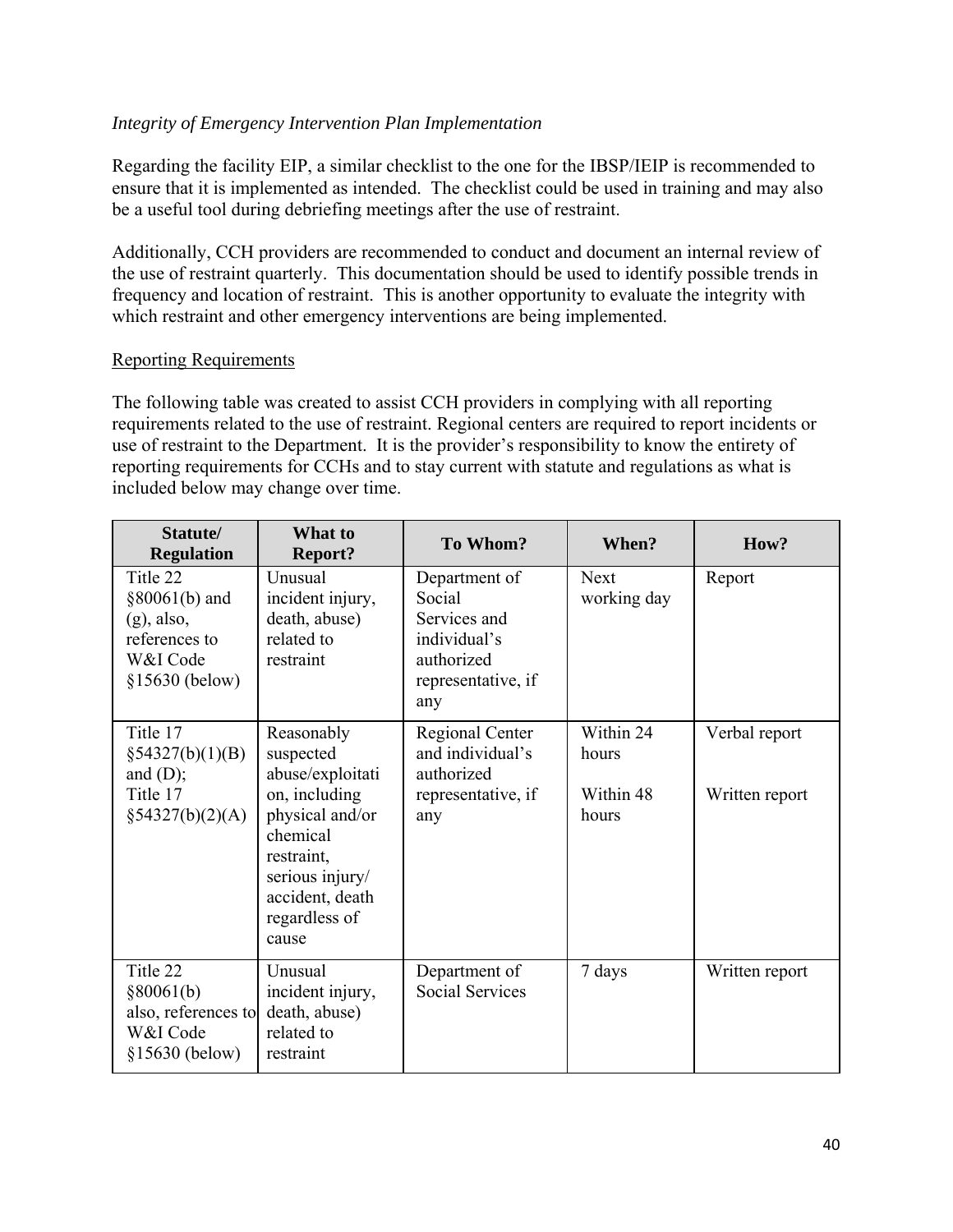*Integrity of Emergency Intervention Plan Implementation*

Regarding the facility EIP, a similar checklist to the one for the IBSP/IEIP is recommended to ensure that it is implemented as intended. The checklist could be used in training and may also be a useful tool during debriefing meetings after the use of restraint.

Additionally, CCH providers are recommended to conduct and document an internal review of the use of restraint quarterly. This documentation should be used to identify possible trends in frequency and location of restraint. This is another opportunity to evaluate the integrity with which restraint and other emergency interventions are being implemented.

<u>Reporting Requirements</u>

The following table was created to assist CCH providers in complying with all reporting requirements related to the use of restraint. Regional centers are required to report incidents or use of restraint to the Department. It is the provider's responsibility to know the entirety of reporting requirements for CCHs and to stay current with statute and regulations as what is included below may change over time.

| Statute/ Regulation | What to Report? | To Whom? | When? | How? |
|---|---|---|---|---|
| Title 22 §80061(b) and (g), also, references to W&I Code §15630 (below) | Unusual incident injury, death, abuse) related to restraint | Department of Social Services and individual's authorized representative, if any | Next working day | Report |
| Title 17 §54327(b)(1)(B) and (D); Title 17 §54327(b)(2)(A) | Reasonably suspected abuse/exploitation, including physical and/or chemical restraint, serious injury/ accident, death regardless of cause | Regional Center and individual's authorized representative, if any | Within 24 hours<br><br>Within 48 hours | Verbal report<br><br>Written report |
| Title 22 §80061(b) also, references to W&I Code §15630 (below) | Unusual incident injury, death, abuse) related to restraint | Department of Social Services | 7 days | Written report |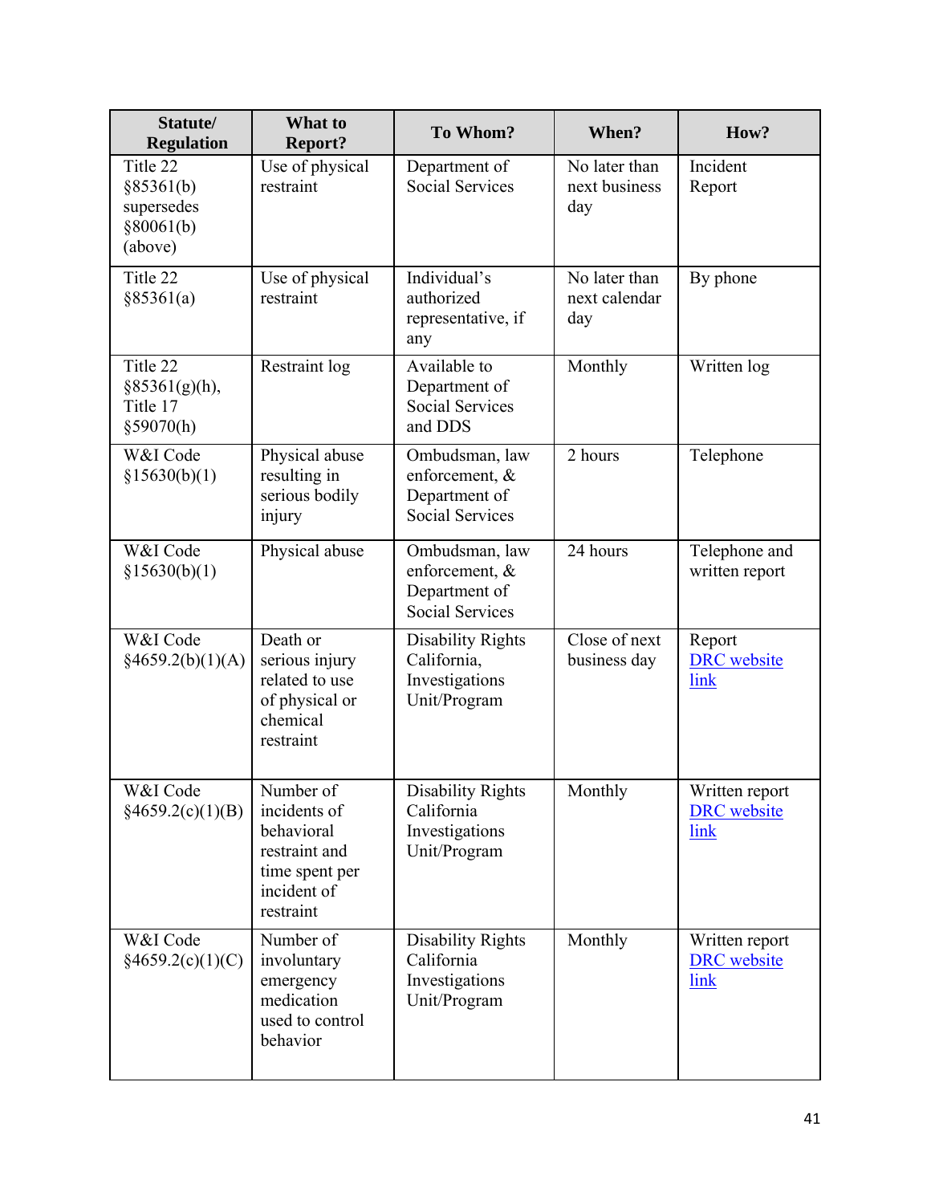| Statute/ Regulation | What to Report? | To Whom? | When? | How? |
|---|---|---|---|---|
| Title 22 §85361(b) supersedes §80061(b) (above) | Use of physical restraint | Department of Social Services | No later than next business day | Incident Report |
| Title 22 §85361(a) | Use of physical restraint | Individual's authorized representative, if any | No later than next calendar day | By phone |
| Title 22 §85361(g)(h), Title 17 §59070(h) | Restraint log | Available to Department of Social Services and DDS | Monthly | Written log |
| W&I Code §15630(b)(1) | Physical abuse resulting in serious bodily injury | Ombudsman, law enforcement, & Department of Social Services | 2 hours | Telephone |
| W&I Code §15630(b)(1) | Physical abuse | Ombudsman, law enforcement, & Department of Social Services | 24 hours | Telephone and written report |
| W&I Code §4659.2(b)(1)(A) | Death or serious injury related to use of physical or chemical restraint | Disability Rights California, Investigations Unit/Program | Close of next business day | Report DRC website link |
| W&I Code §4659.2(c)(1)(B) | Number of incidents of behavioral restraint and time spent per incident of restraint | Disability Rights California Investigations Unit/Program | Monthly | Written report DRC website link |
| W&I Code §4659.2(c)(1)(C) | Number of involuntary emergency medication used to control behavior | Disability Rights California Investigations Unit/Program | Monthly | Written report DRC website link |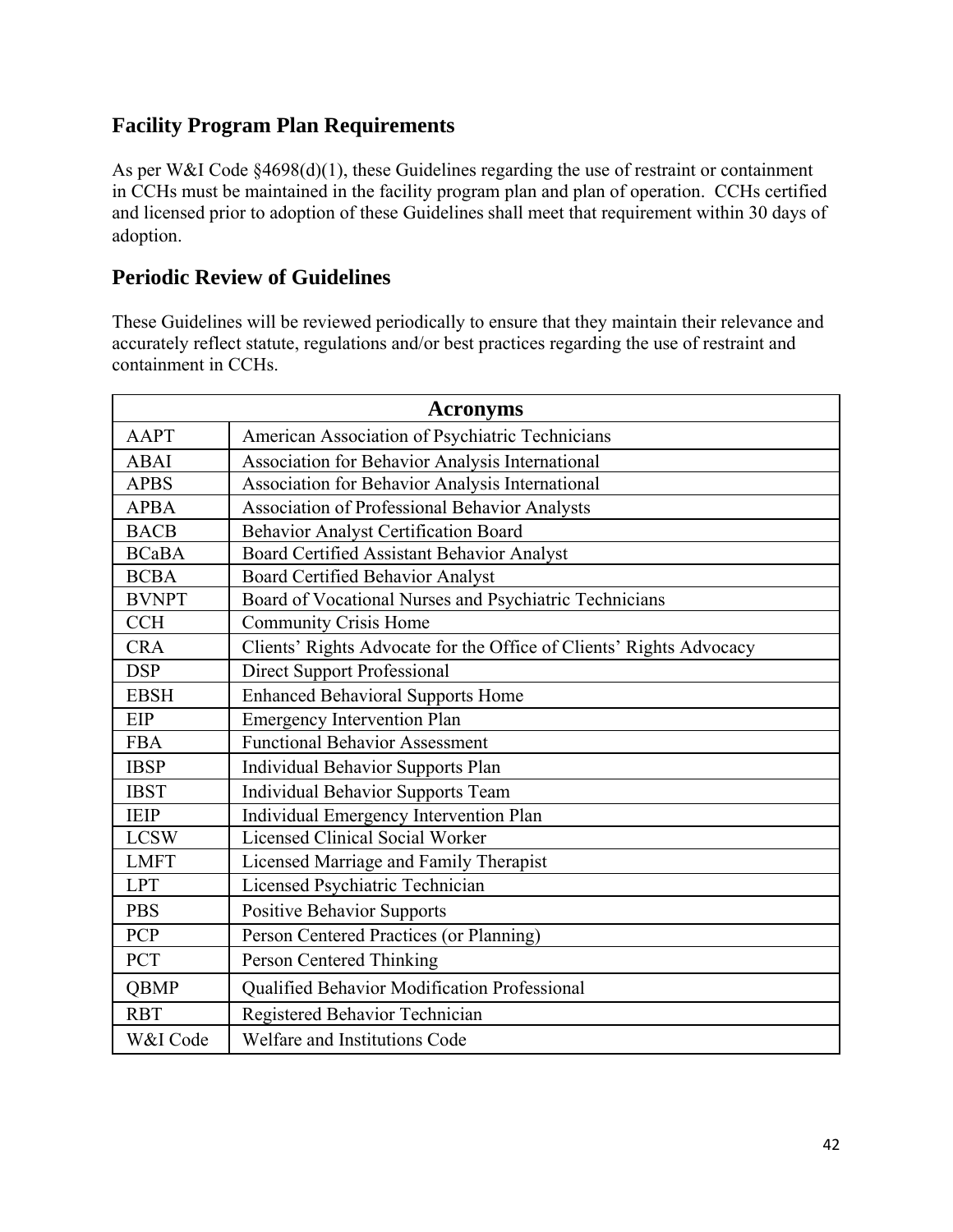## Facility Program Plan Requirements

As per W&I Code §4698(d)(1), these Guidelines regarding the use of restraint or containment in CCHs must be maintained in the facility program plan and plan of operation. CCHs certified and licensed prior to adoption of these Guidelines shall meet that requirement within 30 days of adoption.

## Periodic Review of Guidelines

These Guidelines will be reviewed periodically to ensure that they maintain their relevance and accurately reflect statute, regulations and/or best practices regarding the use of restraint and containment in CCHs.

| **Acronyms** | |
|---|---|
| AAPT | American Association of Psychiatric Technicians |
| ABAI | Association for Behavior Analysis International |
| APBS | Association for Behavior Analysis International |
| APBA | Association of Professional Behavior Analysts |
| BACB | Behavior Analyst Certification Board |
| BCaBA | Board Certified Assistant Behavior Analyst |
| BCBA | Board Certified Behavior Analyst |
| BVNPT | Board of Vocational Nurses and Psychiatric Technicians |
| CCH | Community Crisis Home |
| CRA | Clients' Rights Advocate for the Office of Clients' Rights Advocacy |
| DSP | Direct Support Professional |
| EBSH | Enhanced Behavioral Supports Home |
| EIP | Emergency Intervention Plan |
| FBA | Functional Behavior Assessment |
| IBSP | Individual Behavior Supports Plan |
| IBST | Individual Behavior Supports Team |
| IEIP | Individual Emergency Intervention Plan |
| LCSW | Licensed Clinical Social Worker |
| LMFT | Licensed Marriage and Family Therapist |
| LPT | Licensed Psychiatric Technician |
| PBS | Positive Behavior Supports |
| PCP | Person Centered Practices (or Planning) |
| PCT | Person Centered Thinking |
| QBMP | Qualified Behavior Modification Professional |
| RBT | Registered Behavior Technician |
| W&I Code | Welfare and Institutions Code |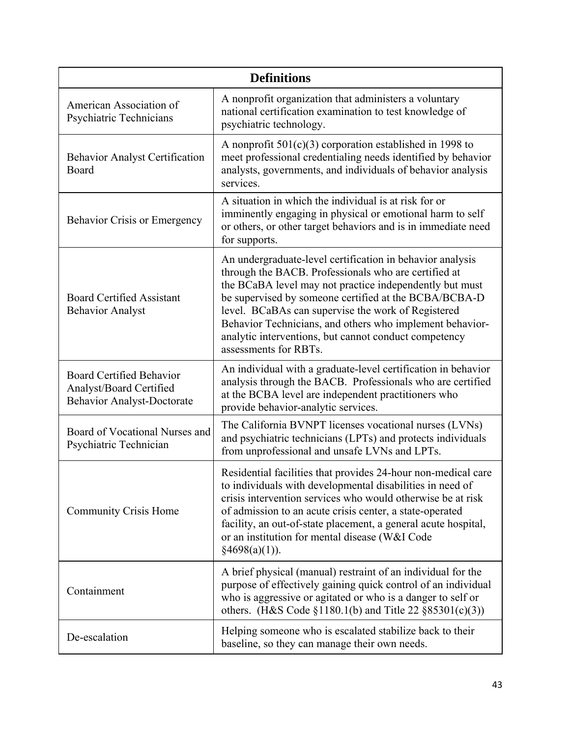| Definitions | |
|---|---|
| American Association of Psychiatric Technicians | A nonprofit organization that administers a voluntary national certification examination to test knowledge of psychiatric technology. |
| Behavior Analyst Certification Board | A nonprofit 501(c)(3) corporation established in 1998 to meet professional credentialing needs identified by behavior analysts, governments, and individuals of behavior analysis services. |
| Behavior Crisis or Emergency | A situation in which the individual is at risk for or imminently engaging in physical or emotional harm to self or others, or other target behaviors and is in immediate need for supports. |
| Board Certified Assistant Behavior Analyst | An undergraduate-level certification in behavior analysis through the BACB. Professionals who are certified at the BCaBA level may not practice independently but must be supervised by someone certified at the BCBA/BCBA-D level. BCaBAs can supervise the work of Registered Behavior Technicians, and others who implement behavior-analytic interventions, but cannot conduct competency assessments for RBTs. |
| Board Certified Behavior Analyst/Board Certified Behavior Analyst-Doctorate | An individual with a graduate-level certification in behavior analysis through the BACB. Professionals who are certified at the BCBA level are independent practitioners who provide behavior-analytic services. |
| Board of Vocational Nurses and Psychiatric Technician | The California BVNPT licenses vocational nurses (LVNs) and psychiatric technicians (LPTs) and protects individuals from unprofessional and unsafe LVNs and LPTs. |
| Community Crisis Home | Residential facilities that provides 24-hour non-medical care to individuals with developmental disabilities in need of crisis intervention services who would otherwise be at risk of admission to an acute crisis center, a state-operated facility, an out-of-state placement, a general acute hospital, or an institution for mental disease (W&I Code §4698(a)(1)). |
| Containment | A brief physical (manual) restraint of an individual for the purpose of effectively gaining quick control of an individual who is aggressive or agitated or who is a danger to self or others. (H&S Code §1180.1(b) and Title 22 §85301(c)(3)) |
| De-escalation | Helping someone who is escalated stabilize back to their baseline, so they can manage their own needs. |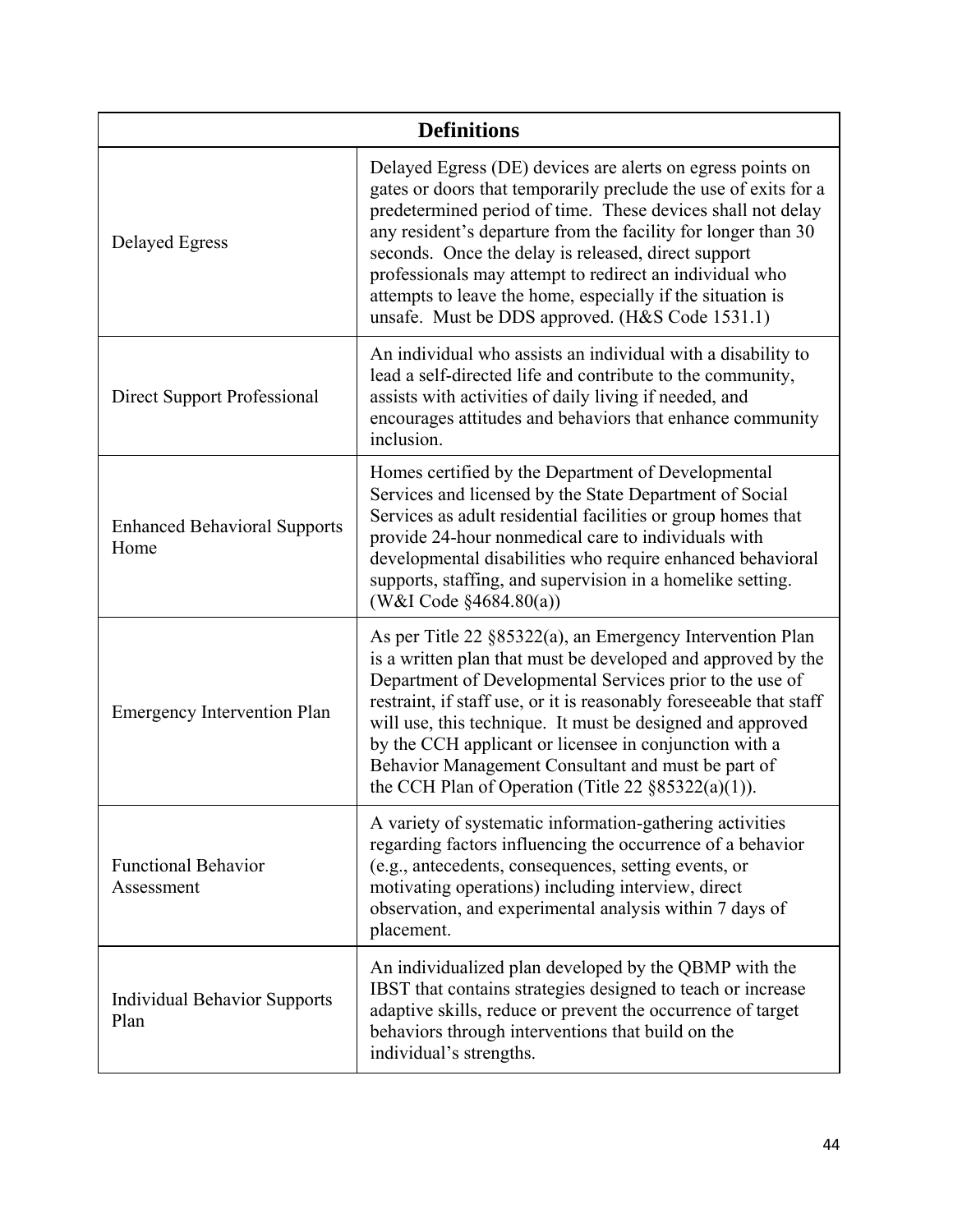| Definitions | |
|---|---|
| Delayed Egress | Delayed Egress (DE) devices are alerts on egress points on gates or doors that temporarily preclude the use of exits for a predetermined period of time. These devices shall not delay any resident's departure from the facility for longer than 30 seconds. Once the delay is released, direct support professionals may attempt to redirect an individual who attempts to leave the home, especially if the situation is unsafe. Must be DDS approved. (H&S Code 1531.1) |
| Direct Support Professional | An individual who assists an individual with a disability to lead a self-directed life and contribute to the community, assists with activities of daily living if needed, and encourages attitudes and behaviors that enhance community inclusion. |
| Enhanced Behavioral Supports Home | Homes certified by the Department of Developmental Services and licensed by the State Department of Social Services as adult residential facilities or group homes that provide 24-hour nonmedical care to individuals with developmental disabilities who require enhanced behavioral supports, staffing, and supervision in a homelike setting. (W&I Code §4684.80(a)) |
| Emergency Intervention Plan | As per Title 22 §85322(a), an Emergency Intervention Plan is a written plan that must be developed and approved by the Department of Developmental Services prior to the use of restraint, if staff use, or it is reasonably foreseeable that staff will use, this technique. It must be designed and approved by the CCH applicant or licensee in conjunction with a Behavior Management Consultant and must be part of the CCH Plan of Operation (Title 22 §85322(a)(1)). |
| Functional Behavior Assessment | A variety of systematic information-gathering activities regarding factors influencing the occurrence of a behavior (e.g., antecedents, consequences, setting events, or motivating operations) including interview, direct observation, and experimental analysis within 7 days of placement. |
| Individual Behavior Supports Plan | An individualized plan developed by the QBMP with the IBST that contains strategies designed to teach or increase adaptive skills, reduce or prevent the occurrence of target behaviors through interventions that build on the individual's strengths. |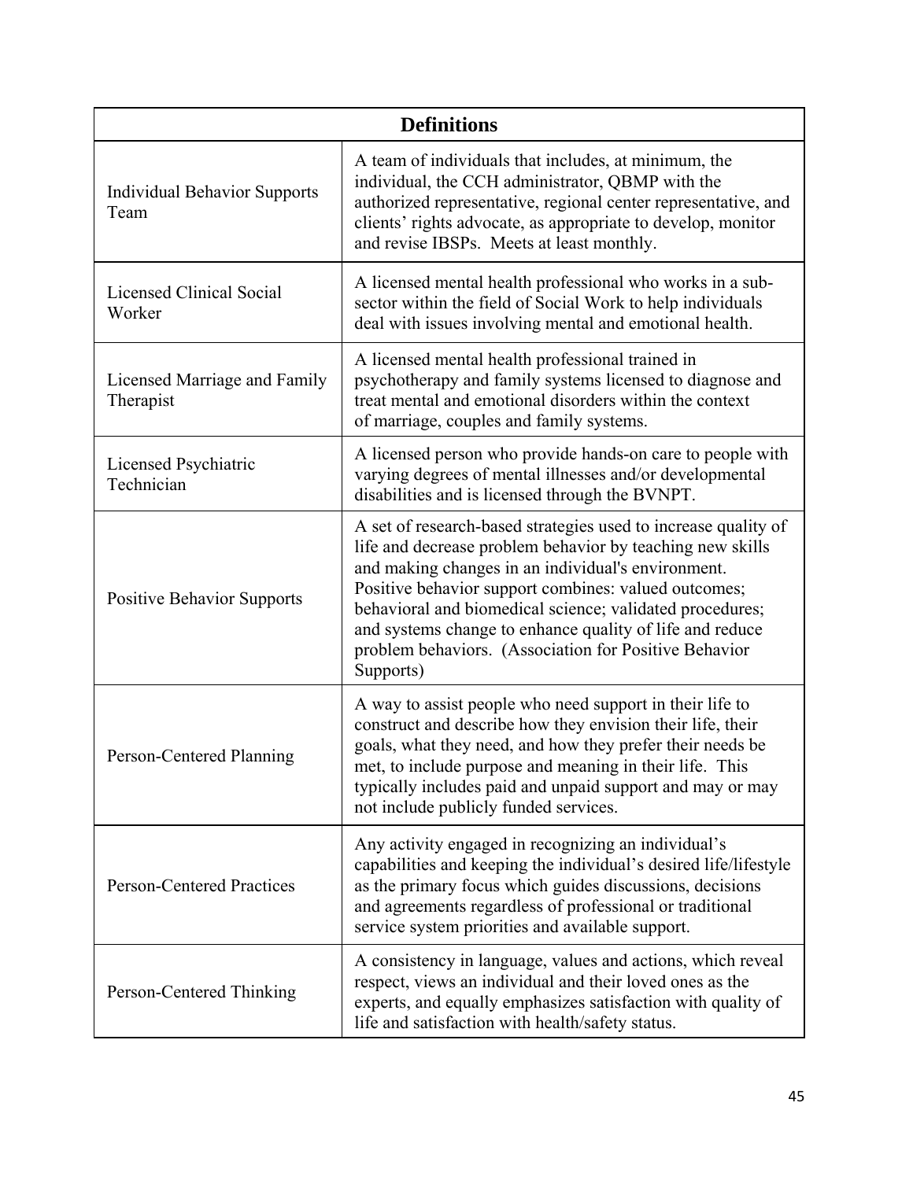| Definitions | |
|---|---|
| Individual Behavior Supports Team | A team of individuals that includes, at minimum, the individual, the CCH administrator, QBMP with the authorized representative, regional center representative, and clients' rights advocate, as appropriate to develop, monitor and revise IBSPs. Meets at least monthly. |
| Licensed Clinical Social Worker | A licensed mental health professional who works in a sub-sector within the field of Social Work to help individuals deal with issues involving mental and emotional health. |
| Licensed Marriage and Family Therapist | A licensed mental health professional trained in psychotherapy and family systems licensed to diagnose and treat mental and emotional disorders within the context of marriage, couples and family systems. |
| Licensed Psychiatric Technician | A licensed person who provide hands-on care to people with varying degrees of mental illnesses and/or developmental disabilities and is licensed through the BVNPT. |
| Positive Behavior Supports | A set of research-based strategies used to increase quality of life and decrease problem behavior by teaching new skills and making changes in an individual's environment. Positive behavior support combines: valued outcomes; behavioral and biomedical science; validated procedures; and systems change to enhance quality of life and reduce problem behaviors. (Association for Positive Behavior Supports) |
| Person-Centered Planning | A way to assist people who need support in their life to construct and describe how they envision their life, their goals, what they need, and how they prefer their needs be met, to include purpose and meaning in their life. This typically includes paid and unpaid support and may or may not include publicly funded services. |
| Person-Centered Practices | Any activity engaged in recognizing an individual's capabilities and keeping the individual's desired life/lifestyle as the primary focus which guides discussions, decisions and agreements regardless of professional or traditional service system priorities and available support. |
| Person-Centered Thinking | A consistency in language, values and actions, which reveal respect, views an individual and their loved ones as the experts, and equally emphasizes satisfaction with quality of life and satisfaction with health/safety status. |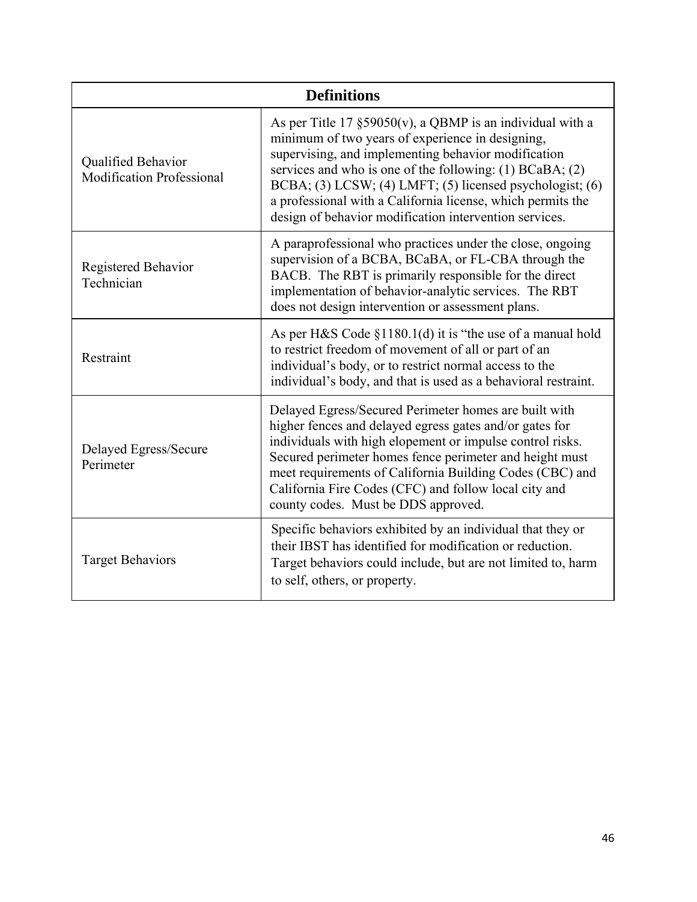| Definitions | |
|---|---|
| Qualified Behavior Modification Professional | As per Title 17 §59050(v), a QBMP is an individual with a minimum of two years of experience in designing, supervising, and implementing behavior modification services and who is one of the following: (1) BCaBA; (2) BCBA; (3) LCSW; (4) LMFT; (5) licensed psychologist; (6) a professional with a California license, which permits the design of behavior modification intervention services. |
| Registered Behavior Technician | A paraprofessional who practices under the close, ongoing supervision of a BCBA, BCaBA, or FL-CBA through the BACB. The RBT is primarily responsible for the direct implementation of behavior-analytic services. The RBT does not design intervention or assessment plans. |
| Restraint | As per H&S Code §1180.1(d) it is "the use of a manual hold to restrict freedom of movement of all or part of an individual's body, or to restrict normal access to the individual's body, and that is used as a behavioral restraint. |
| Delayed Egress/Secure Perimeter | Delayed Egress/Secured Perimeter homes are built with higher fences and delayed egress gates and/or gates for individuals with high elopement or impulse control risks. Secured perimeter homes fence perimeter and height must meet requirements of California Building Codes (CBC) and California Fire Codes (CFC) and follow local city and county codes. Must be DDS approved. |
| Target Behaviors | Specific behaviors exhibited by an individual that they or their IBST has identified for modification or reduction. Target behaviors could include, but are not limited to, harm to self, others, or property. |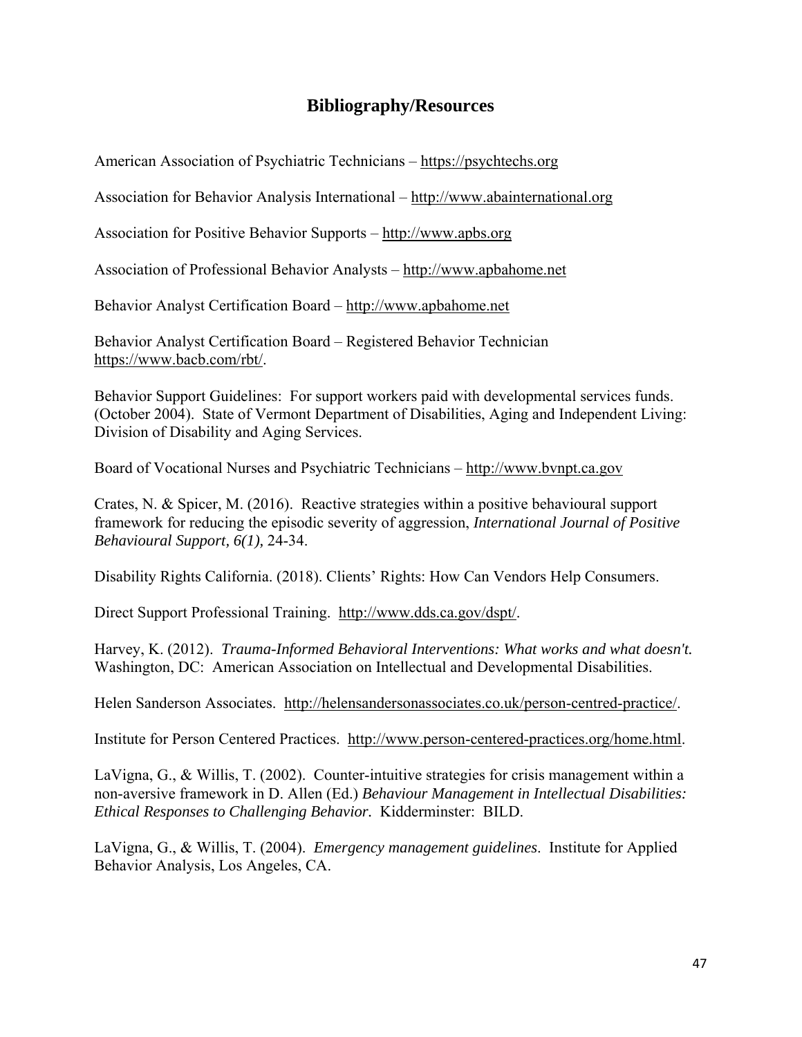# Bibliography/Resources

American Association of Psychiatric Technicians – https://psychtechs.org

Association for Behavior Analysis International – http://www.abainternational.org

Association for Positive Behavior Supports – http://www.apbs.org

Association of Professional Behavior Analysts – http://www.apbahome.net

Behavior Analyst Certification Board – http://www.apbahome.net

Behavior Analyst Certification Board – Registered Behavior Technician https://www.bacb.com/rbt/.

Behavior Support Guidelines: For support workers paid with developmental services funds. (October 2004). State of Vermont Department of Disabilities, Aging and Independent Living: Division of Disability and Aging Services.

Board of Vocational Nurses and Psychiatric Technicians – http://www.bvnpt.ca.gov

Crates, N. & Spicer, M. (2016). Reactive strategies within a positive behavioural support framework for reducing the episodic severity of aggression, *International Journal of Positive Behavioural Support, 6(1),* 24-34.

Disability Rights California. (2018). Clients' Rights: How Can Vendors Help Consumers.

Direct Support Professional Training. http://www.dds.ca.gov/dspt/.

Harvey, K. (2012). *Trauma-Informed Behavioral Interventions: What works and what doesn't.* Washington, DC: American Association on Intellectual and Developmental Disabilities.

Helen Sanderson Associates. http://helensandersonassociates.co.uk/person-centred-practice/.

Institute for Person Centered Practices. http://www.person-centered-practices.org/home.html.

LaVigna, G., & Willis, T. (2002). Counter-intuitive strategies for crisis management within a non-aversive framework in D. Allen (Ed.) *Behaviour Management in Intellectual Disabilities: Ethical Responses to Challenging Behavior.* Kidderminster: BILD.

LaVigna, G., & Willis, T. (2004). *Emergency management guidelines*. Institute for Applied Behavior Analysis, Los Angeles, CA.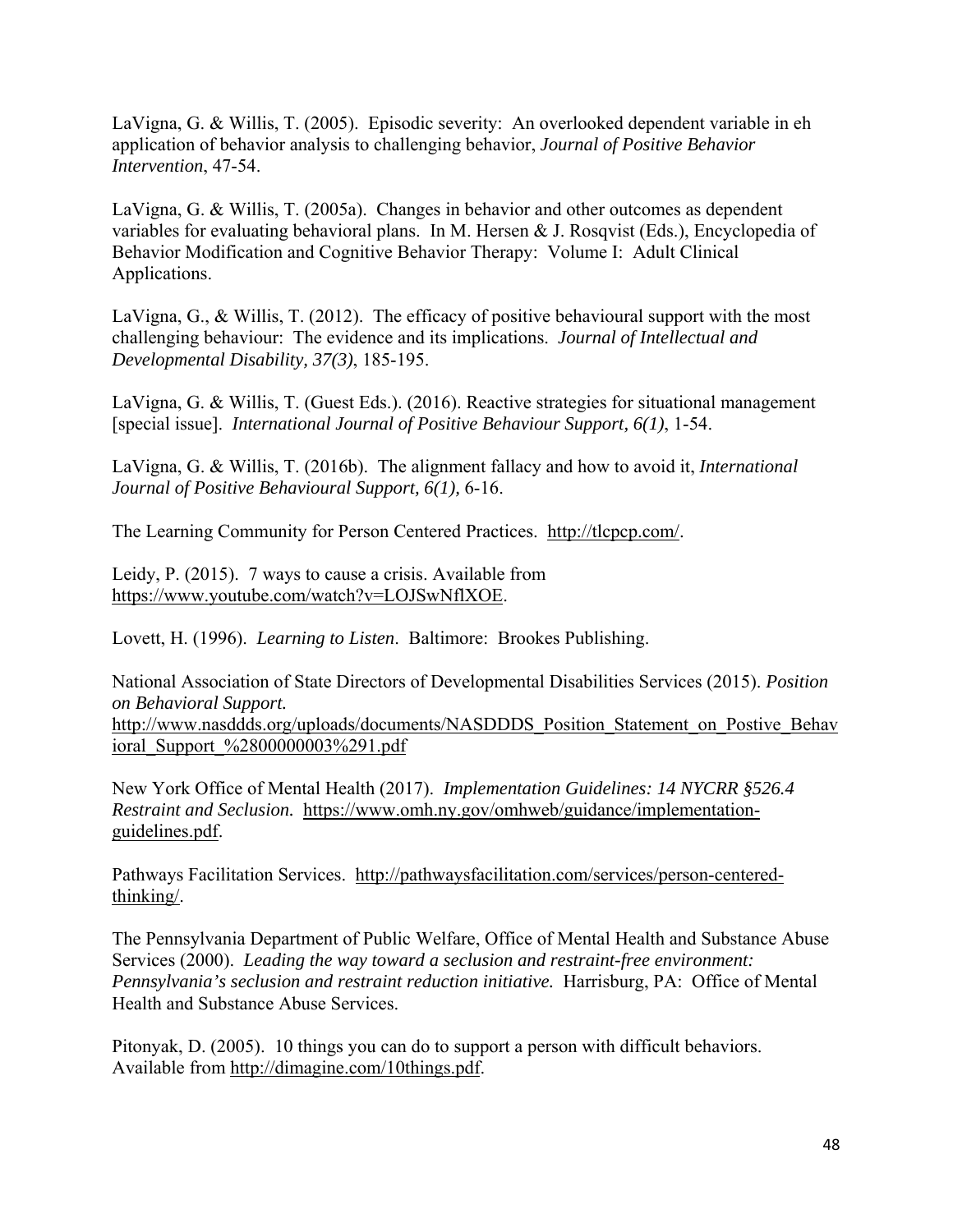LaVigna, G. & Willis, T. (2005). Episodic severity: An overlooked dependent variable in eh application of behavior analysis to challenging behavior, *Journal of Positive Behavior Intervention*, 47-54.

LaVigna, G. & Willis, T. (2005a). Changes in behavior and other outcomes as dependent variables for evaluating behavioral plans. In M. Hersen & J. Rosqvist (Eds.), Encyclopedia of Behavior Modification and Cognitive Behavior Therapy: Volume I: Adult Clinical Applications.

LaVigna, G., & Willis, T. (2012). The efficacy of positive behavioural support with the most challenging behaviour: The evidence and its implications. *Journal of Intellectual and Developmental Disability, 37(3)*, 185-195.

LaVigna, G. & Willis, T. (Guest Eds.). (2016). Reactive strategies for situational management [special issue]. *International Journal of Positive Behaviour Support, 6(1)*, 1-54.

LaVigna, G. & Willis, T. (2016b). The alignment fallacy and how to avoid it, *International Journal of Positive Behavioural Support, 6(1),* 6-16.

The Learning Community for Person Centered Practices. http://tlcpcp.com/.

Leidy, P. (2015). 7 ways to cause a crisis. Available from https://www.youtube.com/watch?v=LOJSwNflXOE.

Lovett, H. (1996). *Learning to Listen*. Baltimore: Brookes Publishing.

National Association of State Directors of Developmental Disabilities Services (2015). *Position on Behavioral Support.* http://www.nasddds.org/uploads/documents/NASDDDS_Position_Statement_on_Postive_Behavioral_Support_%2800000003%291.pdf

New York Office of Mental Health (2017). *Implementation Guidelines: 14 NYCRR §526.4 Restraint and Seclusion.* https://www.omh.ny.gov/omhweb/guidance/implementation-guidelines.pdf.

Pathways Facilitation Services. http://pathwaysfacilitation.com/services/person-centered-thinking/.

The Pennsylvania Department of Public Welfare, Office of Mental Health and Substance Abuse Services (2000). *Leading the way toward a seclusion and restraint-free environment: Pennsylvania's seclusion and restraint reduction initiative.* Harrisburg, PA: Office of Mental Health and Substance Abuse Services.

Pitonyak, D. (2005). 10 things you can do to support a person with difficult behaviors. Available from http://dimagine.com/10things.pdf.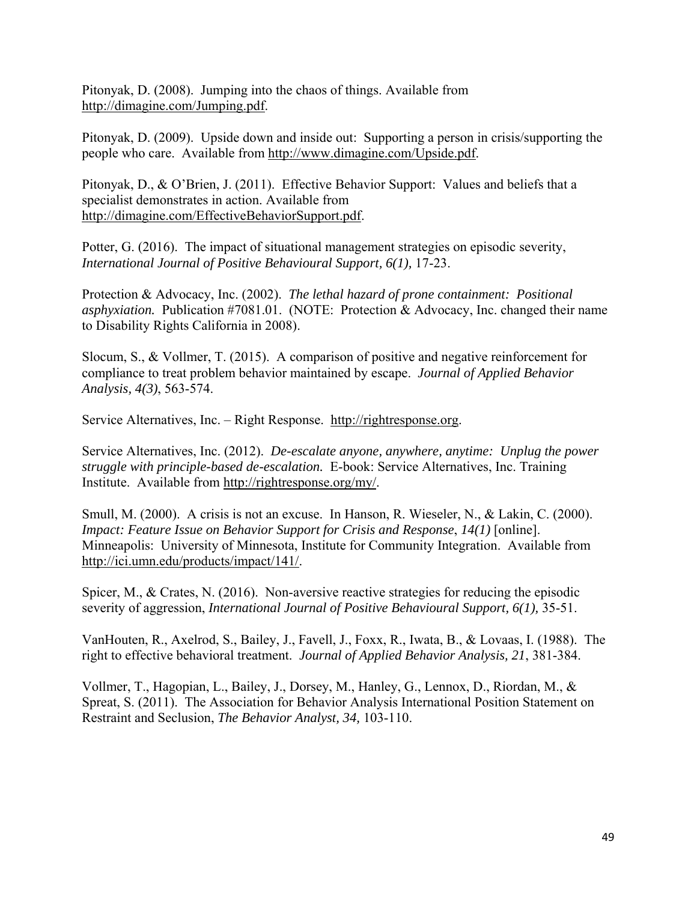Pitonyak, D. (2008). Jumping into the chaos of things. Available from http://dimagine.com/Jumping.pdf.

Pitonyak, D. (2009). Upside down and inside out: Supporting a person in crisis/supporting the people who care. Available from http://www.dimagine.com/Upside.pdf.

Pitonyak, D., & O'Brien, J. (2011). Effective Behavior Support: Values and beliefs that a specialist demonstrates in action. Available from http://dimagine.com/EffectiveBehaviorSupport.pdf.

Potter, G. (2016). The impact of situational management strategies on episodic severity, *International Journal of Positive Behavioural Support, 6(1),* 17-23.

Protection & Advocacy, Inc. (2002). *The lethal hazard of prone containment: Positional asphyxiation.* Publication #7081.01. (NOTE: Protection & Advocacy, Inc. changed their name to Disability Rights California in 2008).

Slocum, S., & Vollmer, T. (2015). A comparison of positive and negative reinforcement for compliance to treat problem behavior maintained by escape. *Journal of Applied Behavior Analysis, 4(3)*, 563-574.

Service Alternatives, Inc. – Right Response. http://rightresponse.org.

Service Alternatives, Inc. (2012). *De-escalate anyone, anywhere, anytime: Unplug the power struggle with principle-based de-escalation.* E-book: Service Alternatives, Inc. Training Institute. Available from http://rightresponse.org/my/.

Smull, M. (2000). A crisis is not an excuse. In Hanson, R. Wieseler, N., & Lakin, C. (2000). *Impact: Feature Issue on Behavior Support for Crisis and Response*, *14(1)* [online]. Minneapolis: University of Minnesota, Institute for Community Integration. Available from http://ici.umn.edu/products/impact/141/.

Spicer, M., & Crates, N. (2016). Non-aversive reactive strategies for reducing the episodic severity of aggression, *International Journal of Positive Behavioural Support, 6(1),* 35-51.

VanHouten, R., Axelrod, S., Bailey, J., Favell, J., Foxx, R., Iwata, B., & Lovaas, I. (1988). The right to effective behavioral treatment. *Journal of Applied Behavior Analysis, 21*, 381-384.

Vollmer, T., Hagopian, L., Bailey, J., Dorsey, M., Hanley, G., Lennox, D., Riordan, M., & Spreat, S. (2011). The Association for Behavior Analysis International Position Statement on Restraint and Seclusion, *The Behavior Analyst, 34,* 103-110.